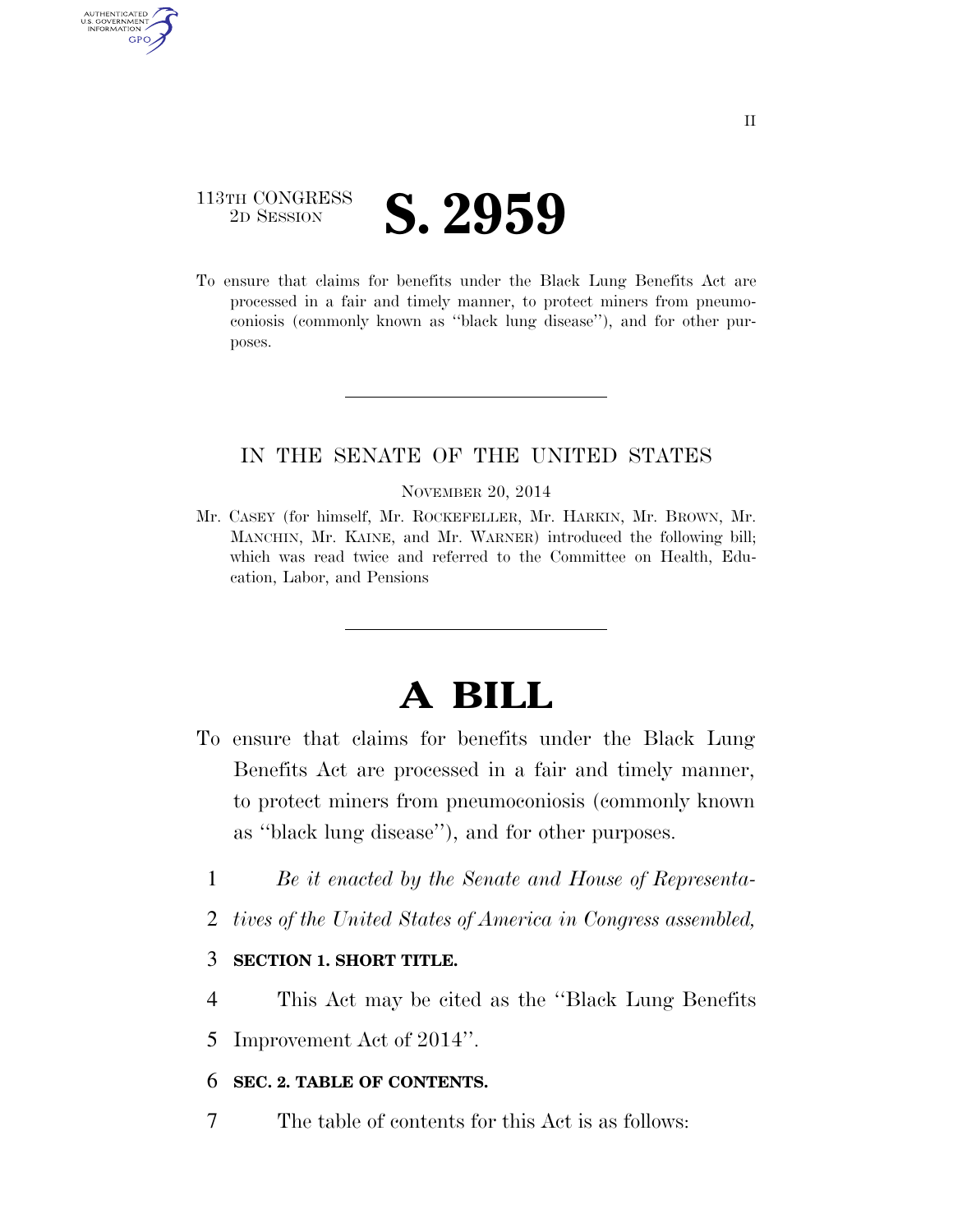113TH CONGRESS
2D SESSION

# S. 2959

To ensure that claims for benefits under the Black Lung Benefits Act are processed in a fair and timely manner, to protect miners from pneumoconiosis (commonly known as "black lung disease"), and for other purposes.

---

IN THE SENATE OF THE UNITED STATES

NOVEMBER 20, 2014

Mr. CASEY (for himself, Mr. ROCKEFELLER, Mr. HARKIN, Mr. BROWN, Mr. MANCHIN, Mr. KAINE, and Mr. WARNER) introduced the following bill; which was read twice and referred to the Committee on Health, Education, Labor, and Pensions

---

# A BILL

To ensure that claims for benefits under the Black Lung Benefits Act are processed in a fair and timely manner, to protect miners from pneumoconiosis (commonly known as "black lung disease"), and for other purposes.

1 *Be it enacted by the Senate and House of Representa-*
2 *tives of the United States of America in Congress assembled,*

3 **SECTION 1. SHORT TITLE.**

4 This Act may be cited as the "Black Lung Benefits
5 Improvement Act of 2014".

6 **SEC. 2. TABLE OF CONTENTS.**

7 The table of contents for this Act is as follows: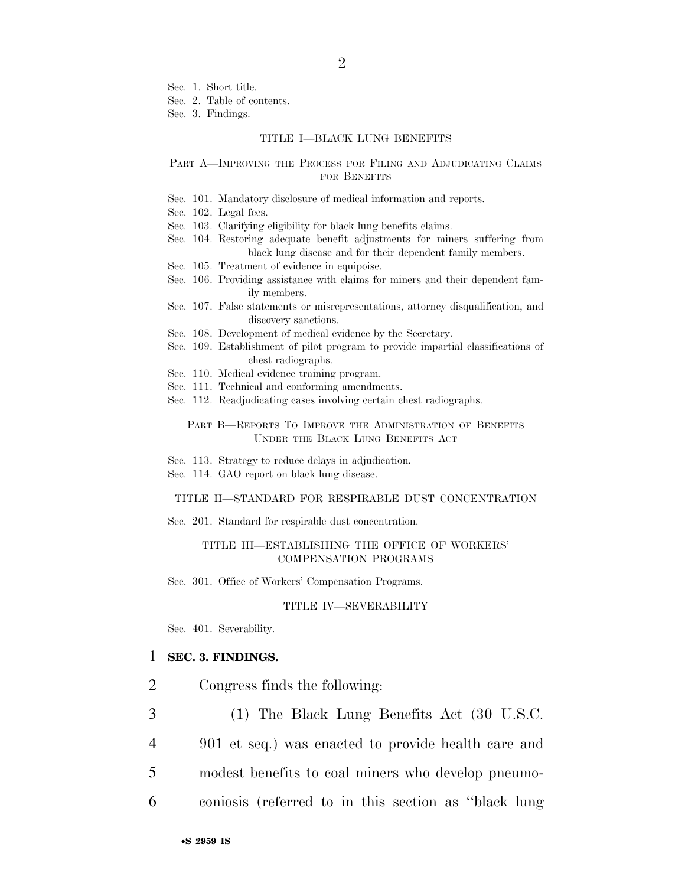Sec. 1. Short title.
Sec. 2. Table of contents.
Sec. 3. Findings.

TITLE I—BLACK LUNG BENEFITS

PART A—IMPROVING THE PROCESS FOR FILING AND ADJUDICATING CLAIMS FOR BENEFITS

Sec. 101. Mandatory disclosure of medical information and reports.
Sec. 102. Legal fees.
Sec. 103. Clarifying eligibility for black lung benefits claims.
Sec. 104. Restoring adequate benefit adjustments for miners suffering from black lung disease and for their dependent family members.
Sec. 105. Treatment of evidence in equipoise.
Sec. 106. Providing assistance with claims for miners and their dependent family members.
Sec. 107. False statements or misrepresentations, attorney disqualification, and discovery sanctions.
Sec. 108. Development of medical evidence by the Secretary.
Sec. 109. Establishment of pilot program to provide impartial classifications of chest radiographs.
Sec. 110. Medical evidence training program.
Sec. 111. Technical and conforming amendments.
Sec. 112. Readjudicating cases involving certain chest radiographs.

PART B—REPORTS TO IMPROVE THE ADMINISTRATION OF BENEFITS UNDER THE BLACK LUNG BENEFITS ACT

Sec. 113. Strategy to reduce delays in adjudication.
Sec. 114. GAO report on black lung disease.

TITLE II—STANDARD FOR RESPIRABLE DUST CONCENTRATION

Sec. 201. Standard for respirable dust concentration.

TITLE III—ESTABLISHING THE OFFICE OF WORKERS' COMPENSATION PROGRAMS

Sec. 301. Office of Workers' Compensation Programs.

TITLE IV—SEVERABILITY

Sec. 401. Severability.

1 **SEC. 3. FINDINGS.**

2 Congress finds the following:

3 (1) The Black Lung Benefits Act (30 U.S.C.
4 901 et seq.) was enacted to provide health care and
5 modest benefits to coal miners who develop pneumo-
6 coniosis (referred to in this section as ''black lung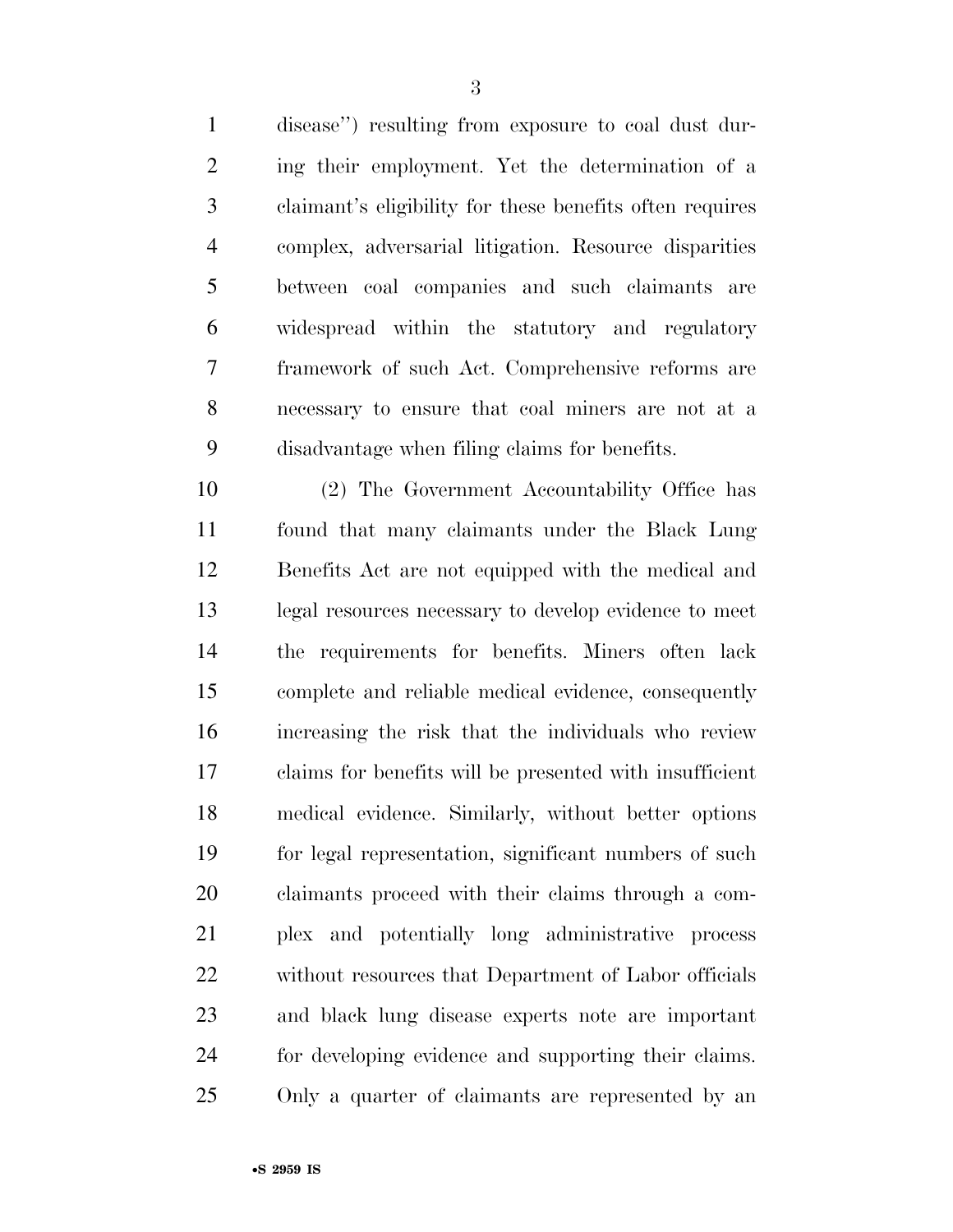disease'') resulting from exposure to coal dust during their employment. Yet the determination of a claimant's eligibility for these benefits often requires complex, adversarial litigation. Resource disparities between coal companies and such claimants are widespread within the statutory and regulatory framework of such Act. Comprehensive reforms are necessary to ensure that coal miners are not at a disadvantage when filing claims for benefits.

(2) The Government Accountability Office has found that many claimants under the Black Lung Benefits Act are not equipped with the medical and legal resources necessary to develop evidence to meet the requirements for benefits. Miners often lack complete and reliable medical evidence, consequently increasing the risk that the individuals who review claims for benefits will be presented with insufficient medical evidence. Similarly, without better options for legal representation, significant numbers of such claimants proceed with their claims through a complex and potentially long administrative process without resources that Department of Labor officials and black lung disease experts note are important for developing evidence and supporting their claims. Only a quarter of claimants are represented by an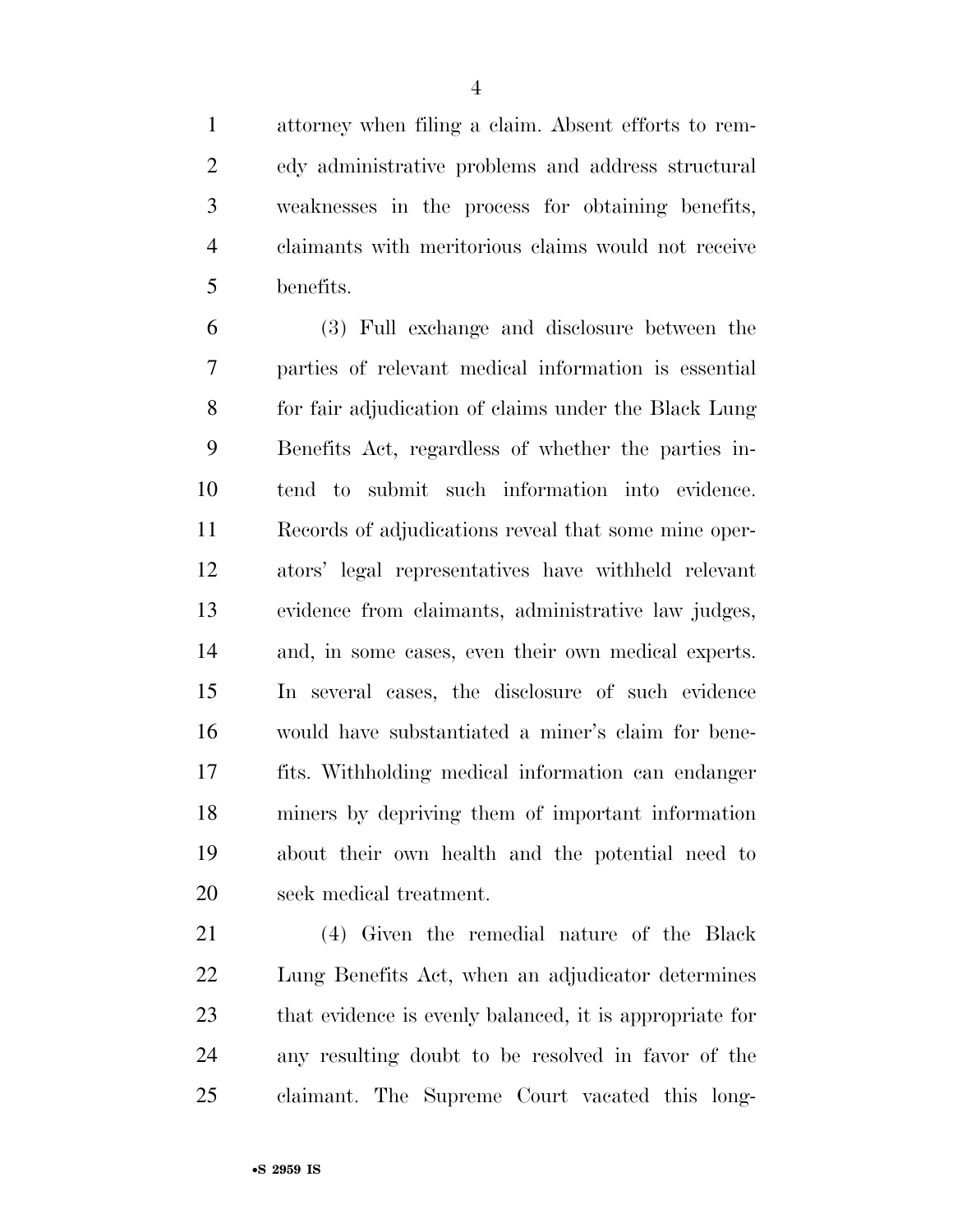attorney when filing a claim. Absent efforts to remedy administrative problems and address structural weaknesses in the process for obtaining benefits, claimants with meritorious claims would not receive benefits.

(3) Full exchange and disclosure between the parties of relevant medical information is essential for fair adjudication of claims under the Black Lung Benefits Act, regardless of whether the parties intend to submit such information into evidence. Records of adjudications reveal that some mine operators' legal representatives have withheld relevant evidence from claimants, administrative law judges, and, in some cases, even their own medical experts. In several cases, the disclosure of such evidence would have substantiated a miner's claim for benefits. Withholding medical information can endanger miners by depriving them of important information about their own health and the potential need to seek medical treatment.

(4) Given the remedial nature of the Black Lung Benefits Act, when an adjudicator determines that evidence is evenly balanced, it is appropriate for any resulting doubt to be resolved in favor of the claimant. The Supreme Court vacated this long-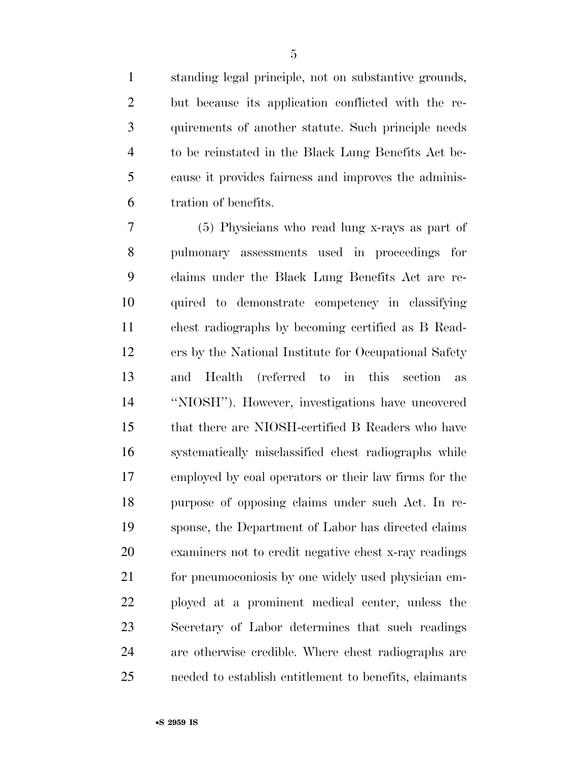standing legal principle, not on substantive grounds, but because its application conflicted with the requirements of another statute. Such principle needs to be reinstated in the Black Lung Benefits Act because it provides fairness and improves the administration of benefits.

(5) Physicians who read lung x-rays as part of pulmonary assessments used in proceedings for claims under the Black Lung Benefits Act are required to demonstrate competency in classifying chest radiographs by becoming certified as B Readers by the National Institute for Occupational Safety and Health (referred to in this section as ''NIOSH''). However, investigations have uncovered that there are NIOSH-certified B Readers who have systematically misclassified chest radiographs while employed by coal operators or their law firms for the purpose of opposing claims under such Act. In response, the Department of Labor has directed claims examiners not to credit negative chest x-ray readings for pneumoconiosis by one widely used physician employed at a prominent medical center, unless the Secretary of Labor determines that such readings are otherwise credible. Where chest radiographs are needed to establish entitlement to benefits, claimants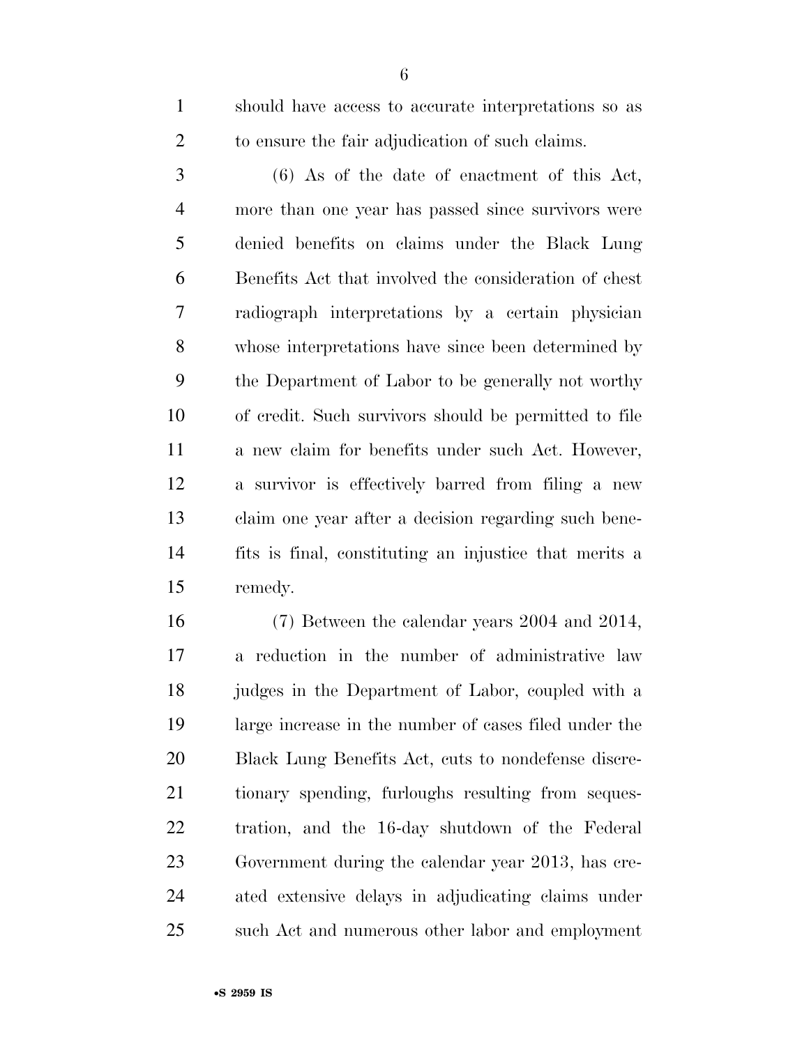should have access to accurate interpretations so as to ensure the fair adjudication of such claims.

(6) As of the date of enactment of this Act, more than one year has passed since survivors were denied benefits on claims under the Black Lung Benefits Act that involved the consideration of chest radiograph interpretations by a certain physician whose interpretations have since been determined by the Department of Labor to be generally not worthy of credit. Such survivors should be permitted to file a new claim for benefits under such Act. However, a survivor is effectively barred from filing a new claim one year after a decision regarding such benefits is final, constituting an injustice that merits a remedy.

(7) Between the calendar years 2004 and 2014, a reduction in the number of administrative law judges in the Department of Labor, coupled with a large increase in the number of cases filed under the Black Lung Benefits Act, cuts to nondefense discretionary spending, furloughs resulting from sequestration, and the 16-day shutdown of the Federal Government during the calendar year 2013, has created extensive delays in adjudicating claims under such Act and numerous other labor and employment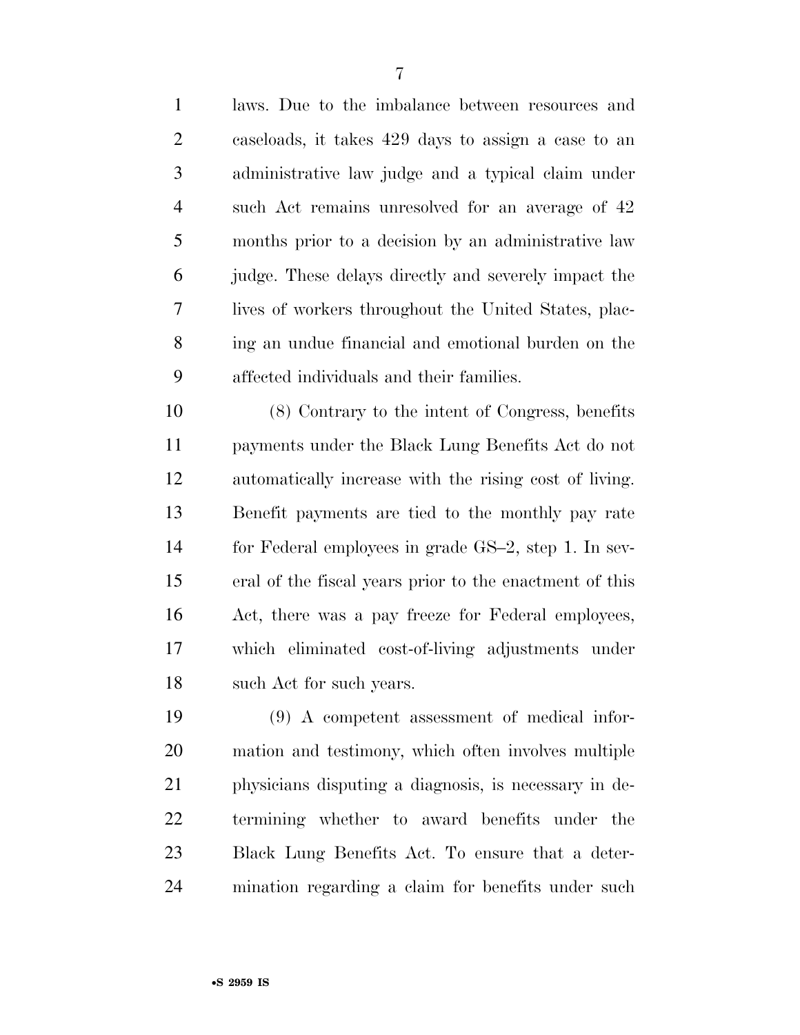laws. Due to the imbalance between resources and caseloads, it takes 429 days to assign a case to an administrative law judge and a typical claim under such Act remains unresolved for an average of 42 months prior to a decision by an administrative law judge. These delays directly and severely impact the lives of workers throughout the United States, placing an undue financial and emotional burden on the affected individuals and their families.

(8) Contrary to the intent of Congress, benefits payments under the Black Lung Benefits Act do not automatically increase with the rising cost of living. Benefit payments are tied to the monthly pay rate for Federal employees in grade GS–2, step 1. In several of the fiscal years prior to the enactment of this Act, there was a pay freeze for Federal employees, which eliminated cost-of-living adjustments under such Act for such years.

(9) A competent assessment of medical information and testimony, which often involves multiple physicians disputing a diagnosis, is necessary in determining whether to award benefits under the Black Lung Benefits Act. To ensure that a determination regarding a claim for benefits under such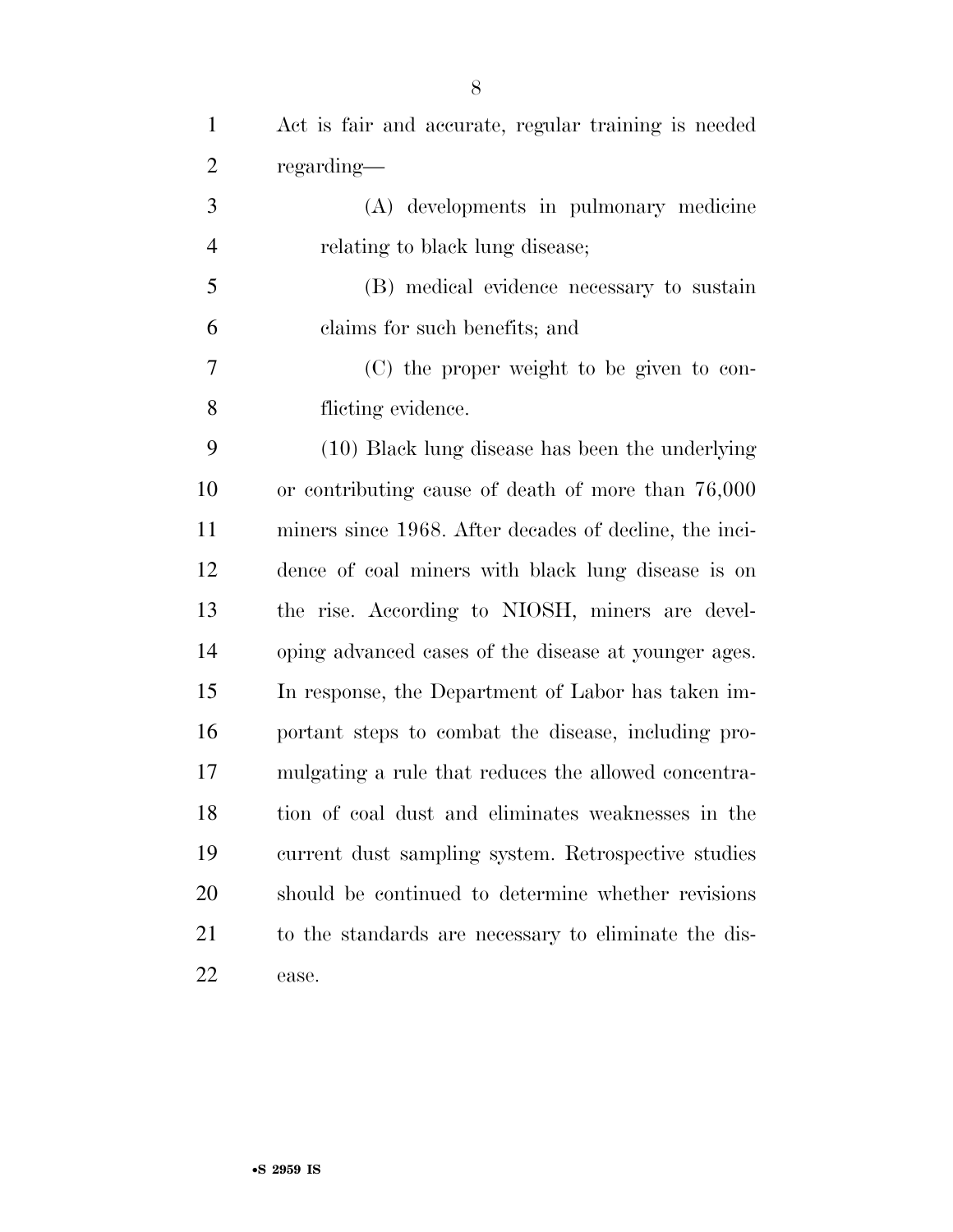Act is fair and accurate, regular training is needed regarding—

(A) developments in pulmonary medicine relating to black lung disease;

(B) medical evidence necessary to sustain claims for such benefits; and

(C) the proper weight to be given to conflicting evidence.

(10) Black lung disease has been the underlying or contributing cause of death of more than 76,000 miners since 1968. After decades of decline, the incidence of coal miners with black lung disease is on the rise. According to NIOSH, miners are developing advanced cases of the disease at younger ages. In response, the Department of Labor has taken important steps to combat the disease, including promulgating a rule that reduces the allowed concentration of coal dust and eliminates weaknesses in the current dust sampling system. Retrospective studies should be continued to determine whether revisions to the standards are necessary to eliminate the disease.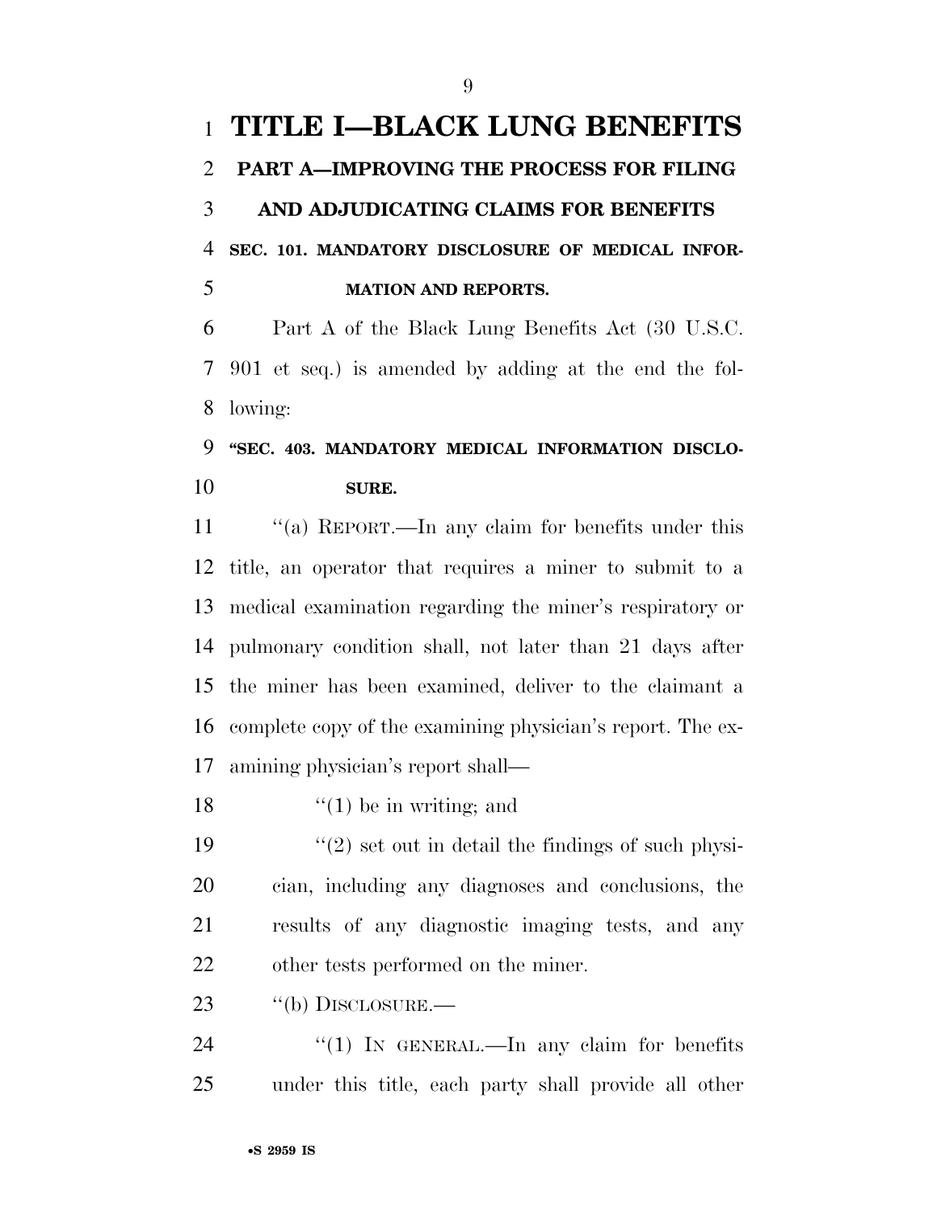# TITLE I—BLACK LUNG BENEFITS

## PART A—IMPROVING THE PROCESS FOR FILING AND ADJUDICATING CLAIMS FOR BENEFITS

### SEC. 101. MANDATORY DISCLOSURE OF MEDICAL INFORMATION AND REPORTS.

Part A of the Black Lung Benefits Act (30 U.S.C. 901 et seq.) is amended by adding at the end the following:

**"SEC. 403. MANDATORY MEDICAL INFORMATION DISCLOSURE.**

"(a) REPORT.—In any claim for benefits under this title, an operator that requires a miner to submit to a medical examination regarding the miner's respiratory or pulmonary condition shall, not later than 21 days after the miner has been examined, deliver to the claimant a complete copy of the examining physician's report. The examining physician's report shall—

"(1) be in writing; and

"(2) set out in detail the findings of such physician, including any diagnoses and conclusions, the results of any diagnostic imaging tests, and any other tests performed on the miner.

"(b) DISCLOSURE.—

"(1) IN GENERAL.—In any claim for benefits under this title, each party shall provide all other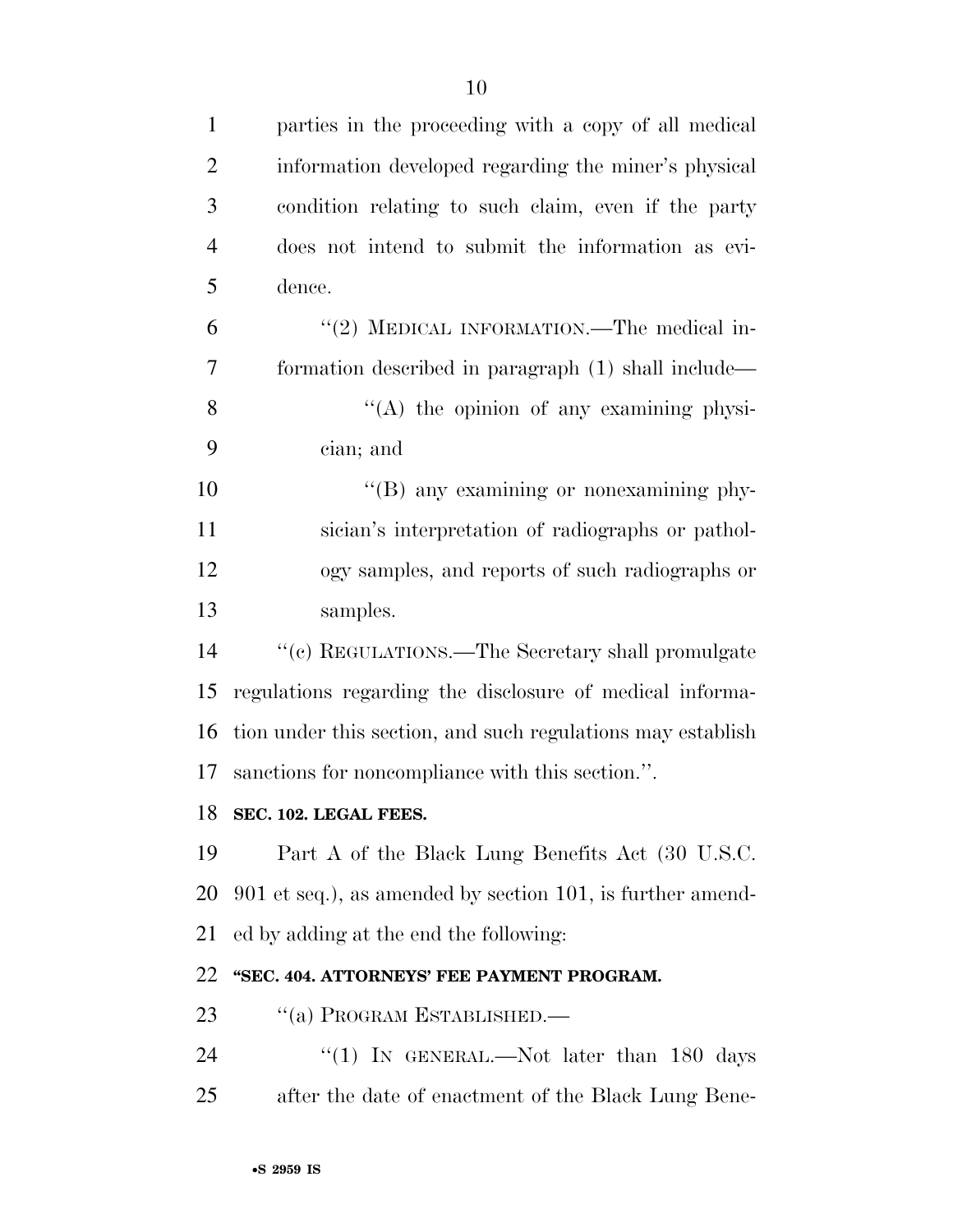parties in the proceeding with a copy of all medical information developed regarding the miner's physical condition relating to such claim, even if the party does not intend to submit the information as evidence.

"(2) MEDICAL INFORMATION.—The medical information described in paragraph (1) shall include—

"(A) the opinion of any examining physician; and

"(B) any examining or nonexamining physician's interpretation of radiographs or pathology samples, and reports of such radiographs or samples.

"(c) REGULATIONS.—The Secretary shall promulgate regulations regarding the disclosure of medical information under this section, and such regulations may establish sanctions for noncompliance with this section.".

**SEC. 102. LEGAL FEES.**

Part A of the Black Lung Benefits Act (30 U.S.C. 901 et seq.), as amended by section 101, is further amended by adding at the end the following:

**"SEC. 404. ATTORNEYS' FEE PAYMENT PROGRAM.**

"(a) PROGRAM ESTABLISHED.—

"(1) IN GENERAL.—Not later than 180 days after the date of enactment of the Black Lung Bene-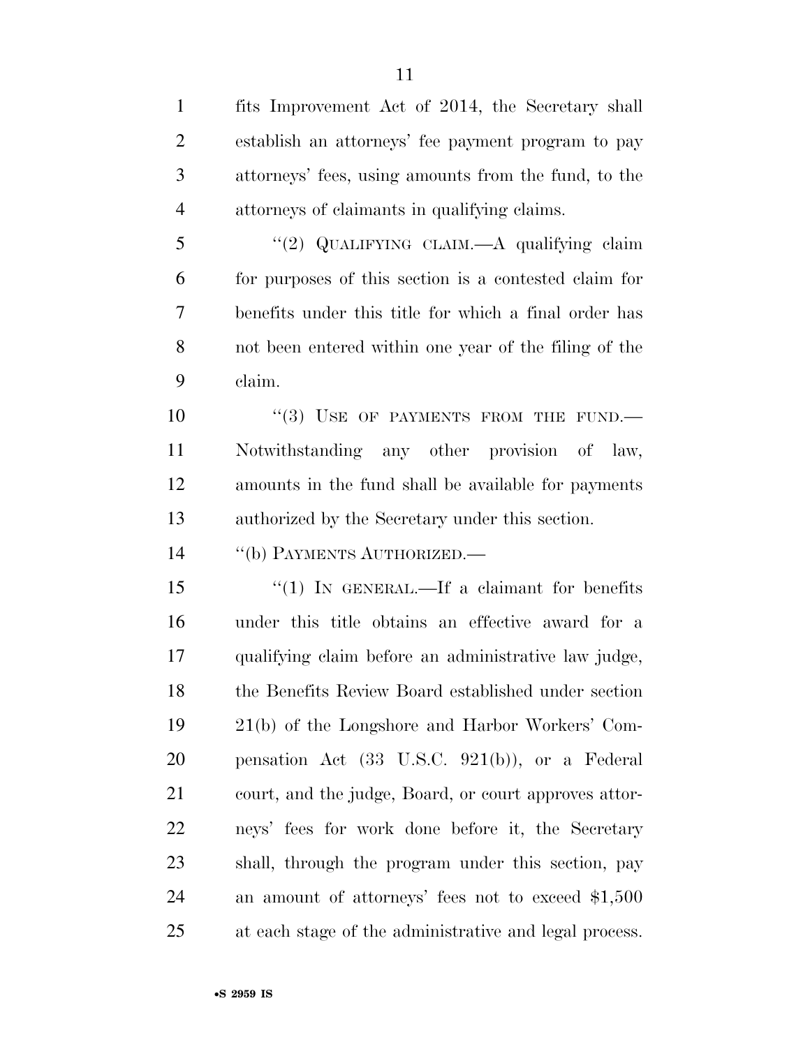fits Improvement Act of 2014, the Secretary shall establish an attorneys' fee payment program to pay attorneys' fees, using amounts from the fund, to the attorneys of claimants in qualifying claims.

"(2) QUALIFYING CLAIM.—A qualifying claim for purposes of this section is a contested claim for benefits under this title for which a final order has not been entered within one year of the filing of the claim.

"(3) USE OF PAYMENTS FROM THE FUND.— Notwithstanding any other provision of law, amounts in the fund shall be available for payments authorized by the Secretary under this section.

"(b) PAYMENTS AUTHORIZED.—

"(1) IN GENERAL.—If a claimant for benefits under this title obtains an effective award for a qualifying claim before an administrative law judge, the Benefits Review Board established under section 21(b) of the Longshore and Harbor Workers' Compensation Act (33 U.S.C. 921(b)), or a Federal court, and the judge, Board, or court approves attorneys' fees for work done before it, the Secretary shall, through the program under this section, pay an amount of attorneys' fees not to exceed $1,500 at each stage of the administrative and legal process.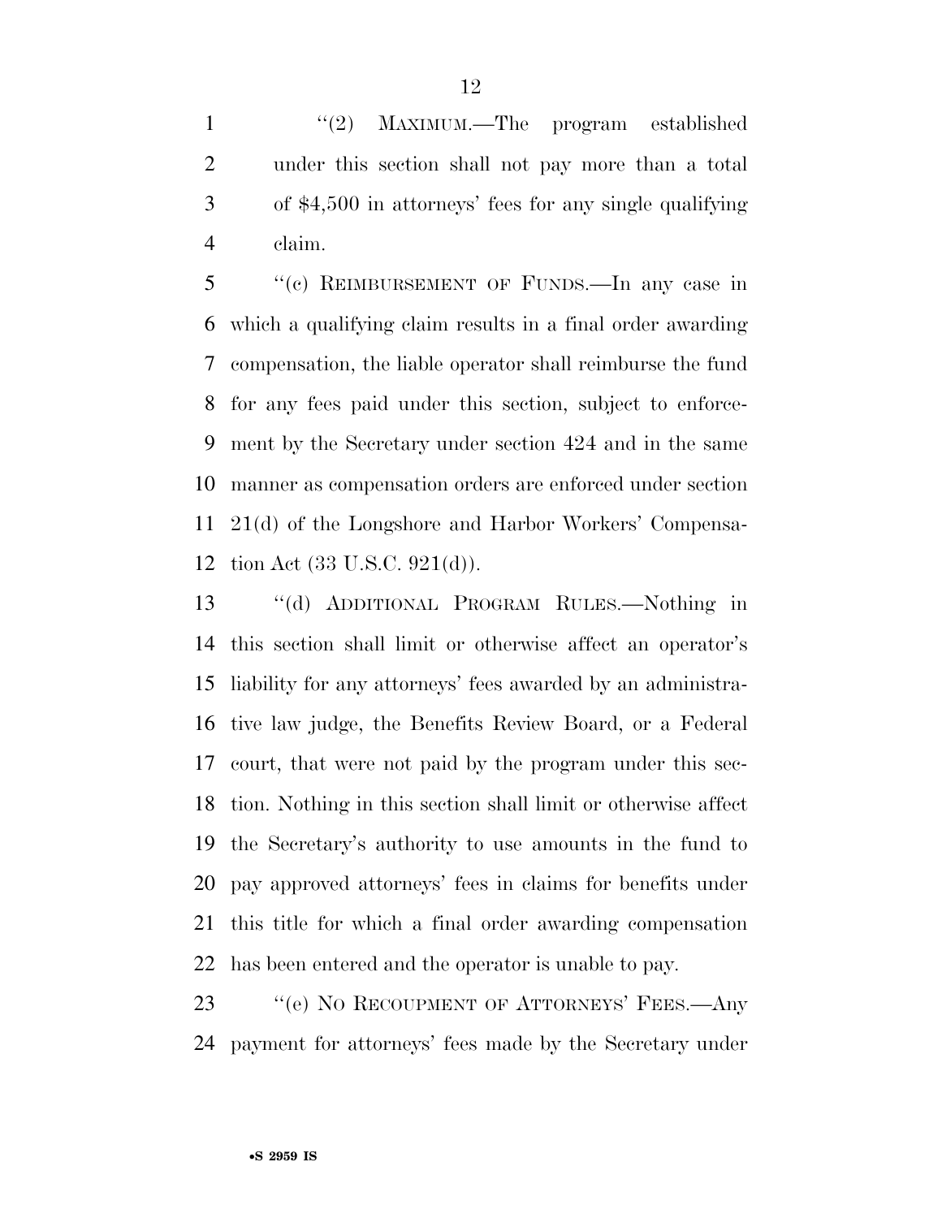"(2) MAXIMUM.—The program established under this section shall not pay more than a total of $4,500 in attorneys' fees for any single qualifying claim.

"(c) REIMBURSEMENT OF FUNDS.—In any case in which a qualifying claim results in a final order awarding compensation, the liable operator shall reimburse the fund for any fees paid under this section, subject to enforcement by the Secretary under section 424 and in the same manner as compensation orders are enforced under section 21(d) of the Longshore and Harbor Workers' Compensation Act (33 U.S.C. 921(d)).

"(d) ADDITIONAL PROGRAM RULES.—Nothing in this section shall limit or otherwise affect an operator's liability for any attorneys' fees awarded by an administrative law judge, the Benefits Review Board, or a Federal court, that were not paid by the program under this section. Nothing in this section shall limit or otherwise affect the Secretary's authority to use amounts in the fund to pay approved attorneys' fees in claims for benefits under this title for which a final order awarding compensation has been entered and the operator is unable to pay.

"(e) NO RECOUPMENT OF ATTORNEYS' FEES.—Any payment for attorneys' fees made by the Secretary under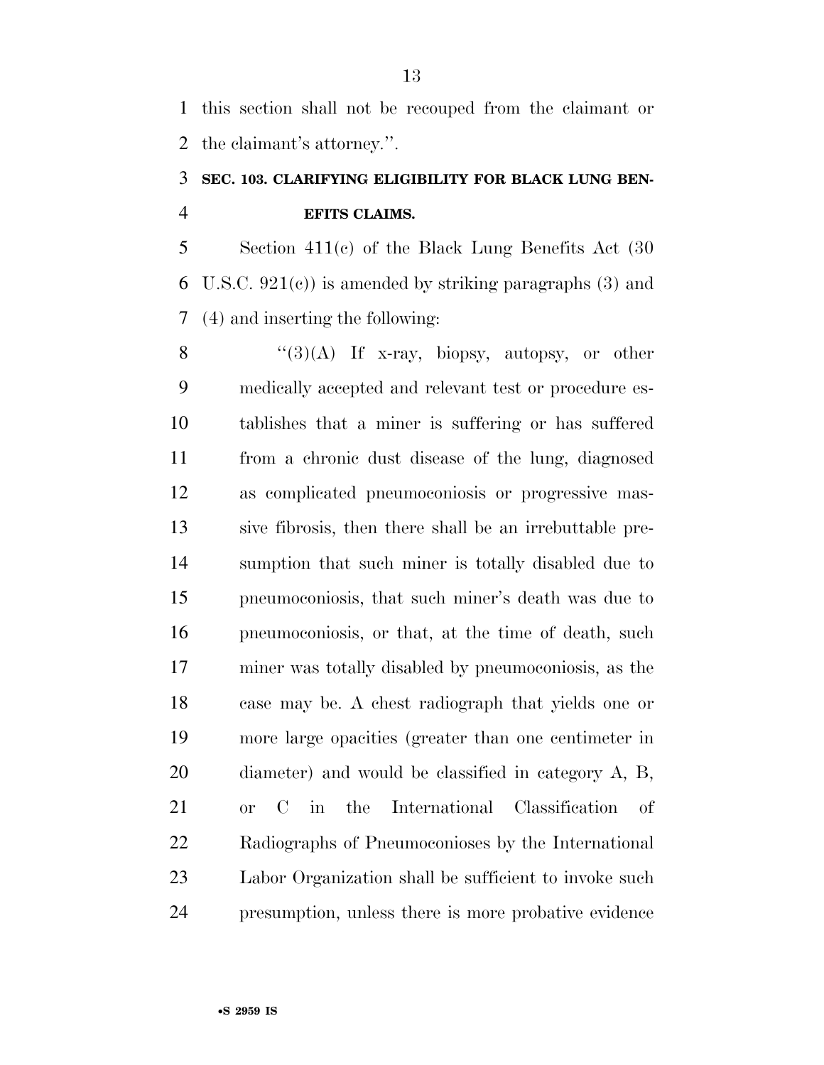this section shall not be recouped from the claimant or the claimant's attorney.''.

**SEC. 103. CLARIFYING ELIGIBILITY FOR BLACK LUNG BENEFITS CLAIMS.**

Section 411(c) of the Black Lung Benefits Act (30 U.S.C. 921(c)) is amended by striking paragraphs (3) and (4) and inserting the following:

''(3)(A) If x-ray, biopsy, autopsy, or other medically accepted and relevant test or procedure establishes that a miner is suffering or has suffered from a chronic dust disease of the lung, diagnosed as complicated pneumoconiosis or progressive massive fibrosis, then there shall be an irrebuttable presumption that such miner is totally disabled due to pneumoconiosis, that such miner's death was due to pneumoconiosis, or that, at the time of death, such miner was totally disabled by pneumoconiosis, as the case may be. A chest radiograph that yields one or more large opacities (greater than one centimeter in diameter) and would be classified in category A, B, or C in the International Classification of Radiographs of Pneumoconioses by the International Labor Organization shall be sufficient to invoke such presumption, unless there is more probative evidence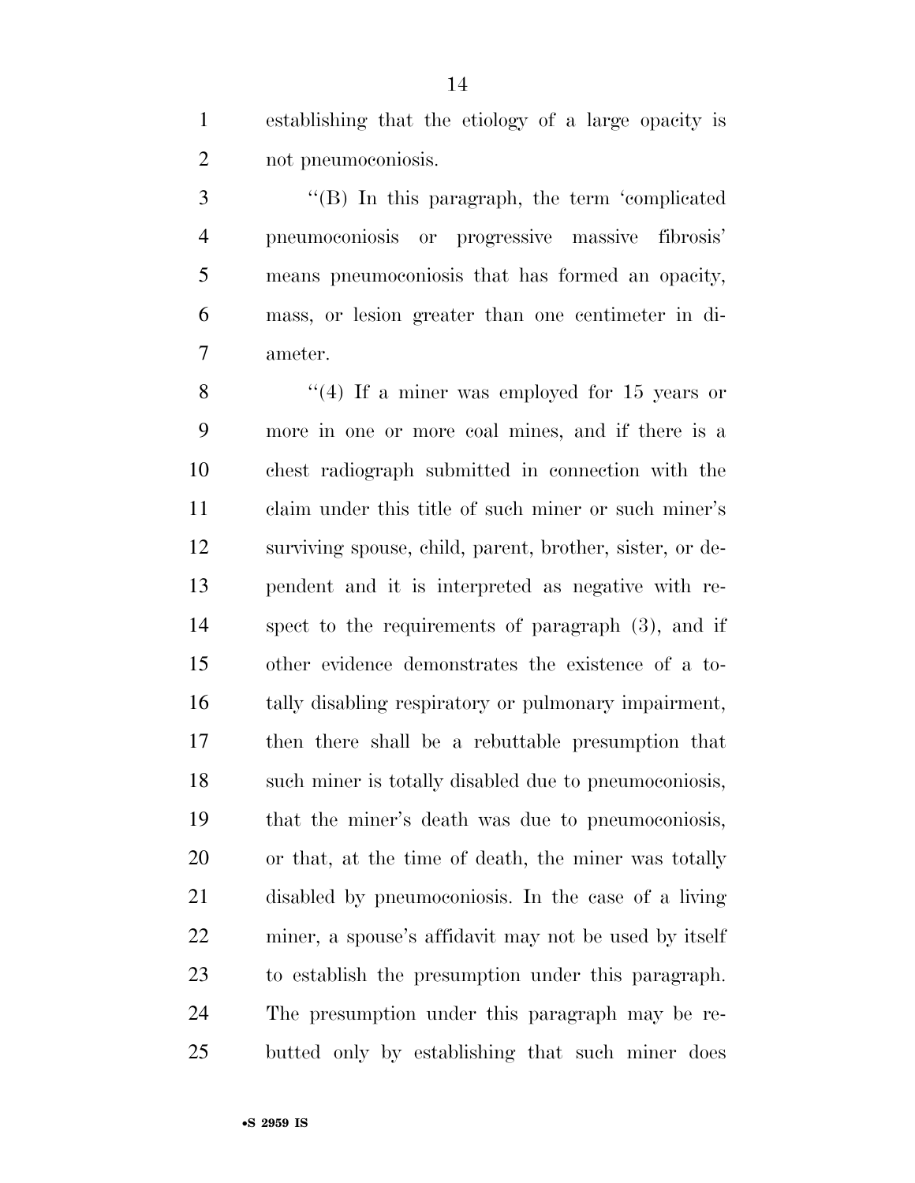establishing that the etiology of a large opacity is not pneumoconiosis.

''(B) In this paragraph, the term 'complicated pneumoconiosis or progressive massive fibrosis' means pneumoconiosis that has formed an opacity, mass, or lesion greater than one centimeter in diameter.

''(4) If a miner was employed for 15 years or more in one or more coal mines, and if there is a chest radiograph submitted in connection with the claim under this title of such miner or such miner's surviving spouse, child, parent, brother, sister, or dependent and it is interpreted as negative with respect to the requirements of paragraph (3), and if other evidence demonstrates the existence of a totally disabling respiratory or pulmonary impairment, then there shall be a rebuttable presumption that such miner is totally disabled due to pneumoconiosis, that the miner's death was due to pneumoconiosis, or that, at the time of death, the miner was totally disabled by pneumoconiosis. In the case of a living miner, a spouse's affidavit may not be used by itself to establish the presumption under this paragraph. The presumption under this paragraph may be rebutted only by establishing that such miner does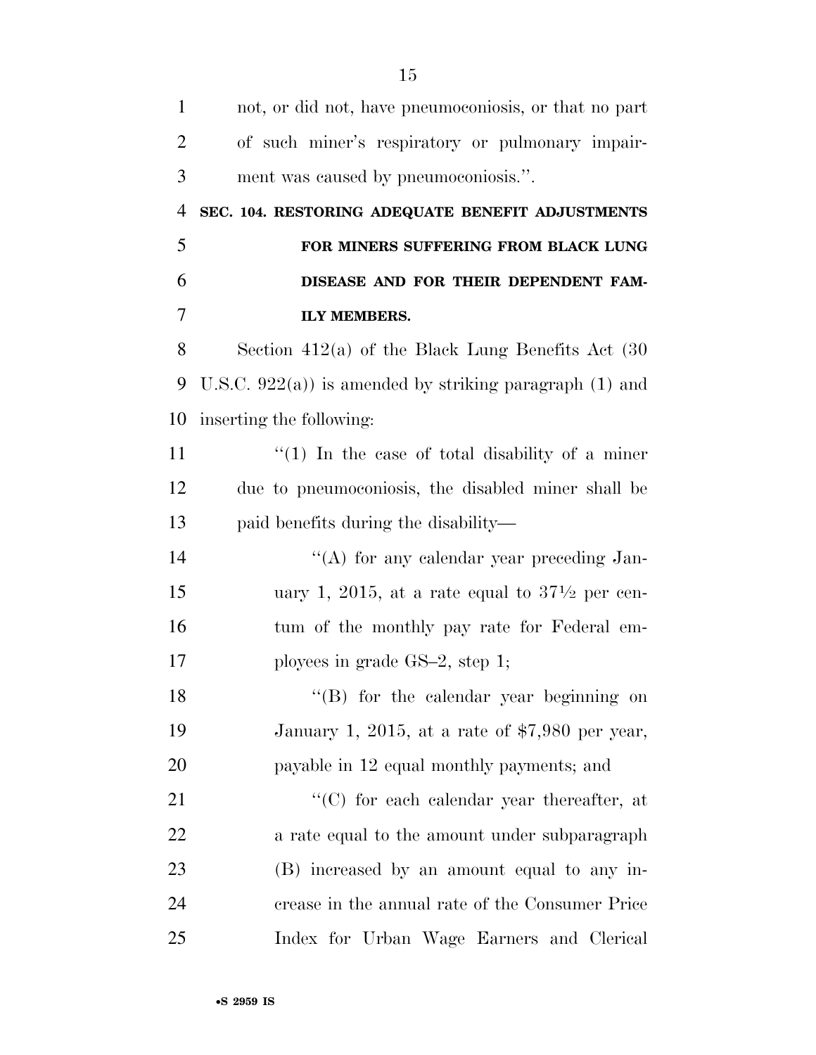not, or did not, have pneumoconiosis, or that no part of such miner's respiratory or pulmonary impairment was caused by pneumoconiosis.''.

**SEC. 104. RESTORING ADEQUATE BENEFIT ADJUSTMENTS FOR MINERS SUFFERING FROM BLACK LUNG DISEASE AND FOR THEIR DEPENDENT FAMILY MEMBERS.**

Section 412(a) of the Black Lung Benefits Act (30 U.S.C. 922(a)) is amended by striking paragraph (1) and inserting the following:

''(1) In the case of total disability of a miner due to pneumoconiosis, the disabled miner shall be paid benefits during the disability—

''(A) for any calendar year preceding January 1, 2015, at a rate equal to 37½ per centum of the monthly pay rate for Federal employees in grade GS–2, step 1;

''(B) for the calendar year beginning on January 1, 2015, at a rate of $7,980 per year, payable in 12 equal monthly payments; and

''(C) for each calendar year thereafter, at a rate equal to the amount under subparagraph (B) increased by an amount equal to any increase in the annual rate of the Consumer Price Index for Urban Wage Earners and Clerical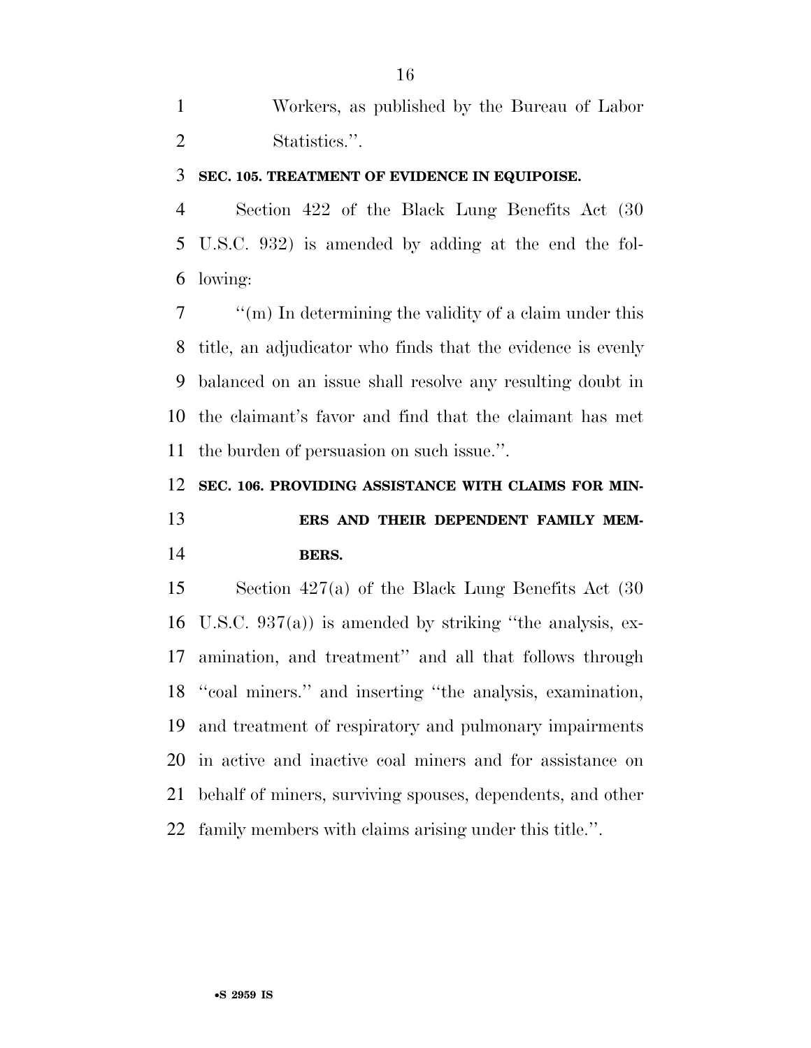Workers, as published by the Bureau of Labor Statistics.''.

**SEC. 105. TREATMENT OF EVIDENCE IN EQUIPOISE.**

Section 422 of the Black Lung Benefits Act (30 U.S.C. 932) is amended by adding at the end the following:

''(m) In determining the validity of a claim under this title, an adjudicator who finds that the evidence is evenly balanced on an issue shall resolve any resulting doubt in the claimant's favor and find that the claimant has met the burden of persuasion on such issue.''.

**SEC. 106. PROVIDING ASSISTANCE WITH CLAIMS FOR MINERS AND THEIR DEPENDENT FAMILY MEMBERS.**

Section 427(a) of the Black Lung Benefits Act (30 U.S.C. 937(a)) is amended by striking ''the analysis, examination, and treatment'' and all that follows through ''coal miners.'' and inserting ''the analysis, examination, and treatment of respiratory and pulmonary impairments in active and inactive coal miners and for assistance on behalf of miners, surviving spouses, dependents, and other family members with claims arising under this title.''.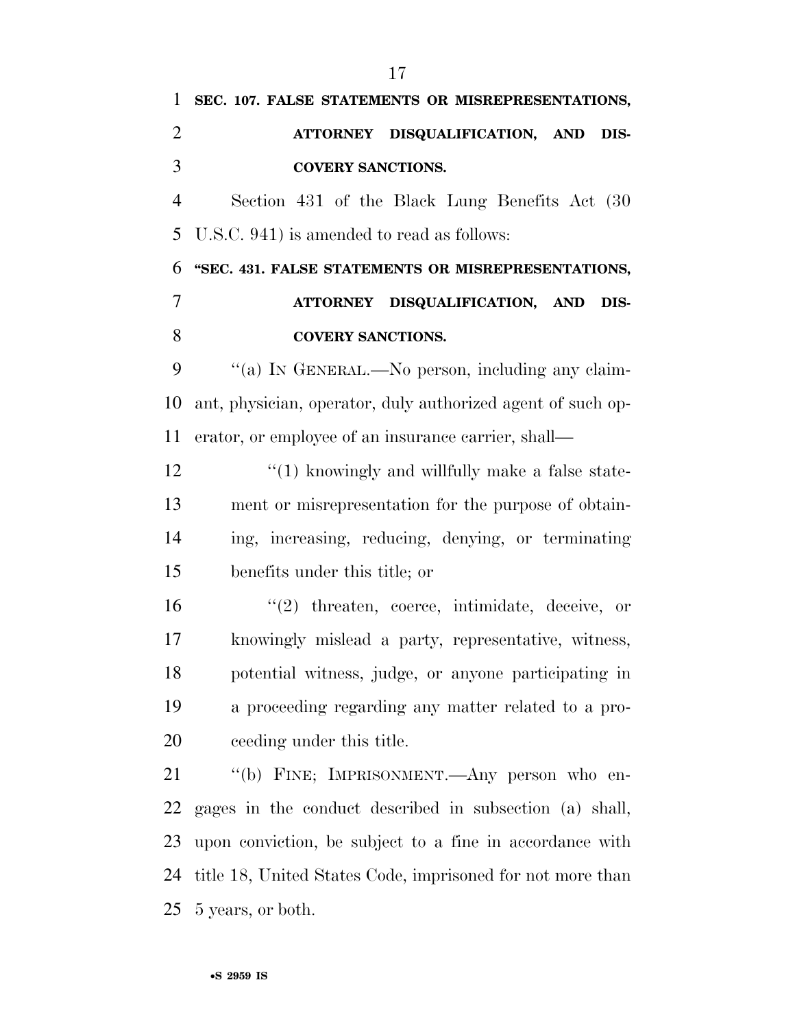**SEC. 107. FALSE STATEMENTS OR MISREPRESENTATIONS, ATTORNEY DISQUALIFICATION, AND DISCOVERY SANCTIONS.**

Section 431 of the Black Lung Benefits Act (30 U.S.C. 941) is amended to read as follows:

**"SEC. 431. FALSE STATEMENTS OR MISREPRESENTATIONS, ATTORNEY DISQUALIFICATION, AND DISCOVERY SANCTIONS.**

"(a) IN GENERAL.—No person, including any claimant, physician, operator, duly authorized agent of such operator, or employee of an insurance carrier, shall—

"(1) knowingly and willfully make a false statement or misrepresentation for the purpose of obtaining, increasing, reducing, denying, or terminating benefits under this title; or

"(2) threaten, coerce, intimidate, deceive, or knowingly mislead a party, representative, witness, potential witness, judge, or anyone participating in a proceeding regarding any matter related to a proceeding under this title.

"(b) FINE; IMPRISONMENT.—Any person who engages in the conduct described in subsection (a) shall, upon conviction, be subject to a fine in accordance with title 18, United States Code, imprisoned for not more than 5 years, or both.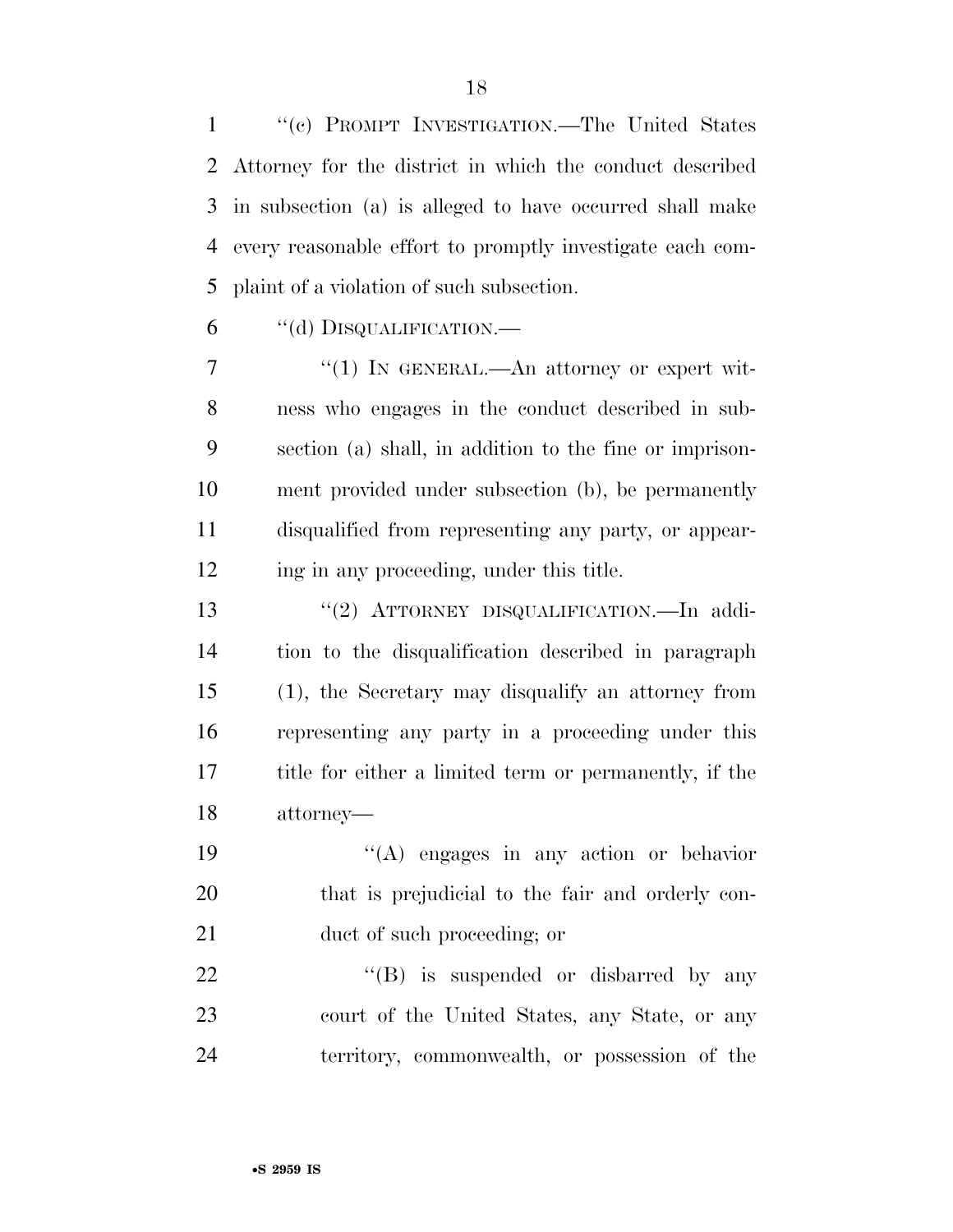"(c) PROMPT INVESTIGATION.—The United States Attorney for the district in which the conduct described in subsection (a) is alleged to have occurred shall make every reasonable effort to promptly investigate each complaint of a violation of such subsection.

"(d) DISQUALIFICATION.—

"(1) IN GENERAL.—An attorney or expert witness who engages in the conduct described in subsection (a) shall, in addition to the fine or imprisonment provided under subsection (b), be permanently disqualified from representing any party, or appearing in any proceeding, under this title.

"(2) ATTORNEY DISQUALIFICATION.—In addition to the disqualification described in paragraph (1), the Secretary may disqualify an attorney from representing any party in a proceeding under this title for either a limited term or permanently, if the attorney—

"(A) engages in any action or behavior that is prejudicial to the fair and orderly conduct of such proceeding; or

"(B) is suspended or disbarred by any court of the United States, any State, or any territory, commonwealth, or possession of the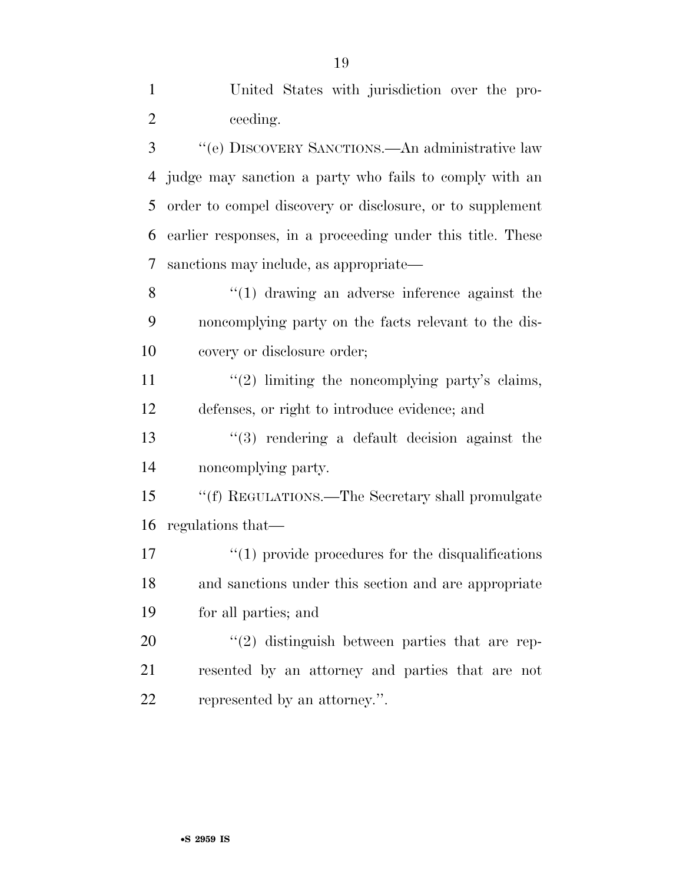United States with jurisdiction over the proceeding.

''(e) DISCOVERY SANCTIONS.—An administrative law judge may sanction a party who fails to comply with an order to compel discovery or disclosure, or to supplement earlier responses, in a proceeding under this title. These sanctions may include, as appropriate—

''(1) drawing an adverse inference against the noncomplying party on the facts relevant to the discovery or disclosure order;

''(2) limiting the noncomplying party's claims, defenses, or right to introduce evidence; and

''(3) rendering a default decision against the noncomplying party.

''(f) REGULATIONS.—The Secretary shall promulgate regulations that—

''(1) provide procedures for the disqualifications and sanctions under this section and are appropriate for all parties; and

''(2) distinguish between parties that are represented by an attorney and parties that are not represented by an attorney.''.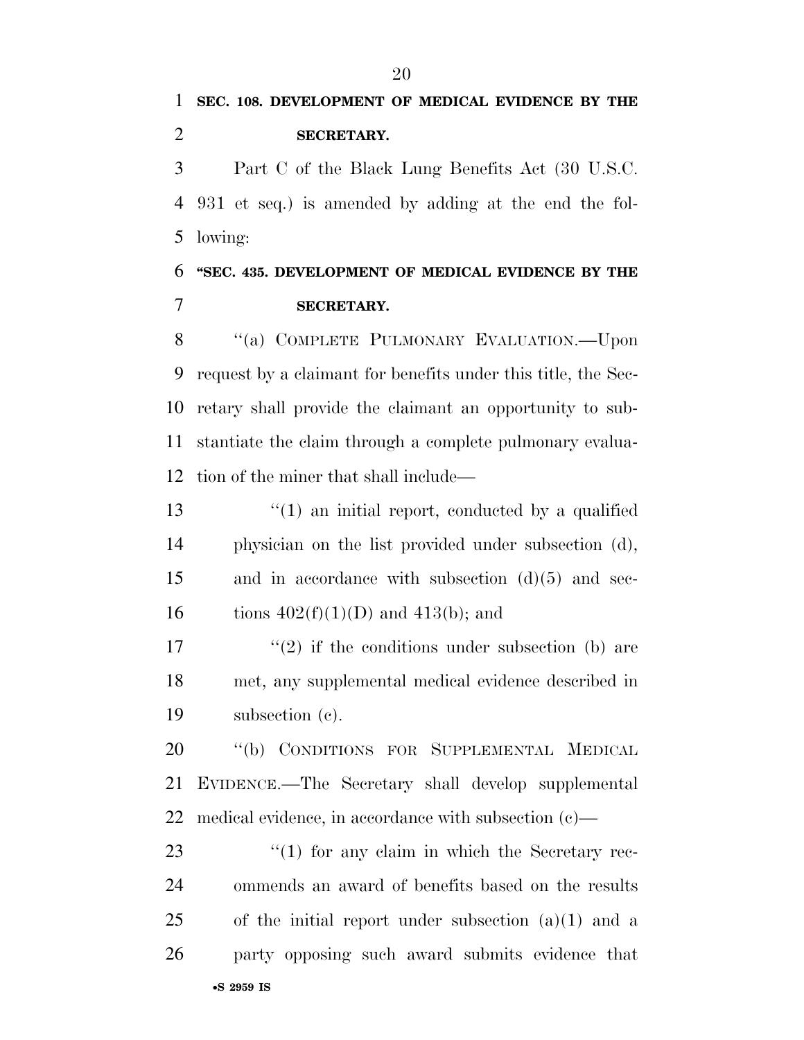**SEC. 108. DEVELOPMENT OF MEDICAL EVIDENCE BY THE SECRETARY.**

Part C of the Black Lung Benefits Act (30 U.S.C. 931 et seq.) is amended by adding at the end the following:

**"SEC. 435. DEVELOPMENT OF MEDICAL EVIDENCE BY THE SECRETARY.**

"(a) COMPLETE PULMONARY EVALUATION.—Upon request by a claimant for benefits under this title, the Secretary shall provide the claimant an opportunity to substantiate the claim through a complete pulmonary evaluation of the miner that shall include—

"(1) an initial report, conducted by a qualified physician on the list provided under subsection (d), and in accordance with subsection (d)(5) and sections 402(f)(1)(D) and 413(b); and

"(2) if the conditions under subsection (b) are met, any supplemental medical evidence described in subsection (c).

"(b) CONDITIONS FOR SUPPLEMENTAL MEDICAL EVIDENCE.—The Secretary shall develop supplemental medical evidence, in accordance with subsection (c)—

"(1) for any claim in which the Secretary recommends an award of benefits based on the results of the initial report under subsection (a)(1) and a party opposing such award submits evidence that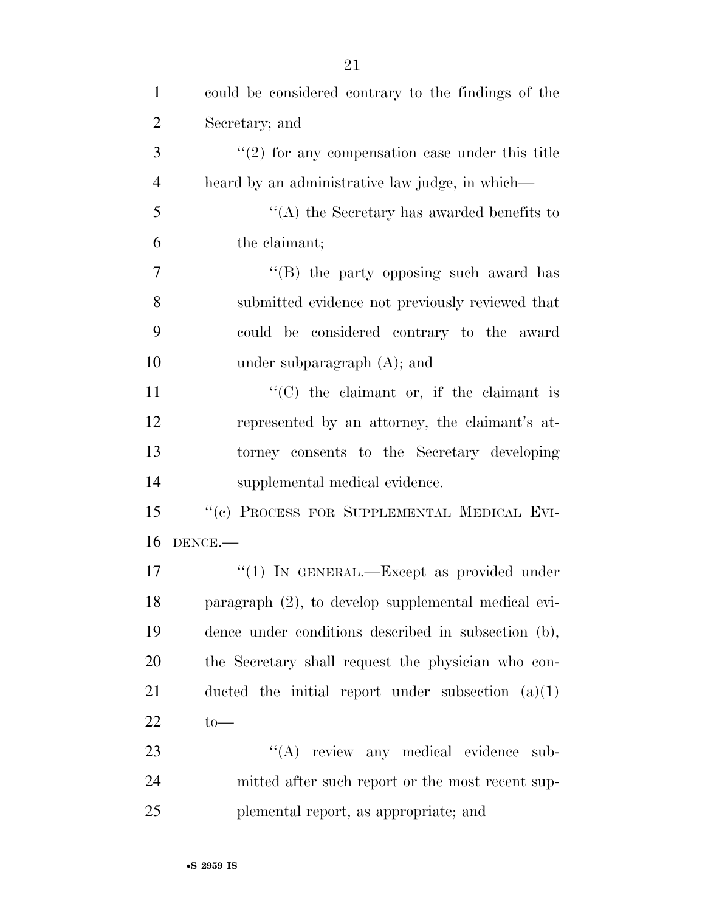could be considered contrary to the findings of the Secretary; and

"(2) for any compensation case under this title heard by an administrative law judge, in which—

"(A) the Secretary has awarded benefits to the claimant;

"(B) the party opposing such award has submitted evidence not previously reviewed that could be considered contrary to the award under subparagraph (A); and

"(C) the claimant or, if the claimant is represented by an attorney, the claimant's attorney consents to the Secretary developing supplemental medical evidence.

"(c) PROCESS FOR SUPPLEMENTAL MEDICAL EVIDENCE.—

"(1) IN GENERAL.—Except as provided under paragraph (2), to develop supplemental medical evidence under conditions described in subsection (b), the Secretary shall request the physician who conducted the initial report under subsection (a)(1) to—

"(A) review any medical evidence submitted after such report or the most recent supplemental report, as appropriate; and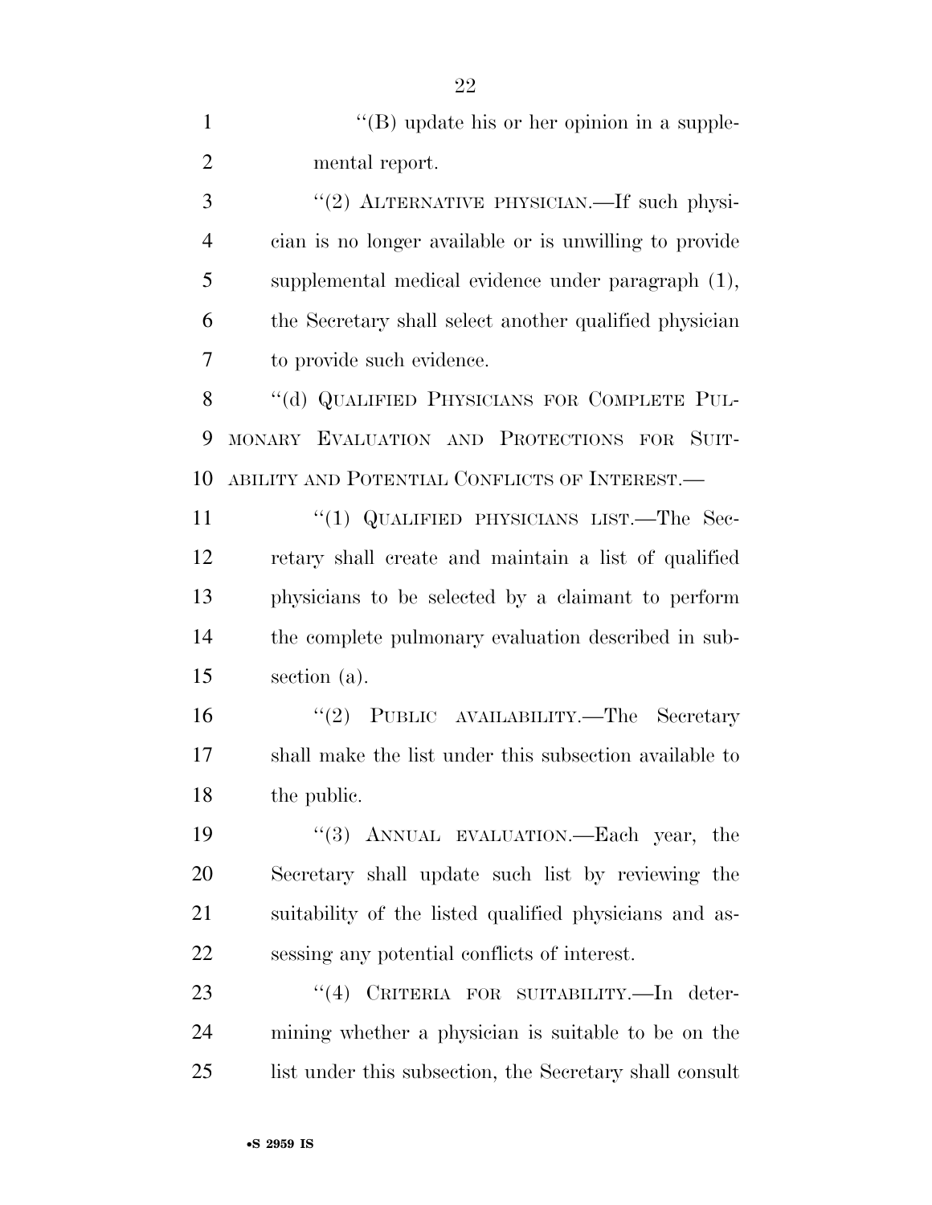''(B) update his or her opinion in a supplemental report.

''(2) ALTERNATIVE PHYSICIAN.—If such physician is no longer available or is unwilling to provide supplemental medical evidence under paragraph (1), the Secretary shall select another qualified physician to provide such evidence.

''(d) QUALIFIED PHYSICIANS FOR COMPLETE PULMONARY EVALUATION AND PROTECTIONS FOR SUITABILITY AND POTENTIAL CONFLICTS OF INTEREST.—

''(1) QUALIFIED PHYSICIANS LIST.—The Secretary shall create and maintain a list of qualified physicians to be selected by a claimant to perform the complete pulmonary evaluation described in subsection (a).

''(2) PUBLIC AVAILABILITY.—The Secretary shall make the list under this subsection available to the public.

''(3) ANNUAL EVALUATION.—Each year, the Secretary shall update such list by reviewing the suitability of the listed qualified physicians and assessing any potential conflicts of interest.

''(4) CRITERIA FOR SUITABILITY.—In determining whether a physician is suitable to be on the list under this subsection, the Secretary shall consult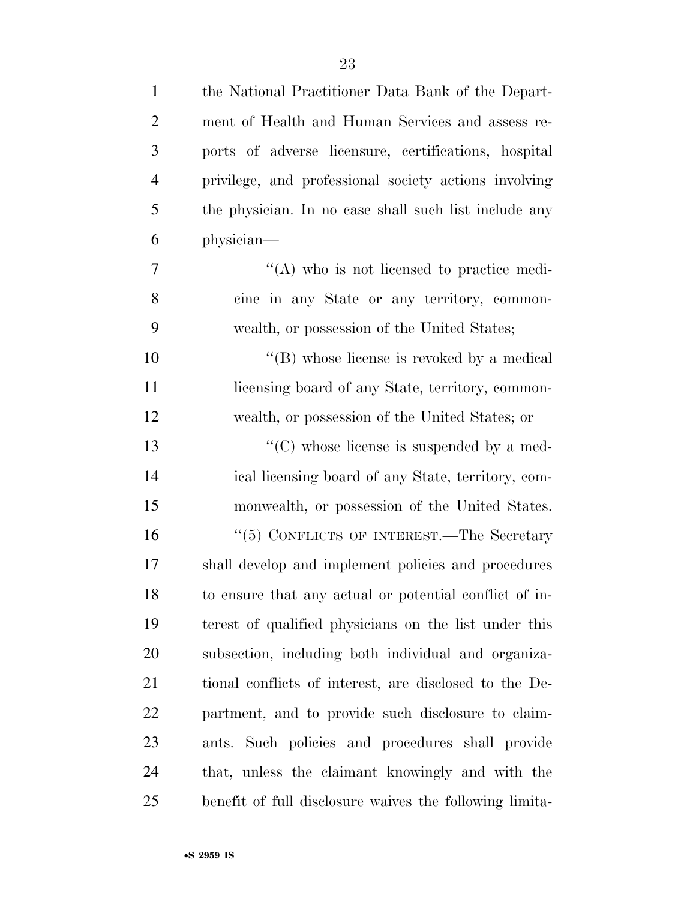the National Practitioner Data Bank of the Department of Health and Human Services and assess reports of adverse licensure, certifications, hospital privilege, and professional society actions involving the physician. In no case shall such list include any physician—

"(A) who is not licensed to practice medicine in any State or any territory, commonwealth, or possession of the United States;

"(B) whose license is revoked by a medical licensing board of any State, territory, commonwealth, or possession of the United States; or

"(C) whose license is suspended by a medical licensing board of any State, territory, commonwealth, or possession of the United States.

"(5) CONFLICTS OF INTEREST.—The Secretary shall develop and implement policies and procedures to ensure that any actual or potential conflict of interest of qualified physicians on the list under this subsection, including both individual and organizational conflicts of interest, are disclosed to the Department, and to provide such disclosure to claimants. Such policies and procedures shall provide that, unless the claimant knowingly and with the benefit of full disclosure waives the following limita-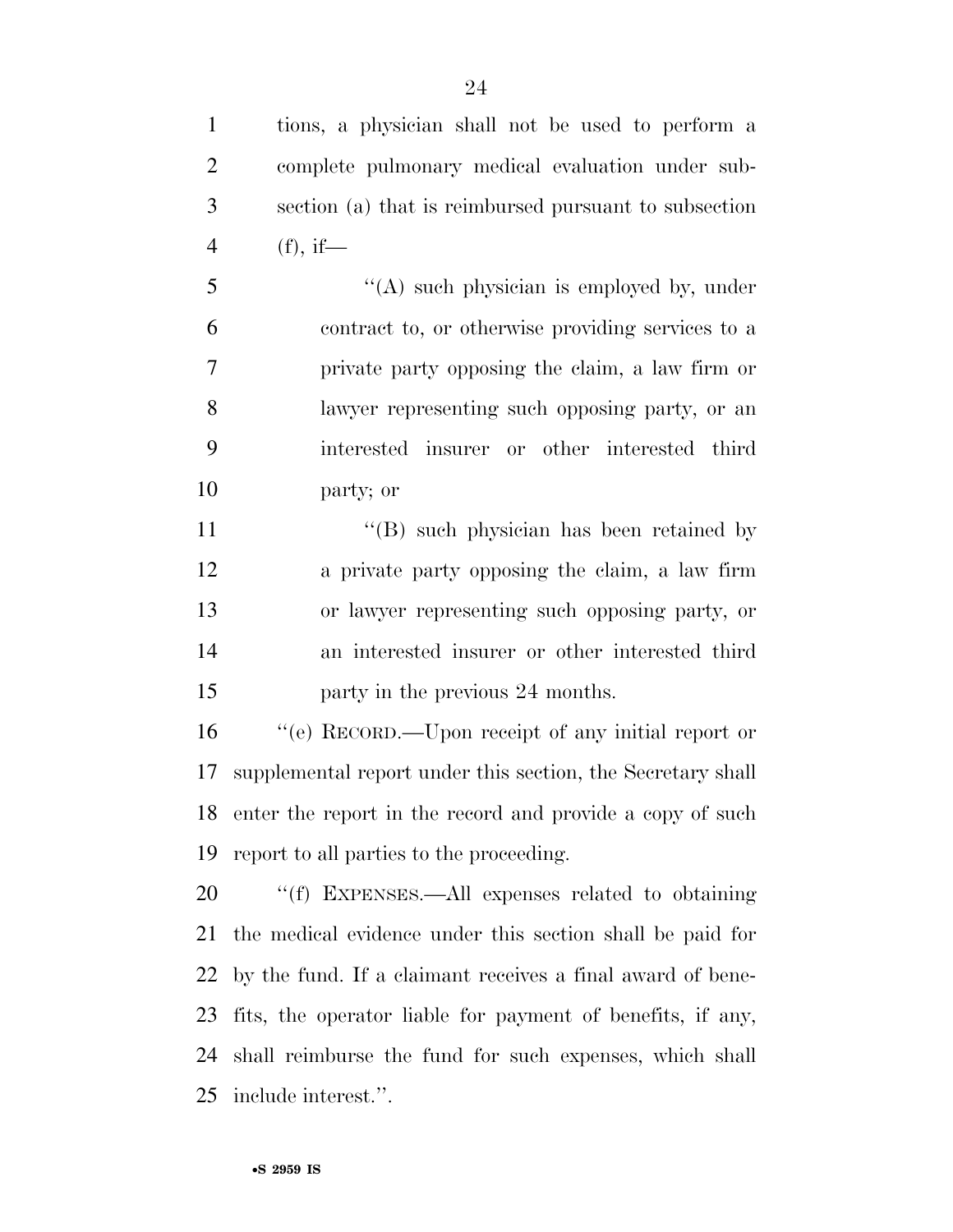tions, a physician shall not be used to perform a complete pulmonary medical evaluation under subsection (a) that is reimbursed pursuant to subsection (f), if—

''(A) such physician is employed by, under contract to, or otherwise providing services to a private party opposing the claim, a law firm or lawyer representing such opposing party, or an interested insurer or other interested third party; or

''(B) such physician has been retained by a private party opposing the claim, a law firm or lawyer representing such opposing party, or an interested insurer or other interested third party in the previous 24 months.

''(e) RECORD.—Upon receipt of any initial report or supplemental report under this section, the Secretary shall enter the report in the record and provide a copy of such report to all parties to the proceeding.

''(f) EXPENSES.—All expenses related to obtaining the medical evidence under this section shall be paid for by the fund. If a claimant receives a final award of benefits, the operator liable for payment of benefits, if any, shall reimburse the fund for such expenses, which shall include interest.''.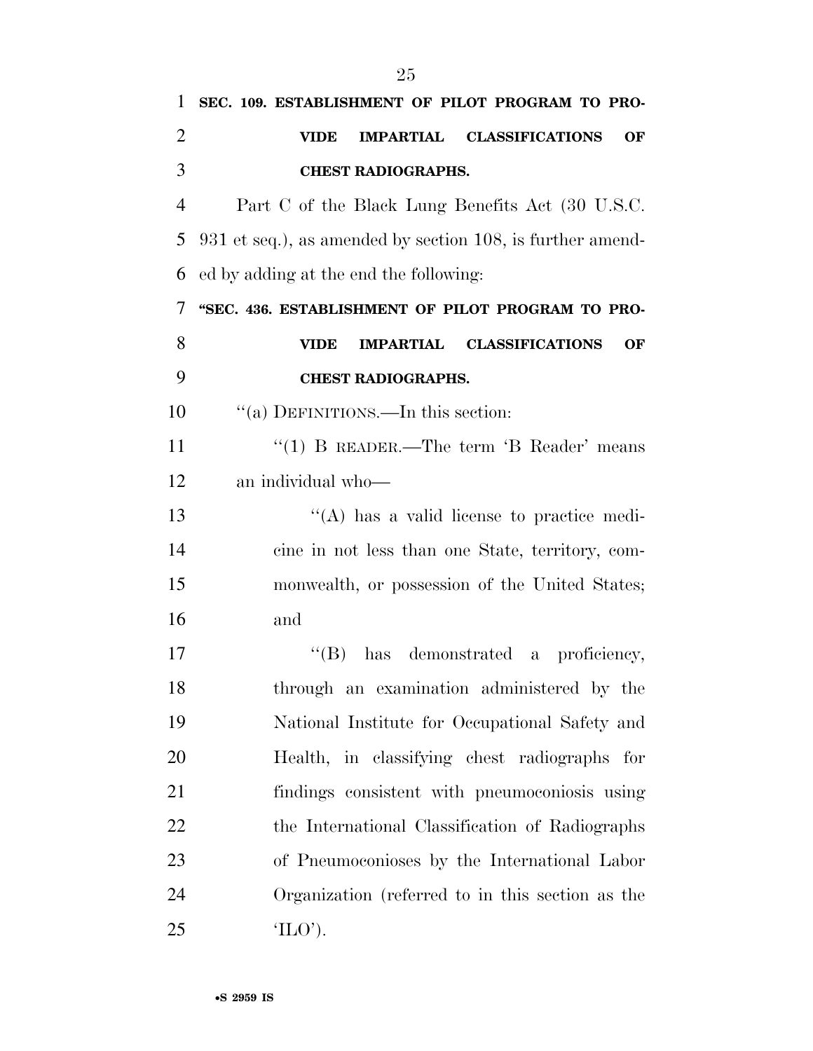**SEC. 109. ESTABLISHMENT OF PILOT PROGRAM TO PROVIDE IMPARTIAL CLASSIFICATIONS OF CHEST RADIOGRAPHS.**

Part C of the Black Lung Benefits Act (30 U.S.C. 931 et seq.), as amended by section 108, is further amended by adding at the end the following:

**"SEC. 436. ESTABLISHMENT OF PILOT PROGRAM TO PROVIDE IMPARTIAL CLASSIFICATIONS OF CHEST RADIOGRAPHS.**

"(a) DEFINITIONS.—In this section:

"(1) B READER.—The term 'B Reader' means an individual who—

"(A) has a valid license to practice medicine in not less than one State, territory, commonwealth, or possession of the United States; and

"(B) has demonstrated a proficiency, through an examination administered by the National Institute for Occupational Safety and Health, in classifying chest radiographs for findings consistent with pneumoconiosis using the International Classification of Radiographs of Pneumoconioses by the International Labor Organization (referred to in this section as the 'ILO').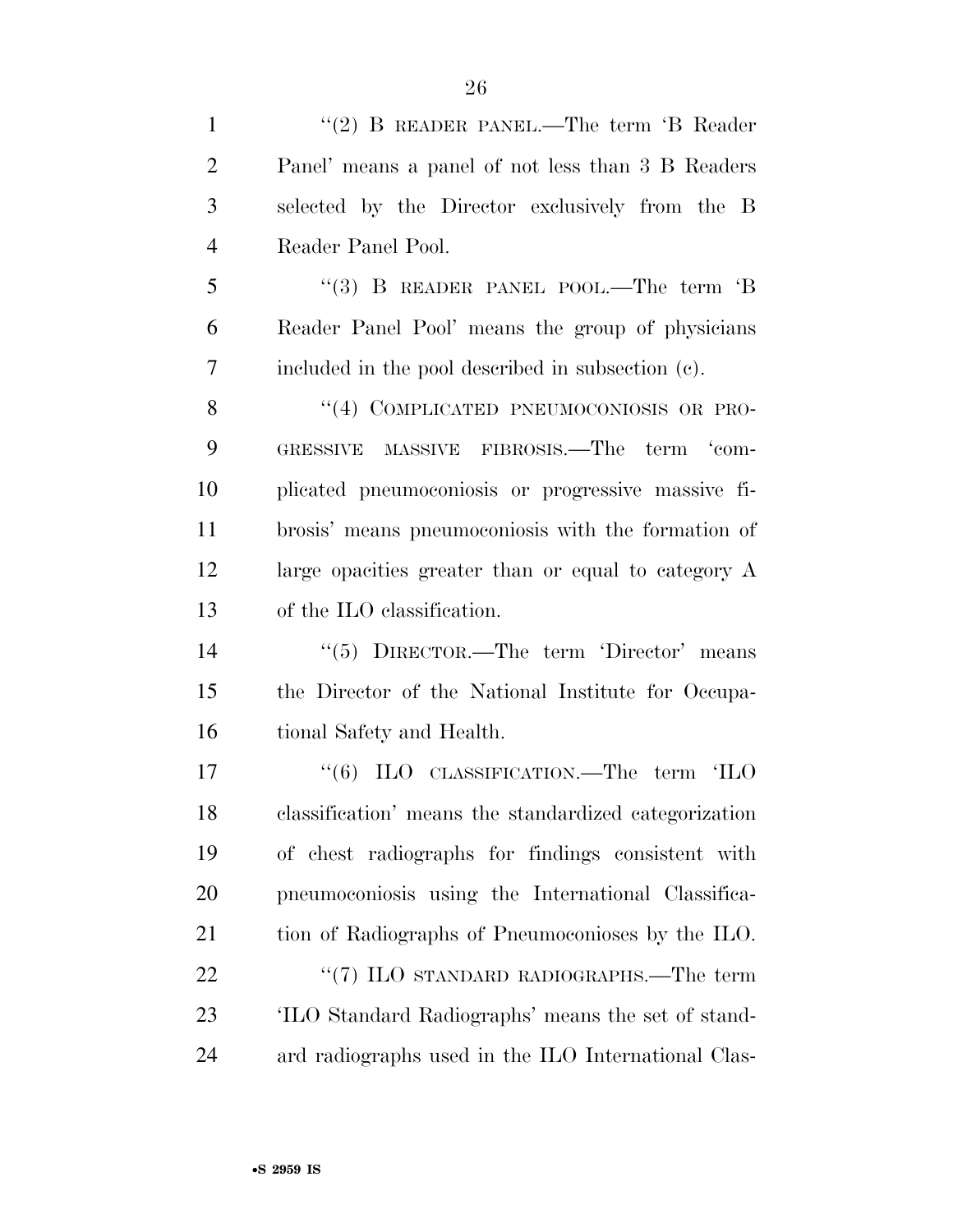"(2) B READER PANEL.—The term 'B Reader Panel' means a panel of not less than 3 B Readers selected by the Director exclusively from the B Reader Panel Pool.

"(3) B READER PANEL POOL.—The term 'B Reader Panel Pool' means the group of physicians included in the pool described in subsection (c).

"(4) COMPLICATED PNEUMOCONIOSIS OR PROGRESSIVE MASSIVE FIBROSIS.—The term 'complicated pneumoconiosis or progressive massive fibrosis' means pneumoconiosis with the formation of large opacities greater than or equal to category A of the ILO classification.

"(5) DIRECTOR.—The term 'Director' means the Director of the National Institute for Occupational Safety and Health.

"(6) ILO CLASSIFICATION.—The term 'ILO classification' means the standardized categorization of chest radiographs for findings consistent with pneumoconiosis using the International Classification of Radiographs of Pneumoconioses by the ILO.

"(7) ILO STANDARD RADIOGRAPHS.—The term 'ILO Standard Radiographs' means the set of standard radiographs used in the ILO International Clas-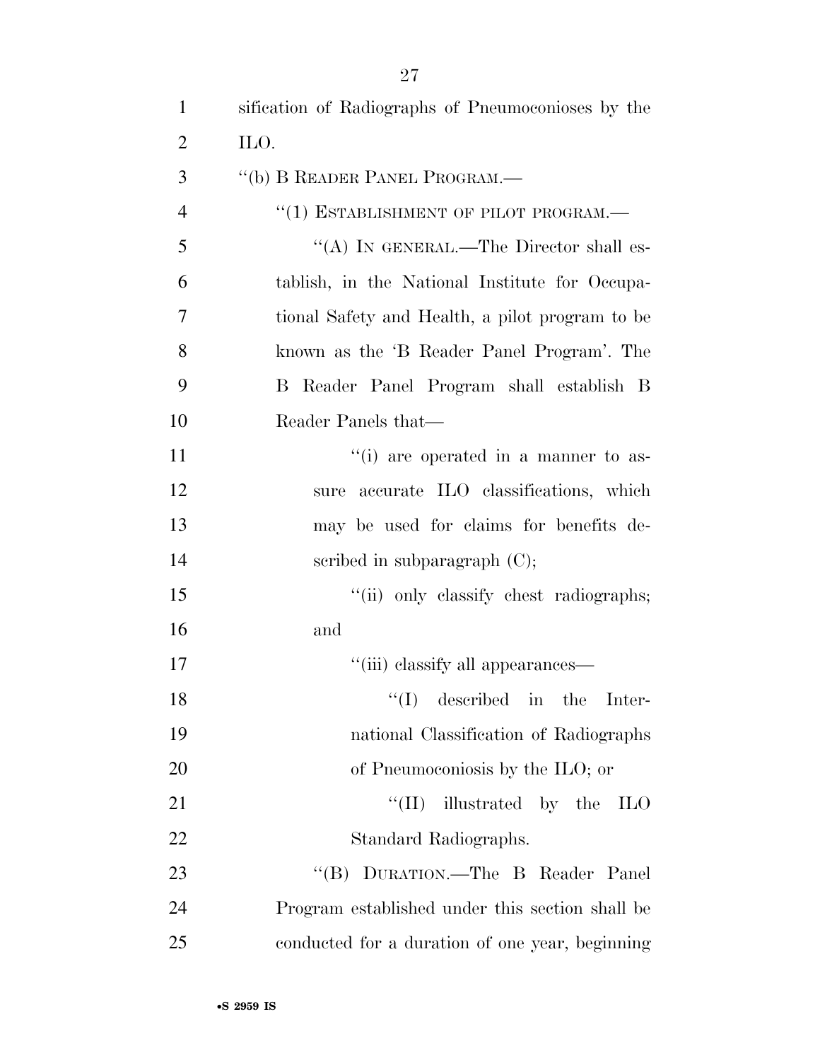sification of Radiographs of Pneumoconioses by the ILO.

''(b) B READER PANEL PROGRAM.—

''(1) ESTABLISHMENT OF PILOT PROGRAM.—

''(A) IN GENERAL.—The Director shall establish, in the National Institute for Occupational Safety and Health, a pilot program to be known as the 'B Reader Panel Program'. The B Reader Panel Program shall establish B Reader Panels that—

''(i) are operated in a manner to assure accurate ILO classifications, which may be used for claims for benefits described in subparagraph (C);

''(ii) only classify chest radiographs; and

''(iii) classify all appearances—

''(I) described in the International Classification of Radiographs of Pneumoconiosis by the ILO; or

''(II) illustrated by the ILO Standard Radiographs.

''(B) DURATION.—The B Reader Panel Program established under this section shall be conducted for a duration of one year, beginning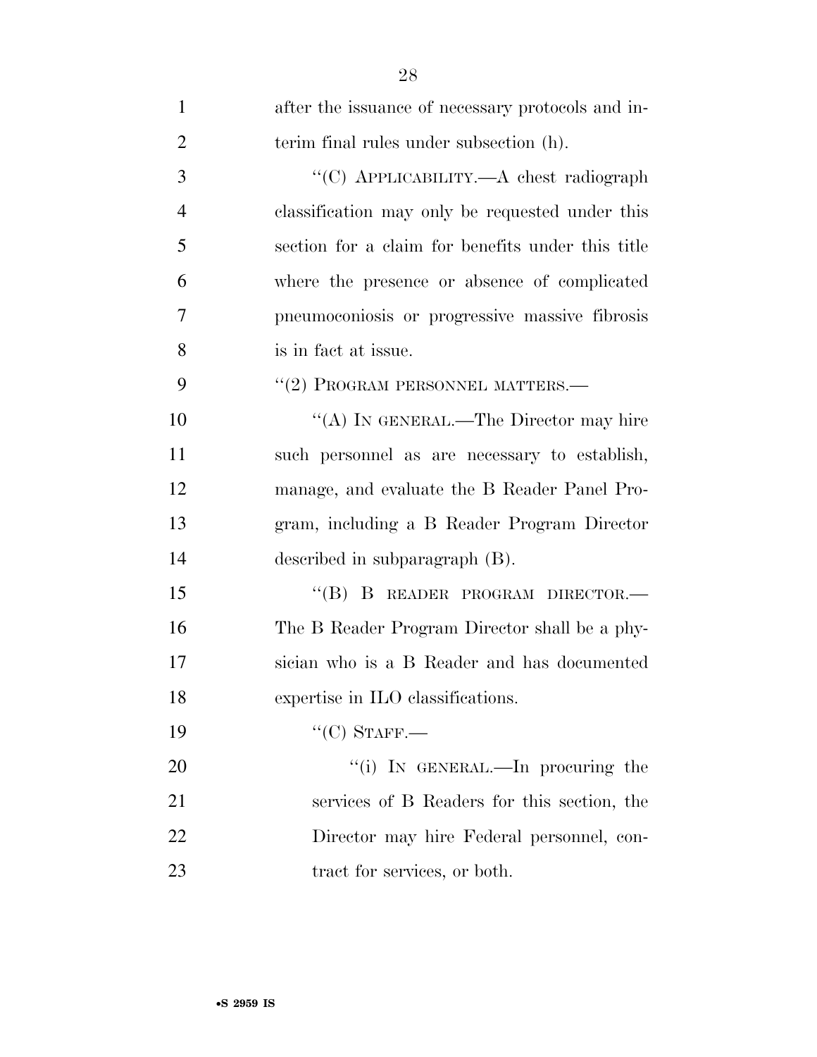after the issuance of necessary protocols and interim final rules under subsection (h).

"(C) APPLICABILITY.—A chest radiograph classification may only be requested under this section for a claim for benefits under this title where the presence or absence of complicated pneumoconiosis or progressive massive fibrosis is in fact at issue.

"(2) PROGRAM PERSONNEL MATTERS.—

"(A) IN GENERAL.—The Director may hire such personnel as are necessary to establish, manage, and evaluate the B Reader Panel Program, including a B Reader Program Director described in subparagraph (B).

"(B) B READER PROGRAM DIRECTOR.—The B Reader Program Director shall be a physician who is a B Reader and has documented expertise in ILO classifications.

"(C) STAFF.—

"(i) IN GENERAL.—In procuring the services of B Readers for this section, the Director may hire Federal personnel, contract for services, or both.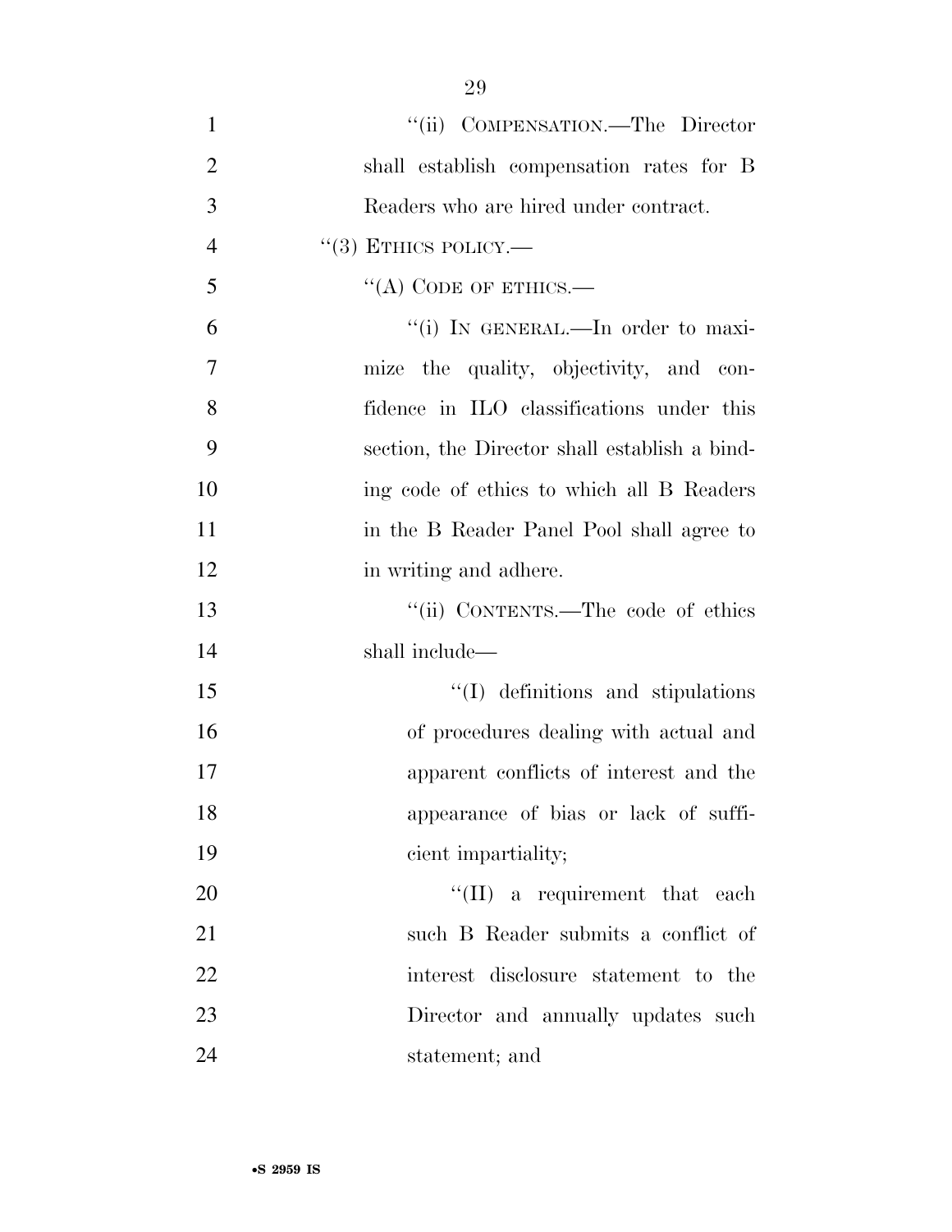"(ii) COMPENSATION.—The Director shall establish compensation rates for B Readers who are hired under contract.

"(3) ETHICS POLICY.—

"(A) CODE OF ETHICS.—

"(i) IN GENERAL.—In order to maximize the quality, objectivity, and confidence in ILO classifications under this section, the Director shall establish a binding code of ethics to which all B Readers in the B Reader Panel Pool shall agree to in writing and adhere.

"(ii) CONTENTS.—The code of ethics shall include—

"(I) definitions and stipulations of procedures dealing with actual and apparent conflicts of interest and the appearance of bias or lack of sufficient impartiality;

"(II) a requirement that each such B Reader submits a conflict of interest disclosure statement to the Director and annually updates such statement; and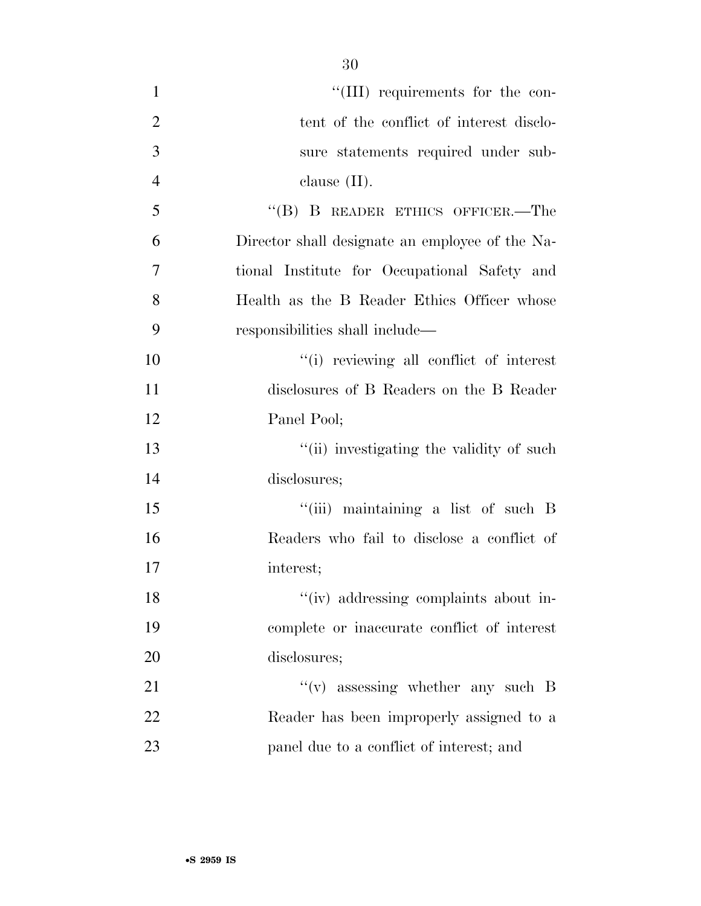"(III) requirements for the content of the conflict of interest disclosure statements required under subclause (II).

"(B) B READER ETHICS OFFICER.—The Director shall designate an employee of the National Institute for Occupational Safety and Health as the B Reader Ethics Officer whose responsibilities shall include—

"(i) reviewing all conflict of interest disclosures of B Readers on the B Reader Panel Pool;

"(ii) investigating the validity of such disclosures;

"(iii) maintaining a list of such B Readers who fail to disclose a conflict of interest;

"(iv) addressing complaints about incomplete or inaccurate conflict of interest disclosures;

"(v) assessing whether any such B Reader has been improperly assigned to a panel due to a conflict of interest; and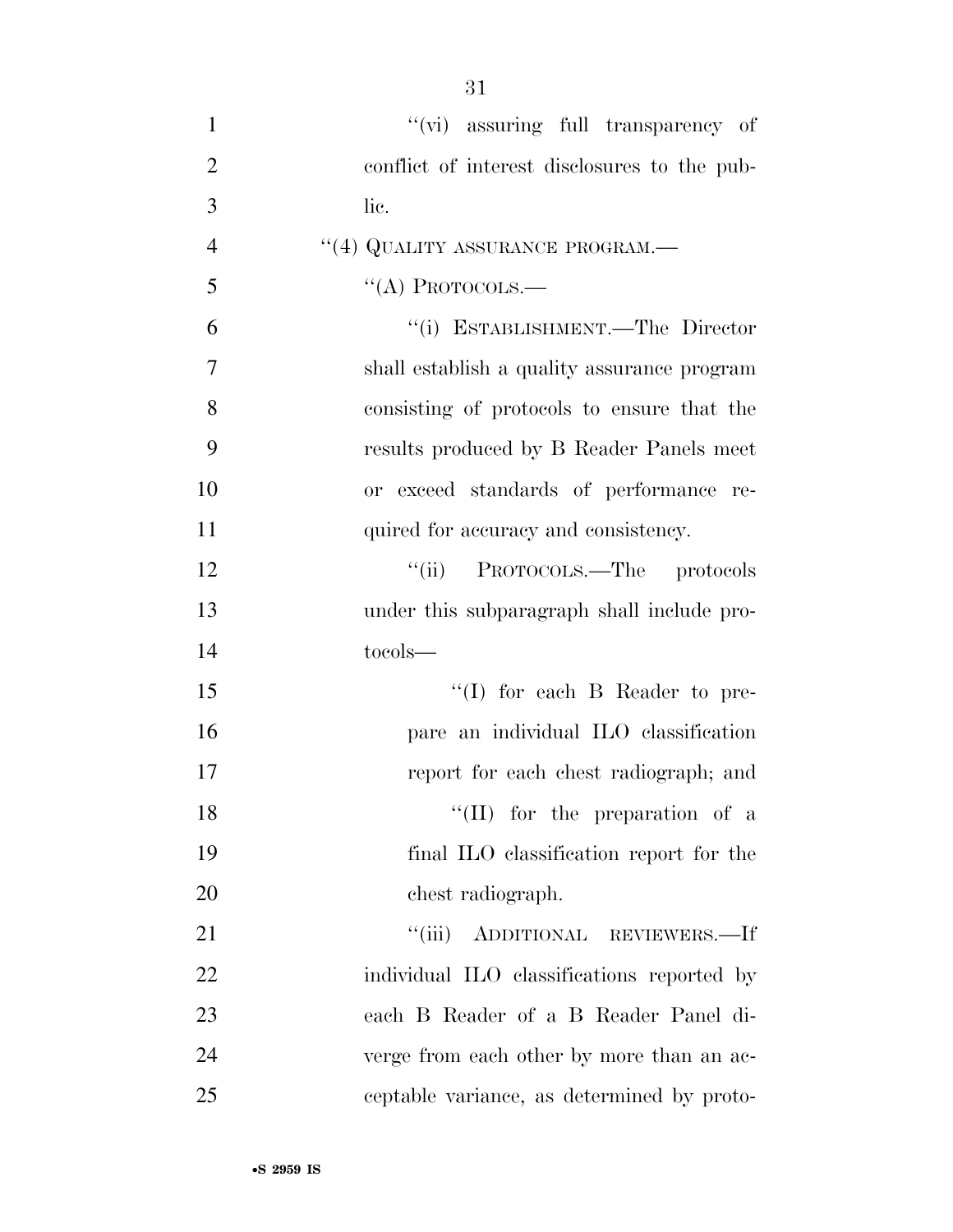''(vi) assuring full transparency of conflict of interest disclosures to the public.

''(4) QUALITY ASSURANCE PROGRAM.—

''(A) PROTOCOLS.—

''(i) ESTABLISHMENT.—The Director shall establish a quality assurance program consisting of protocols to ensure that the results produced by B Reader Panels meet or exceed standards of performance required for accuracy and consistency.

''(ii) PROTOCOLS.—The protocols under this subparagraph shall include protocols—

''(I) for each B Reader to prepare an individual ILO classification report for each chest radiograph; and

''(II) for the preparation of a final ILO classification report for the chest radiograph.

''(iii) ADDITIONAL REVIEWERS.—If individual ILO classifications reported by each B Reader of a B Reader Panel diverge from each other by more than an acceptable variance, as determined by proto-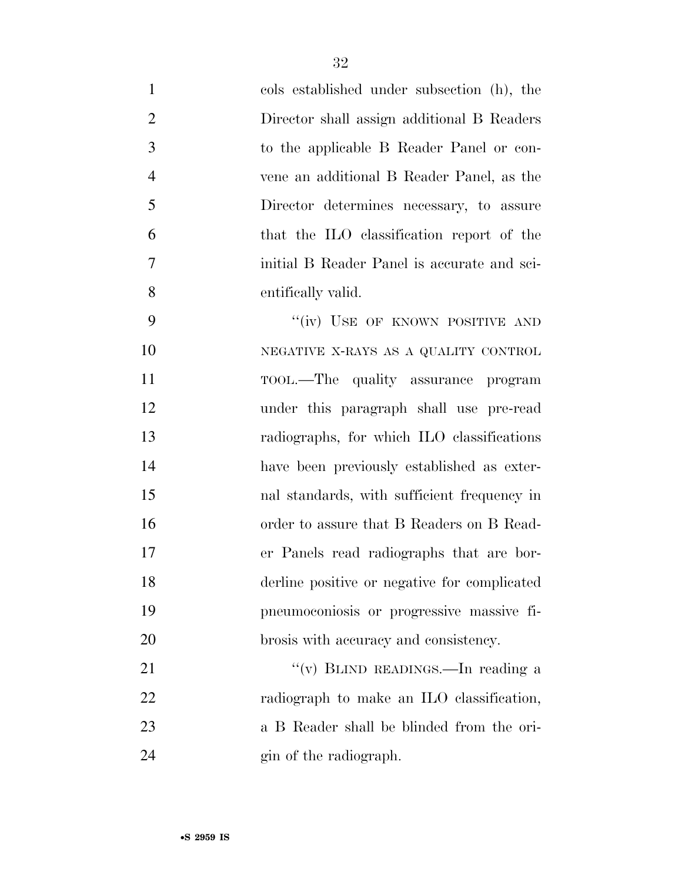cols established under subsection (h), the Director shall assign additional B Readers to the applicable B Reader Panel or convene an additional B Reader Panel, as the Director determines necessary, to assure that the ILO classification report of the initial B Reader Panel is accurate and scientifically valid.

"(iv) USE OF KNOWN POSITIVE AND NEGATIVE X-RAYS AS A QUALITY CONTROL TOOL.—The quality assurance program under this paragraph shall use pre-read radiographs, for which ILO classifications have been previously established as external standards, with sufficient frequency in order to assure that B Readers on B Reader Panels read radiographs that are borderline positive or negative for complicated pneumoconiosis or progressive massive fibrosis with accuracy and consistency.

"(v) BLIND READINGS.—In reading a radiograph to make an ILO classification, a B Reader shall be blinded from the origin of the radiograph.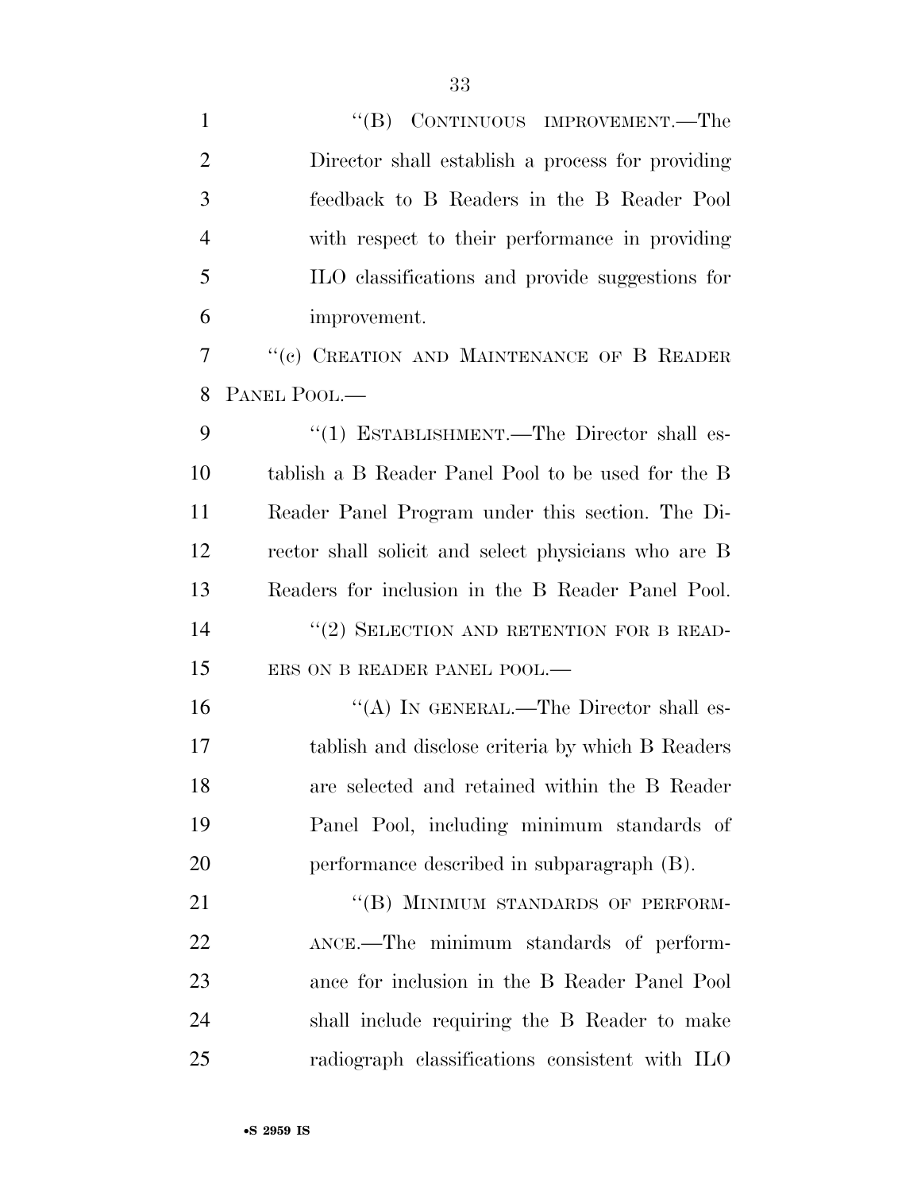"(B) CONTINUOUS IMPROVEMENT.—The Director shall establish a process for providing feedback to B Readers in the B Reader Pool with respect to their performance in providing ILO classifications and provide suggestions for improvement.

"(c) CREATION AND MAINTENANCE OF B READER PANEL POOL.—

"(1) ESTABLISHMENT.—The Director shall establish a B Reader Panel Pool to be used for the B Reader Panel Program under this section. The Director shall solicit and select physicians who are B Readers for inclusion in the B Reader Panel Pool.

"(2) SELECTION AND RETENTION FOR B READERS ON B READER PANEL POOL.—

"(A) IN GENERAL.—The Director shall establish and disclose criteria by which B Readers are selected and retained within the B Reader Panel Pool, including minimum standards of performance described in subparagraph (B).

"(B) MINIMUM STANDARDS OF PERFORMANCE.—The minimum standards of performance for inclusion in the B Reader Panel Pool shall include requiring the B Reader to make radiograph classifications consistent with ILO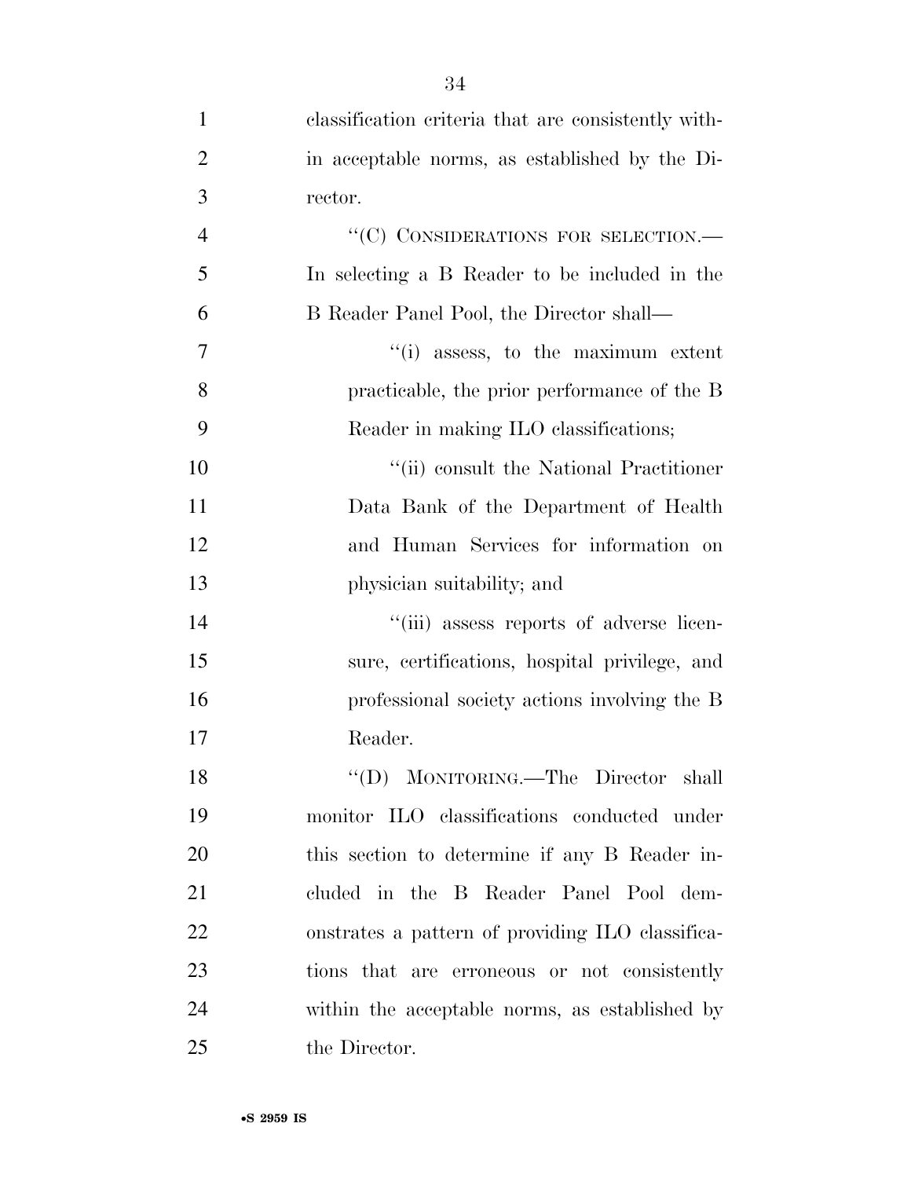classification criteria that are consistently within acceptable norms, as established by the Director.

"(C) CONSIDERATIONS FOR SELECTION.—In selecting a B Reader to be included in the B Reader Panel Pool, the Director shall—

"(i) assess, to the maximum extent practicable, the prior performance of the B Reader in making ILO classifications;

"(ii) consult the National Practitioner Data Bank of the Department of Health and Human Services for information on physician suitability; and

"(iii) assess reports of adverse licensure, certifications, hospital privilege, and professional society actions involving the B Reader.

"(D) MONITORING.—The Director shall monitor ILO classifications conducted under this section to determine if any B Reader included in the B Reader Panel Pool demonstrates a pattern of providing ILO classifications that are erroneous or not consistently within the acceptable norms, as established by the Director.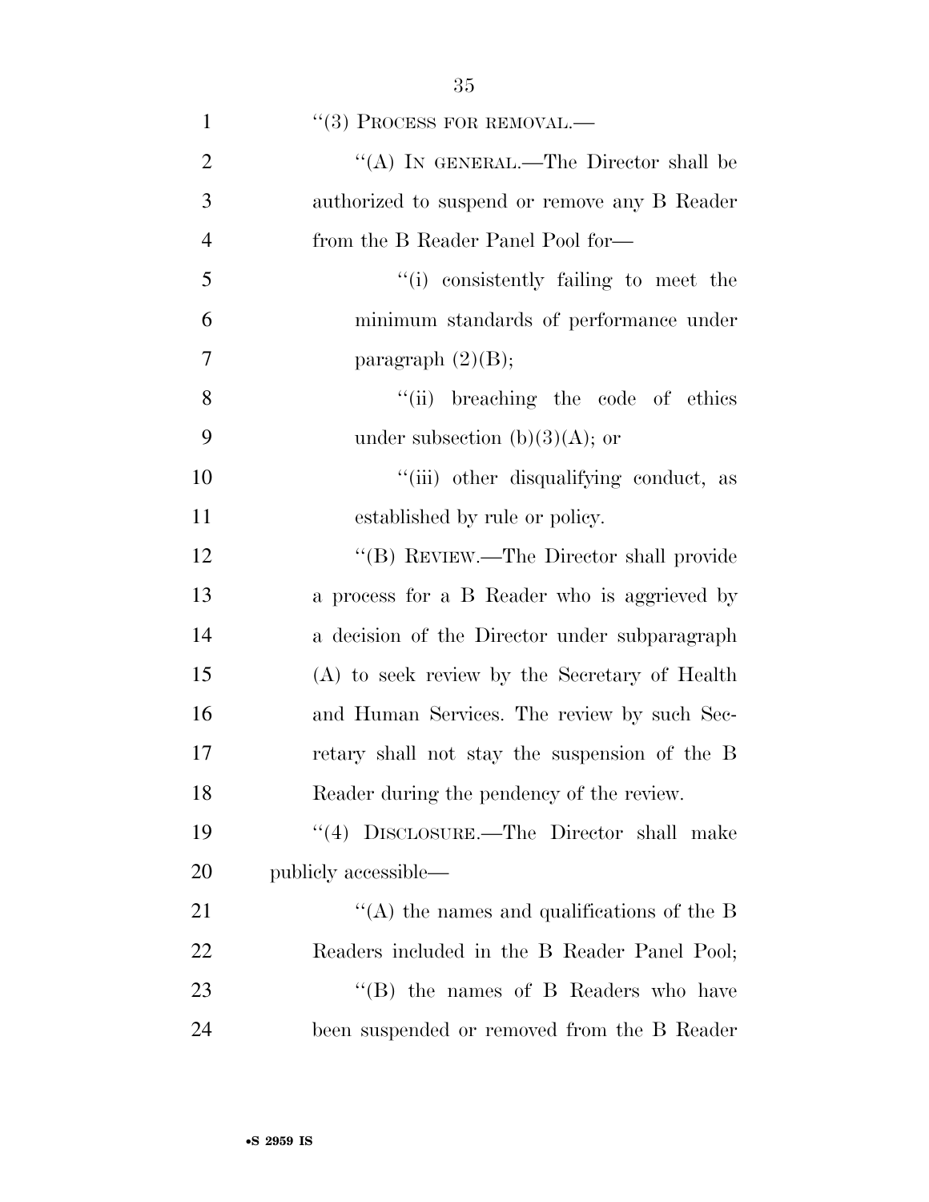"(3) PROCESS FOR REMOVAL.—

"(A) IN GENERAL.—The Director shall be authorized to suspend or remove any B Reader from the B Reader Panel Pool for—

"(i) consistently failing to meet the minimum standards of performance under paragraph (2)(B);

"(ii) breaching the code of ethics under subsection (b)(3)(A); or

"(iii) other disqualifying conduct, as established by rule or policy.

"(B) REVIEW.—The Director shall provide a process for a B Reader who is aggrieved by a decision of the Director under subparagraph (A) to seek review by the Secretary of Health and Human Services. The review by such Secretary shall not stay the suspension of the B Reader during the pendency of the review.

"(4) DISCLOSURE.—The Director shall make publicly accessible—

"(A) the names and qualifications of the B Readers included in the B Reader Panel Pool;

"(B) the names of B Readers who have been suspended or removed from the B Reader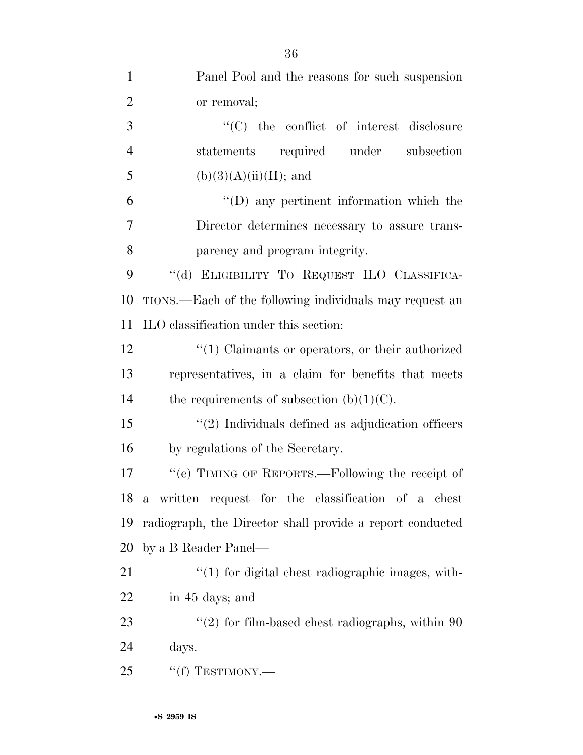Panel Pool and the reasons for such suspension or removal;

''(C) the conflict of interest disclosure statements required under subsection (b)(3)(A)(ii)(II); and

''(D) any pertinent information which the Director determines necessary to assure transparency and program integrity.

''(d) ELIGIBILITY TO REQUEST ILO CLASSIFICATIONS.—Each of the following individuals may request an ILO classification under this section:

''(1) Claimants or operators, or their authorized representatives, in a claim for benefits that meets the requirements of subsection (b)(1)(C).

''(2) Individuals defined as adjudication officers by regulations of the Secretary.

''(e) TIMING OF REPORTS.—Following the receipt of a written request for the classification of a chest radiograph, the Director shall provide a report conducted by a B Reader Panel—

''(1) for digital chest radiographic images, within 45 days; and

''(2) for film-based chest radiographs, within 90 days.

''(f) TESTIMONY.—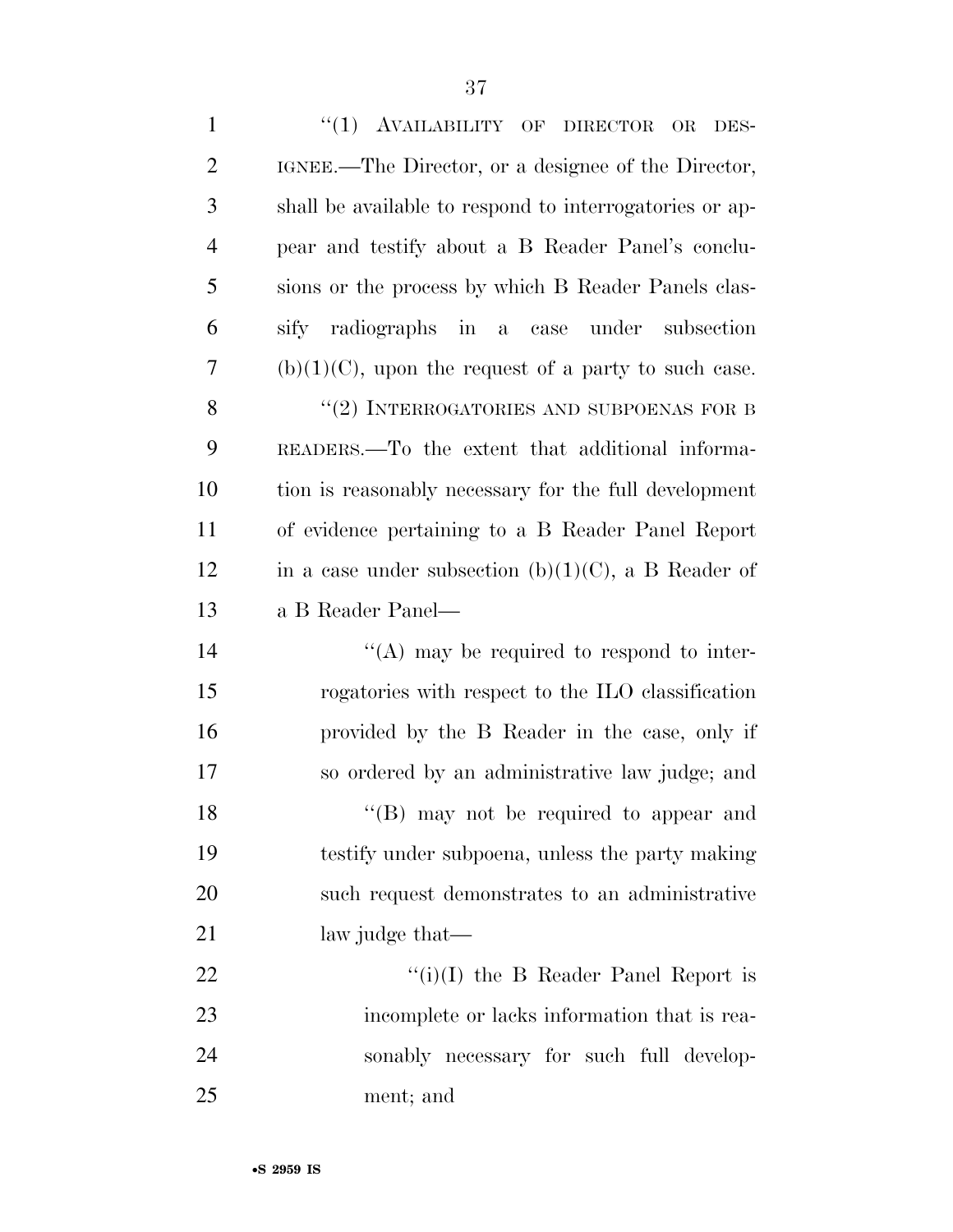"(1) AVAILABILITY OF DIRECTOR OR DESIGNEE.—The Director, or a designee of the Director, shall be available to respond to interrogatories or appear and testify about a B Reader Panel's conclusions or the process by which B Reader Panels classify radiographs in a case under subsection (b)(1)(C), upon the request of a party to such case.

"(2) INTERROGATORIES AND SUBPOENAS FOR B READERS.—To the extent that additional information is reasonably necessary for the full development of evidence pertaining to a B Reader Panel Report in a case under subsection (b)(1)(C), a B Reader of a B Reader Panel—

"(A) may be required to respond to interrogatories with respect to the ILO classification provided by the B Reader in the case, only if so ordered by an administrative law judge; and

"(B) may not be required to appear and testify under subpoena, unless the party making such request demonstrates to an administrative law judge that—

"(i)(I) the B Reader Panel Report is incomplete or lacks information that is reasonably necessary for such full development; and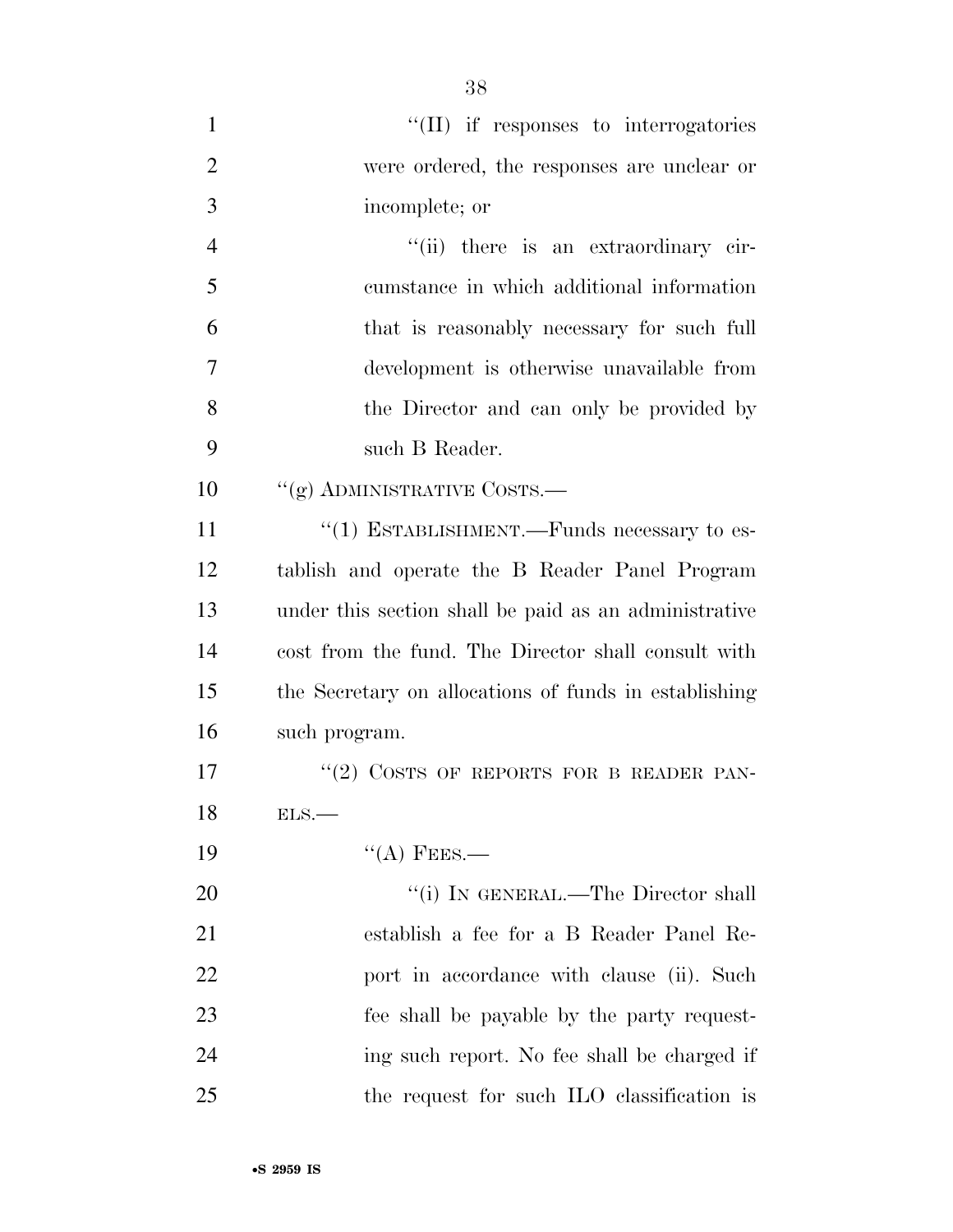"(II) if responses to interrogatories were ordered, the responses are unclear or incomplete; or

"(ii) there is an extraordinary circumstance in which additional information that is reasonably necessary for such full development is otherwise unavailable from the Director and can only be provided by such B Reader.

"(g) ADMINISTRATIVE COSTS.—

"(1) ESTABLISHMENT.—Funds necessary to establish and operate the B Reader Panel Program under this section shall be paid as an administrative cost from the fund. The Director shall consult with the Secretary on allocations of funds in establishing such program.

"(2) COSTS OF REPORTS FOR B READER PANELS.—

"(A) FEES.—

"(i) IN GENERAL.—The Director shall establish a fee for a B Reader Panel Report in accordance with clause (ii). Such fee shall be payable by the party requesting such report. No fee shall be charged if the request for such ILO classification is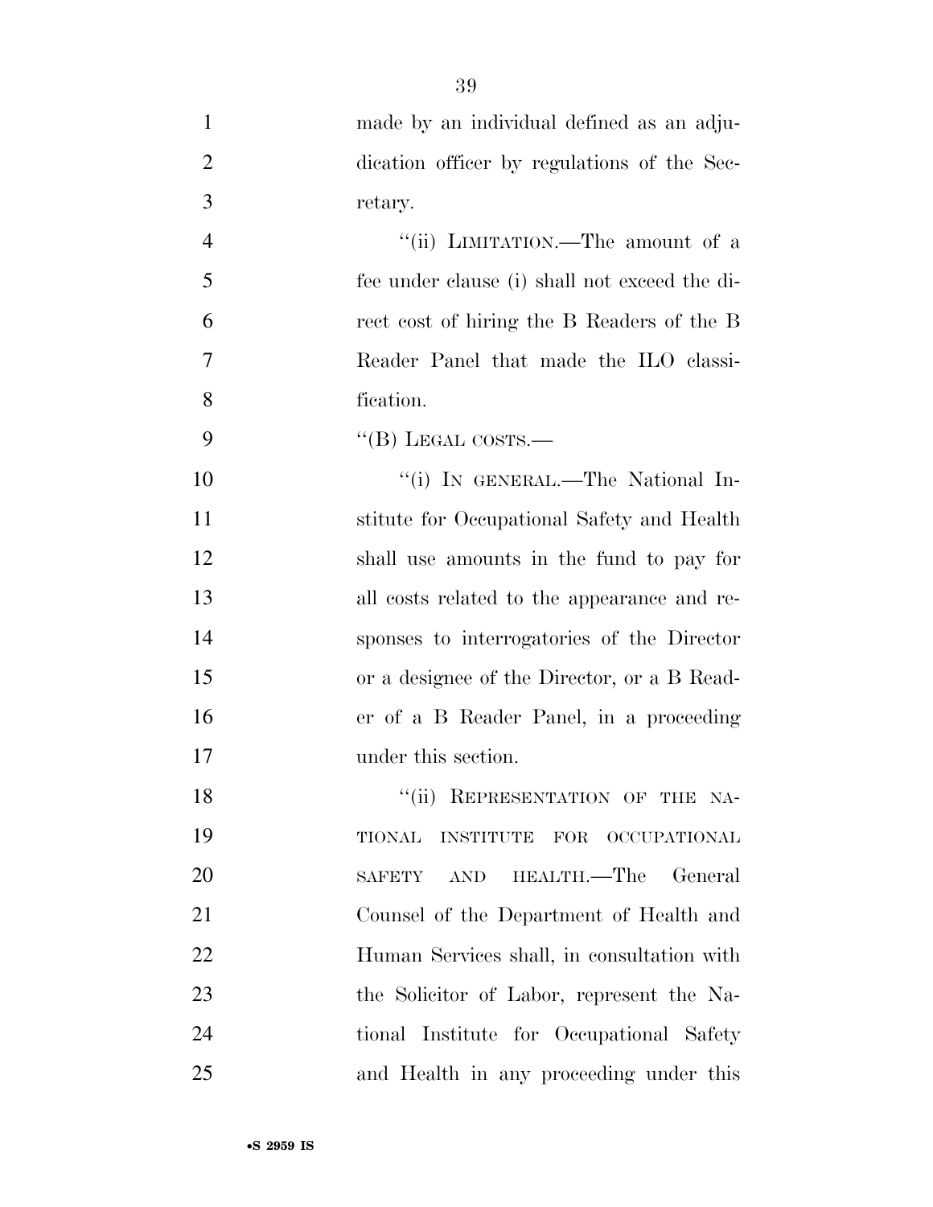made by an individual defined as an adjudication officer by regulations of the Secretary.

"(ii) LIMITATION.—The amount of a fee under clause (i) shall not exceed the direct cost of hiring the B Readers of the B Reader Panel that made the ILO classification.

"(B) LEGAL COSTS.—

"(i) IN GENERAL.—The National Institute for Occupational Safety and Health shall use amounts in the fund to pay for all costs related to the appearance and responses to interrogatories of the Director or a designee of the Director, or a B Reader of a B Reader Panel, in a proceeding under this section.

"(ii) REPRESENTATION OF THE NATIONAL INSTITUTE FOR OCCUPATIONAL SAFETY AND HEALTH.—The General Counsel of the Department of Health and Human Services shall, in consultation with the Solicitor of Labor, represent the National Institute for Occupational Safety and Health in any proceeding under this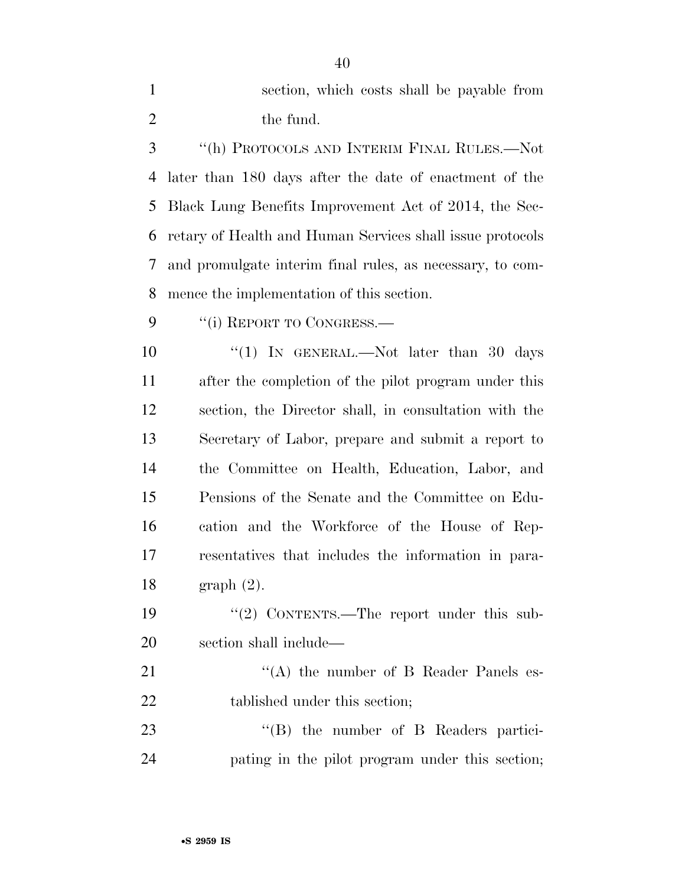section, which costs shall be payable from the fund.

"(h) PROTOCOLS AND INTERIM FINAL RULES.—Not later than 180 days after the date of enactment of the Black Lung Benefits Improvement Act of 2014, the Secretary of Health and Human Services shall issue protocols and promulgate interim final rules, as necessary, to commence the implementation of this section.

"(i) REPORT TO CONGRESS.—

"(1) IN GENERAL.—Not later than 30 days after the completion of the pilot program under this section, the Director shall, in consultation with the Secretary of Labor, prepare and submit a report to the Committee on Health, Education, Labor, and Pensions of the Senate and the Committee on Education and the Workforce of the House of Representatives that includes the information in paragraph (2).

"(2) CONTENTS.—The report under this subsection shall include—

"(A) the number of B Reader Panels established under this section;

"(B) the number of B Readers participating in the pilot program under this section;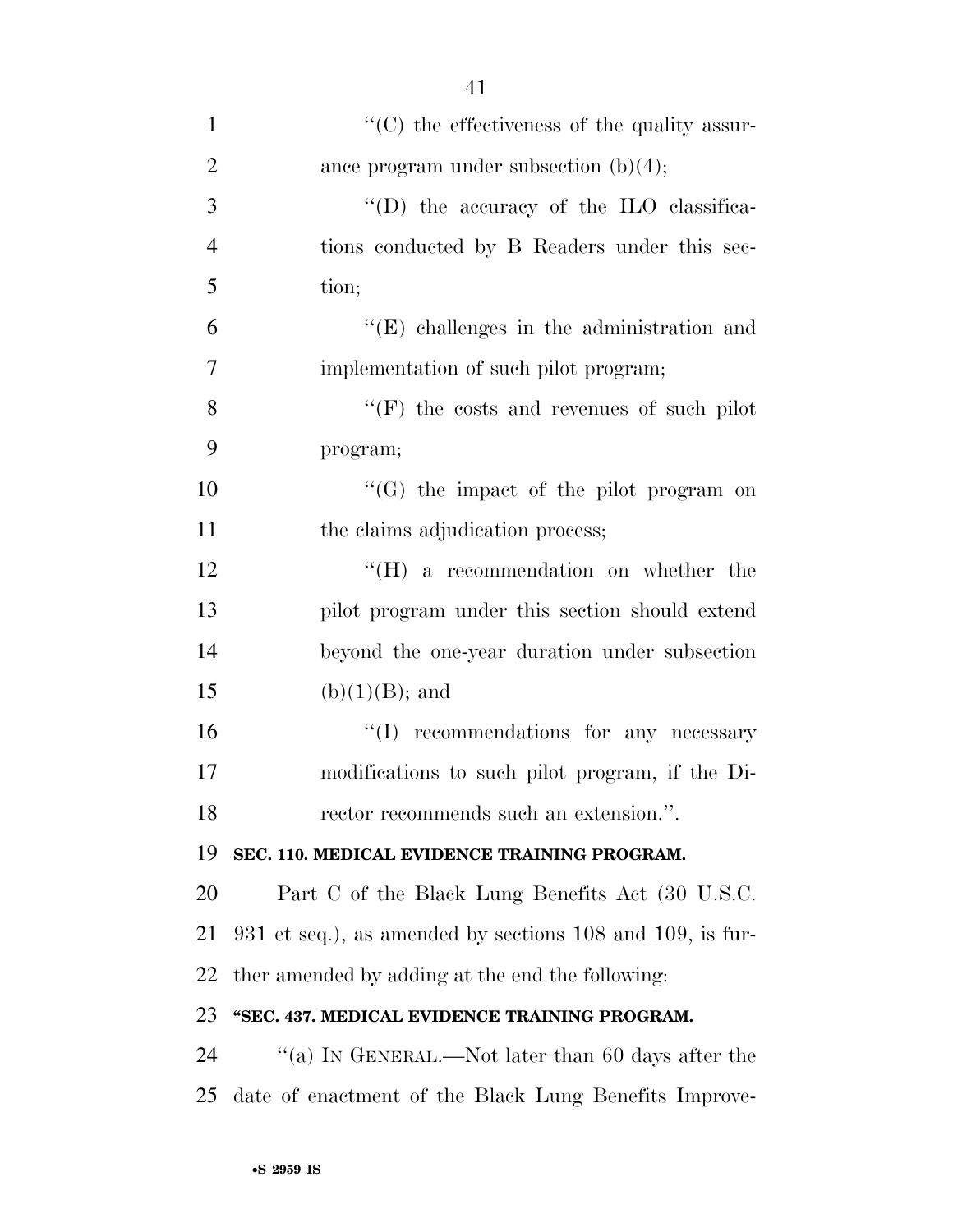''(C) the effectiveness of the quality assurance program under subsection (b)(4);

''(D) the accuracy of the ILO classifications conducted by B Readers under this section;

''(E) challenges in the administration and implementation of such pilot program;

''(F) the costs and revenues of such pilot program;

''(G) the impact of the pilot program on the claims adjudication process;

''(H) a recommendation on whether the pilot program under this section should extend beyond the one-year duration under subsection (b)(1)(B); and

''(I) recommendations for any necessary modifications to such pilot program, if the Director recommends such an extension.''.

**SEC. 110. MEDICAL EVIDENCE TRAINING PROGRAM.**

Part C of the Black Lung Benefits Act (30 U.S.C. 931 et seq.), as amended by sections 108 and 109, is further amended by adding at the end the following:

**''SEC. 437. MEDICAL EVIDENCE TRAINING PROGRAM.**

''(a) IN GENERAL.—Not later than 60 days after the date of enactment of the Black Lung Benefits Improve-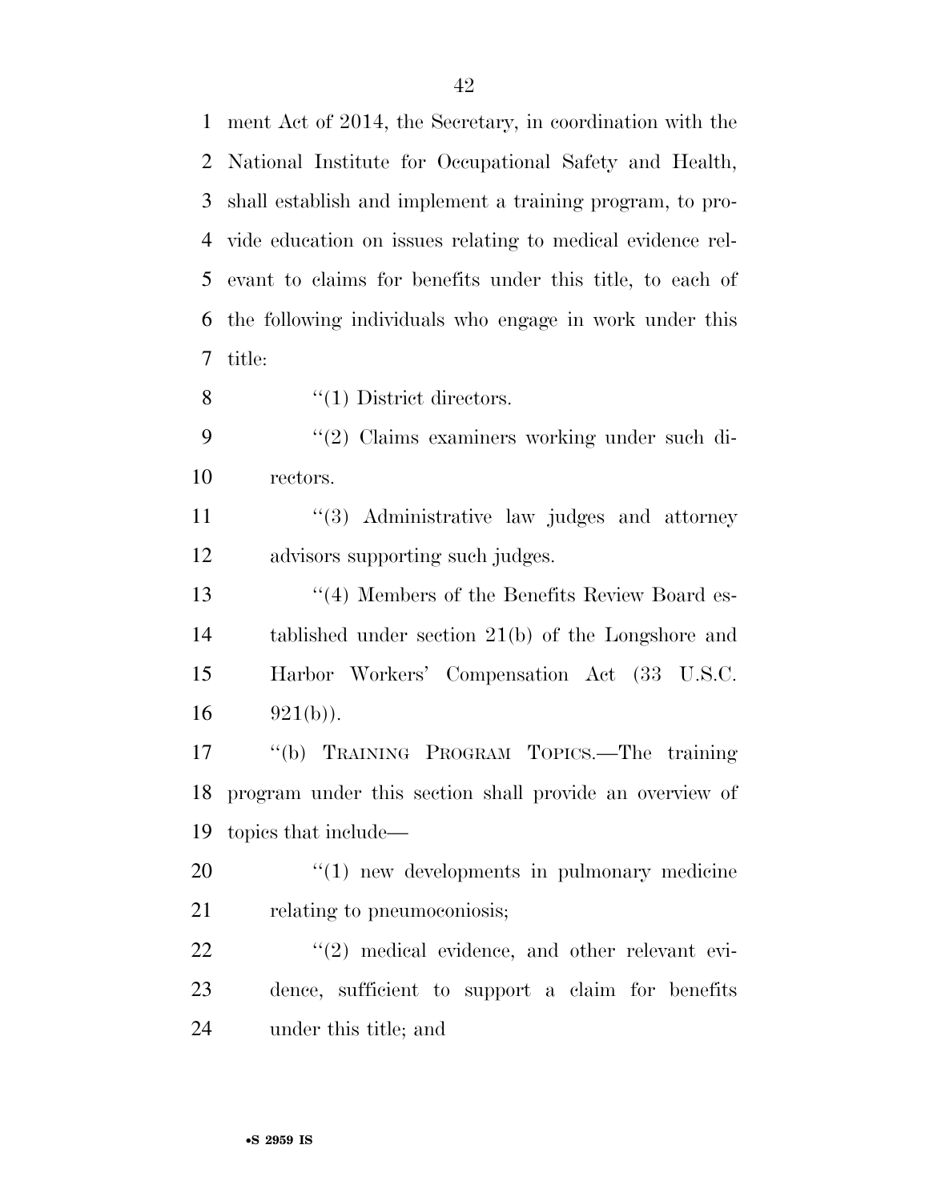ment Act of 2014, the Secretary, in coordination with the National Institute for Occupational Safety and Health, shall establish and implement a training program, to provide education on issues relating to medical evidence relevant to claims for benefits under this title, to each of the following individuals who engage in work under this title:

''(1) District directors.

''(2) Claims examiners working under such directors.

''(3) Administrative law judges and attorney advisors supporting such judges.

''(4) Members of the Benefits Review Board established under section 21(b) of the Longshore and Harbor Workers' Compensation Act (33 U.S.C. 921(b)).

''(b) TRAINING PROGRAM TOPICS.—The training program under this section shall provide an overview of topics that include—

''(1) new developments in pulmonary medicine relating to pneumoconiosis;

''(2) medical evidence, and other relevant evidence, sufficient to support a claim for benefits under this title; and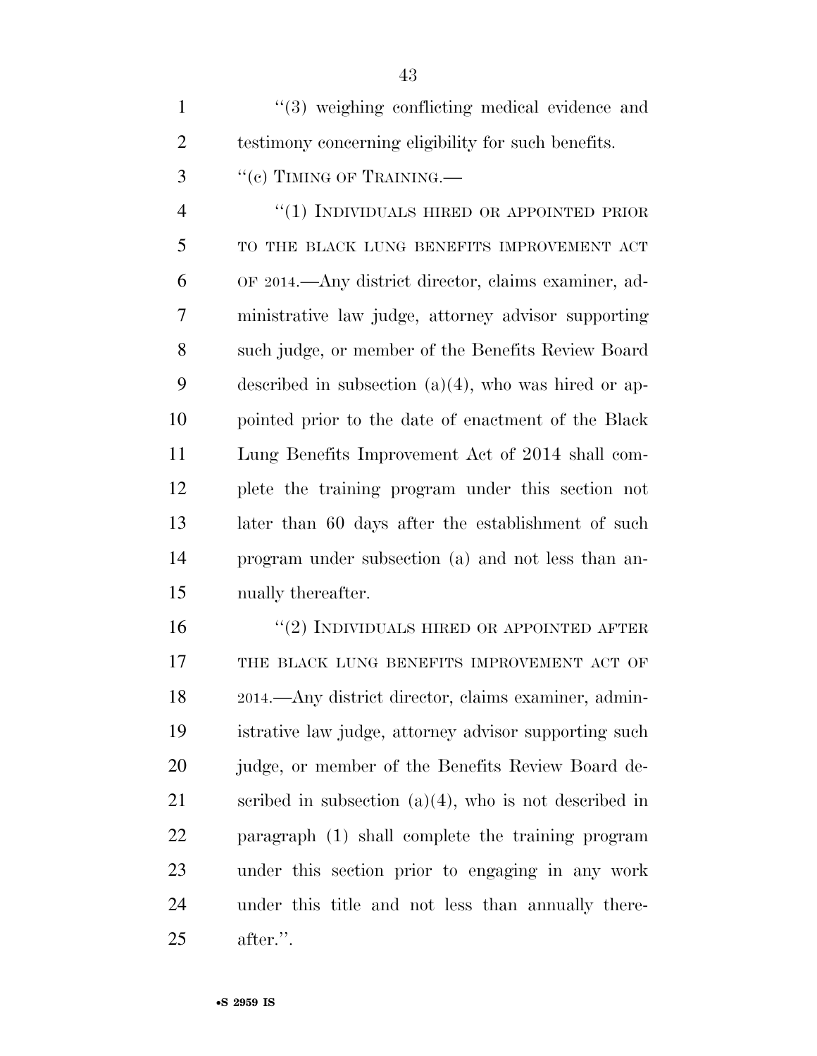"(3) weighing conflicting medical evidence and testimony concerning eligibility for such benefits.

"(c) TIMING OF TRAINING.—

"(1) INDIVIDUALS HIRED OR APPOINTED PRIOR TO THE BLACK LUNG BENEFITS IMPROVEMENT ACT OF 2014.—Any district director, claims examiner, administrative law judge, attorney advisor supporting such judge, or member of the Benefits Review Board described in subsection (a)(4), who was hired or appointed prior to the date of enactment of the Black Lung Benefits Improvement Act of 2014 shall complete the training program under this section not later than 60 days after the establishment of such program under subsection (a) and not less than annually thereafter.

"(2) INDIVIDUALS HIRED OR APPOINTED AFTER THE BLACK LUNG BENEFITS IMPROVEMENT ACT OF 2014.—Any district director, claims examiner, administrative law judge, attorney advisor supporting such judge, or member of the Benefits Review Board described in subsection (a)(4), who is not described in paragraph (1) shall complete the training program under this section prior to engaging in any work under this title and not less than annually thereafter.".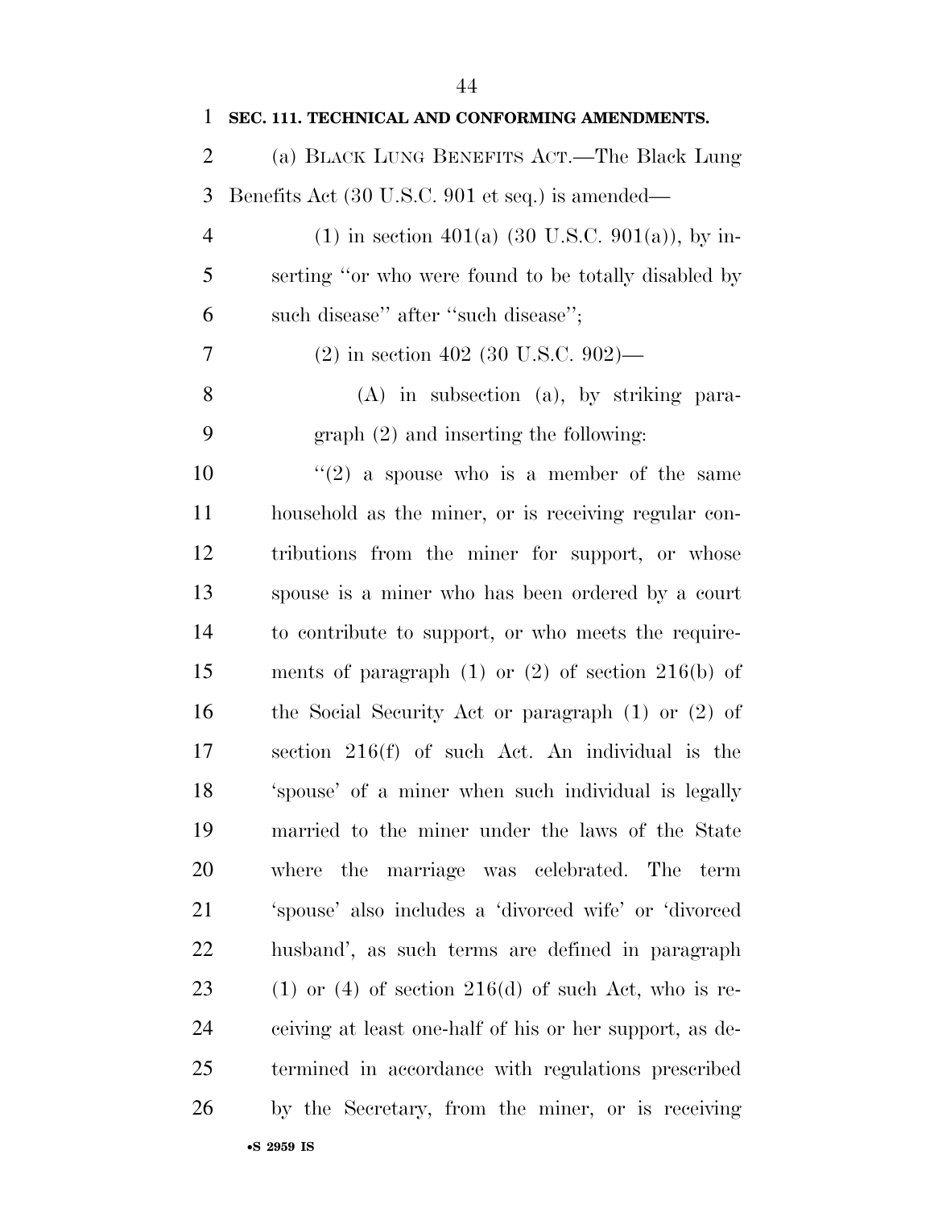**SEC. 111. TECHNICAL AND CONFORMING AMENDMENTS.**

(a) BLACK LUNG BENEFITS ACT.—The Black Lung Benefits Act (30 U.S.C. 901 et seq.) is amended—

(1) in section 401(a) (30 U.S.C. 901(a)), by inserting "or who were found to be totally disabled by such disease" after "such disease";

(2) in section 402 (30 U.S.C. 902)—

(A) in subsection (a), by striking paragraph (2) and inserting the following:

"(2) a spouse who is a member of the same household as the miner, or is receiving regular contributions from the miner for support, or whose spouse is a miner who has been ordered by a court to contribute to support, or who meets the requirements of paragraph (1) or (2) of section 216(b) of the Social Security Act or paragraph (1) or (2) of section 216(f) of such Act. An individual is the 'spouse' of a miner when such individual is legally married to the miner under the laws of the State where the marriage was celebrated. The term 'spouse' also includes a 'divorced wife' or 'divorced husband', as such terms are defined in paragraph (1) or (4) of section 216(d) of such Act, who is receiving at least one-half of his or her support, as determined in accordance with regulations prescribed by the Secretary, from the miner, or is receiving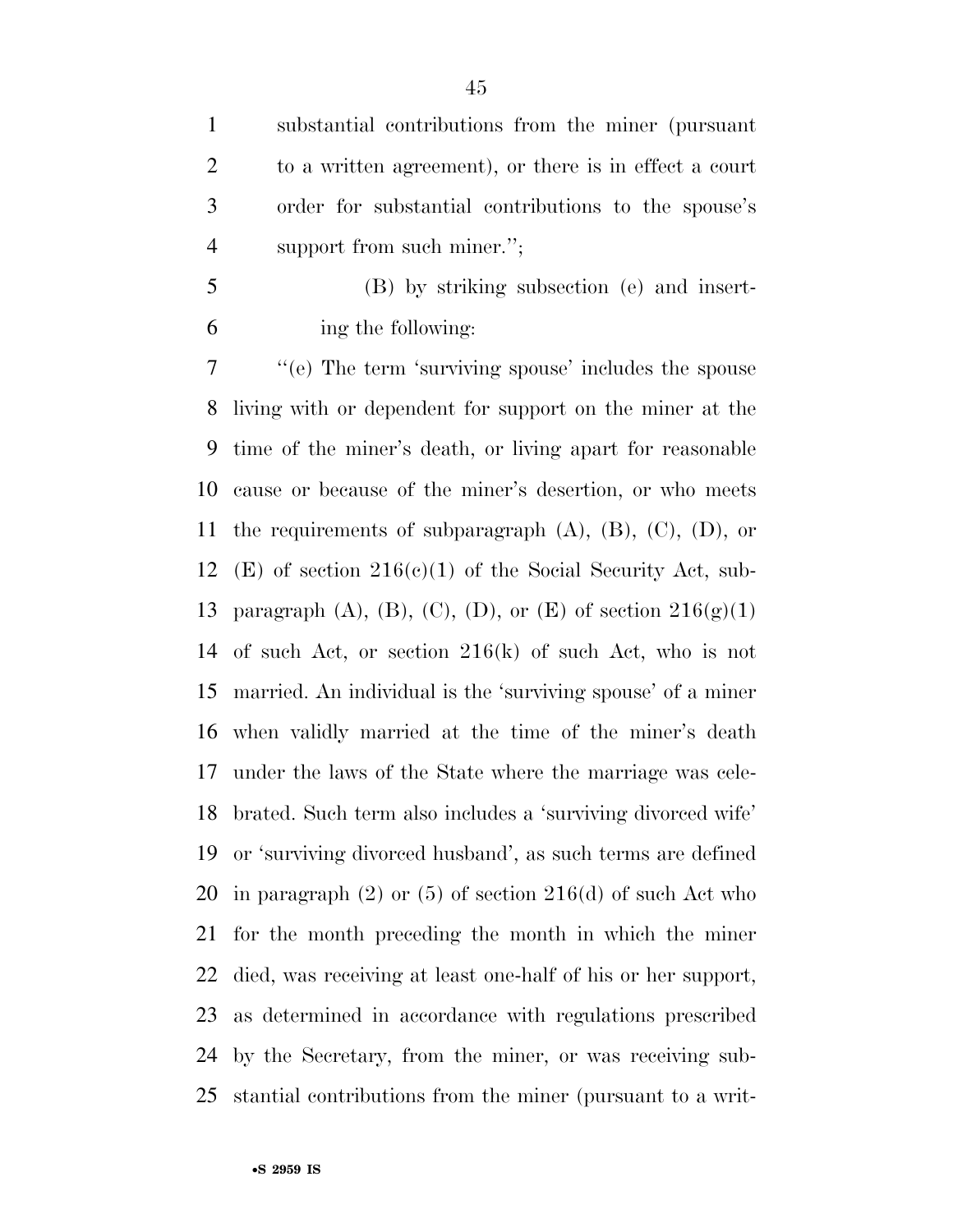substantial contributions from the miner (pursuant to a written agreement), or there is in effect a court order for substantial contributions to the spouse's support from such miner.'';

(B) by striking subsection (e) and inserting the following:

''(e) The term 'surviving spouse' includes the spouse living with or dependent for support on the miner at the time of the miner's death, or living apart for reasonable cause or because of the miner's desertion, or who meets the requirements of subparagraph (A), (B), (C), (D), or (E) of section 216(c)(1) of the Social Security Act, subparagraph (A), (B), (C), (D), or (E) of section 216(g)(1) of such Act, or section 216(k) of such Act, who is not married. An individual is the 'surviving spouse' of a miner when validly married at the time of the miner's death under the laws of the State where the marriage was celebrated. Such term also includes a 'surviving divorced wife' or 'surviving divorced husband', as such terms are defined in paragraph (2) or (5) of section 216(d) of such Act who for the month preceding the month in which the miner died, was receiving at least one-half of his or her support, as determined in accordance with regulations prescribed by the Secretary, from the miner, or was receiving substantial contributions from the miner (pursuant to a writ-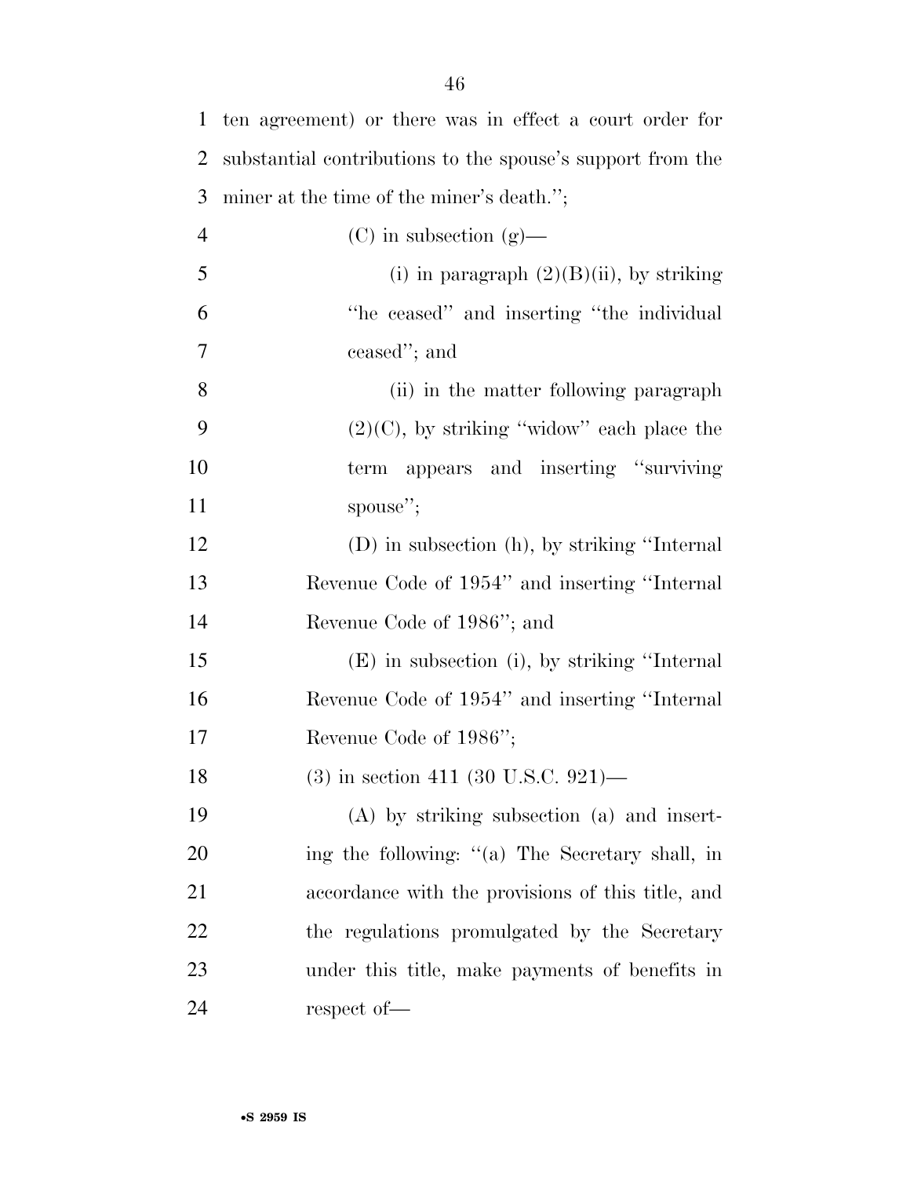ten agreement) or there was in effect a court order for substantial contributions to the spouse's support from the miner at the time of the miner's death.'';

(C) in subsection (g)—

(i) in paragraph (2)(B)(ii), by striking ''he ceased'' and inserting ''the individual ceased''; and

(ii) in the matter following paragraph (2)(C), by striking ''widow'' each place the term appears and inserting ''surviving spouse'';

(D) in subsection (h), by striking ''Internal Revenue Code of 1954'' and inserting ''Internal Revenue Code of 1986''; and

(E) in subsection (i), by striking ''Internal Revenue Code of 1954'' and inserting ''Internal Revenue Code of 1986'';

(3) in section 411 (30 U.S.C. 921)—

(A) by striking subsection (a) and inserting the following: ''(a) The Secretary shall, in accordance with the provisions of this title, and the regulations promulgated by the Secretary under this title, make payments of benefits in respect of—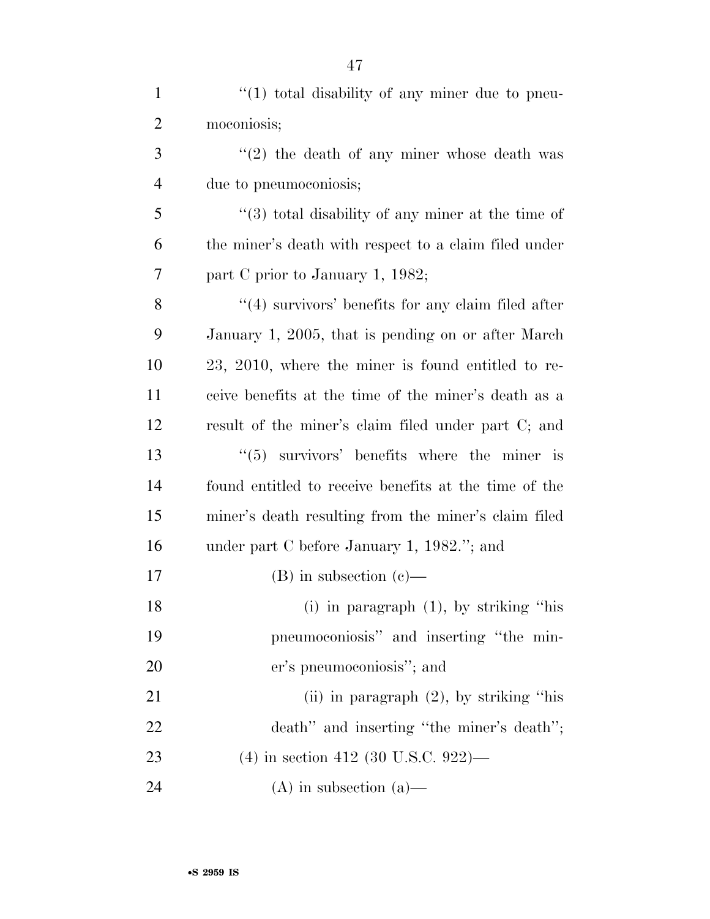"(1) total disability of any miner due to pneumoconiosis;

"(2) the death of any miner whose death was due to pneumoconiosis;

"(3) total disability of any miner at the time of the miner's death with respect to a claim filed under part C prior to January 1, 1982;

"(4) survivors' benefits for any claim filed after January 1, 2005, that is pending on or after March 23, 2010, where the miner is found entitled to receive benefits at the time of the miner's death as a result of the miner's claim filed under part C; and

"(5) survivors' benefits where the miner is found entitled to receive benefits at the time of the miner's death resulting from the miner's claim filed under part C before January 1, 1982."; and

(B) in subsection (c)—

(i) in paragraph (1), by striking "his pneumoconiosis" and inserting "the miner's pneumoconiosis"; and

(ii) in paragraph (2), by striking "his death" and inserting "the miner's death";

(4) in section 412 (30 U.S.C. 922)—

(A) in subsection (a)—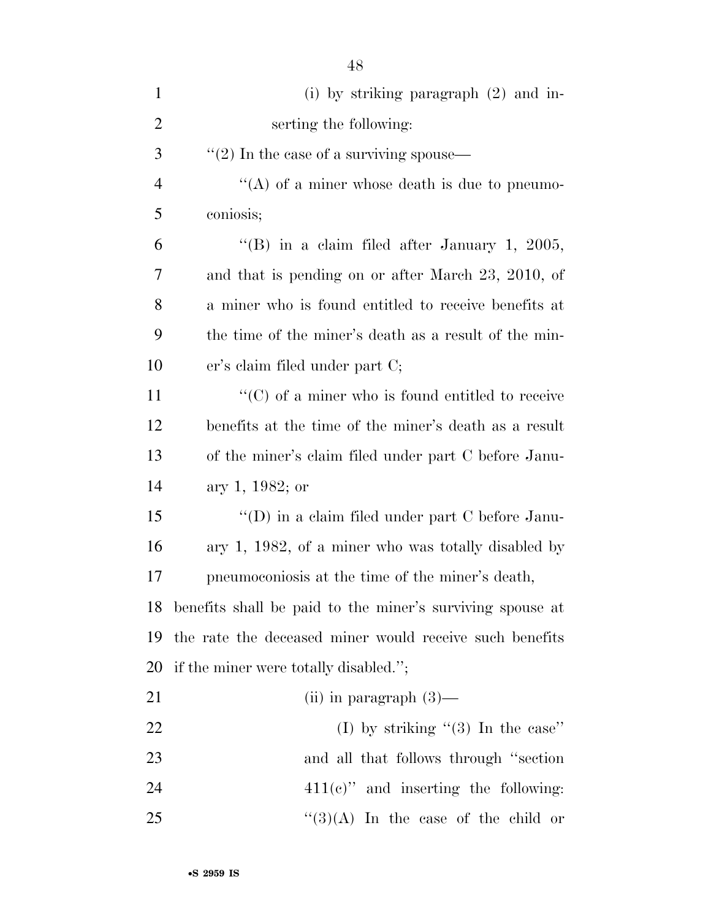(i) by striking paragraph (2) and inserting the following:

''(2) In the case of a surviving spouse—

''(A) of a miner whose death is due to pneumoconiosis;

''(B) in a claim filed after January 1, 2005, and that is pending on or after March 23, 2010, of a miner who is found entitled to receive benefits at the time of the miner's death as a result of the miner's claim filed under part C;

''(C) of a miner who is found entitled to receive benefits at the time of the miner's death as a result of the miner's claim filed under part C before January 1, 1982; or

''(D) in a claim filed under part C before January 1, 1982, of a miner who was totally disabled by pneumoconiosis at the time of the miner's death,

benefits shall be paid to the miner's surviving spouse at the rate the deceased miner would receive such benefits if the miner were totally disabled.'';

(ii) in paragraph (3)—

(I) by striking ''(3) In the case'' and all that follows through ''section 411(c)'' and inserting the following: ''(3)(A) In the case of the child or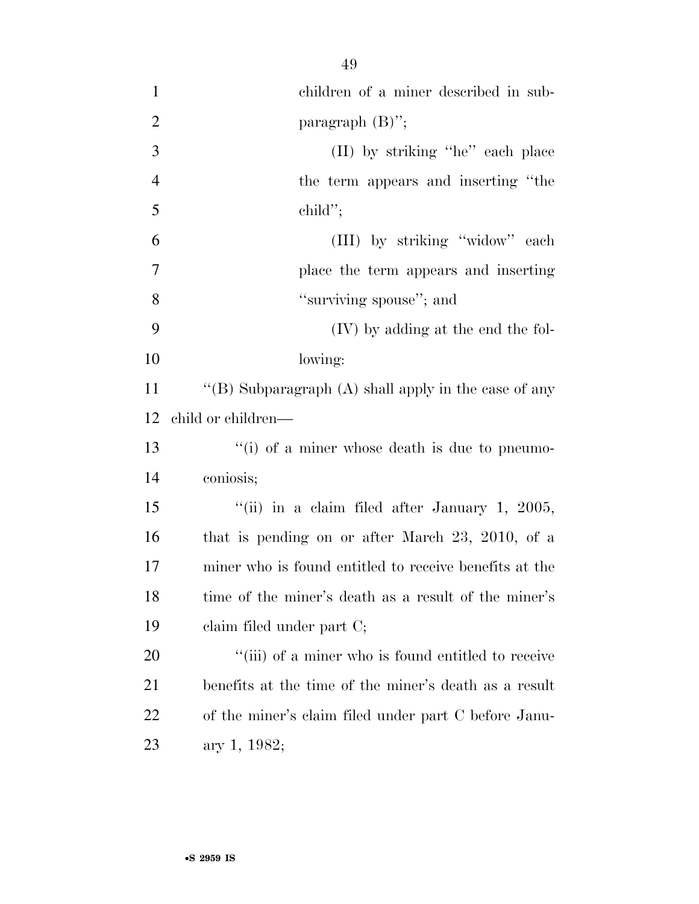children of a miner described in subparagraph (B)'';

(II) by striking ''he'' each place the term appears and inserting ''the child'';

(III) by striking ''widow'' each place the term appears and inserting ''surviving spouse''; and

(IV) by adding at the end the following:

''(B) Subparagraph (A) shall apply in the case of any child or children—

''(i) of a miner whose death is due to pneumoconiosis;

''(ii) in a claim filed after January 1, 2005, that is pending on or after March 23, 2010, of a miner who is found entitled to receive benefits at the time of the miner's death as a result of the miner's claim filed under part C;

''(iii) of a miner who is found entitled to receive benefits at the time of the miner's death as a result of the miner's claim filed under part C before January 1, 1982;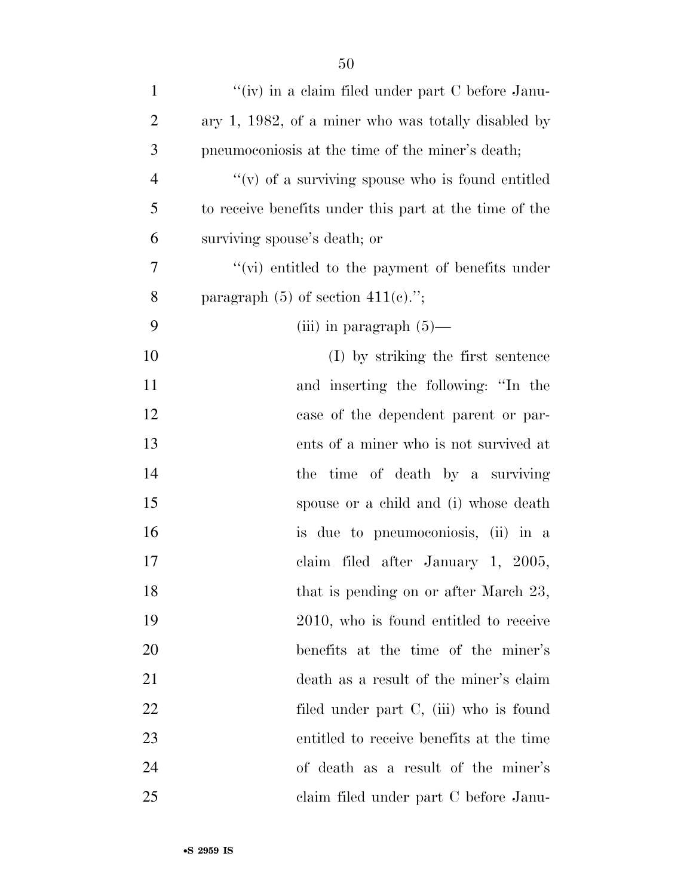''(iv) in a claim filed under part C before January 1, 1982, of a miner who was totally disabled by pneumoconiosis at the time of the miner's death;

''(v) of a surviving spouse who is found entitled to receive benefits under this part at the time of the surviving spouse's death; or

''(vi) entitled to the payment of benefits under paragraph (5) of section 411(c).'';

(iii) in paragraph (5)—

(I) by striking the first sentence and inserting the following: ''In the case of the dependent parent or parents of a miner who is not survived at the time of death by a surviving spouse or a child and (i) whose death is due to pneumoconiosis, (ii) in a claim filed after January 1, 2005, that is pending on or after March 23, 2010, who is found entitled to receive benefits at the time of the miner's death as a result of the miner's claim filed under part C, (iii) who is found entitled to receive benefits at the time of death as a result of the miner's claim filed under part C before Janu-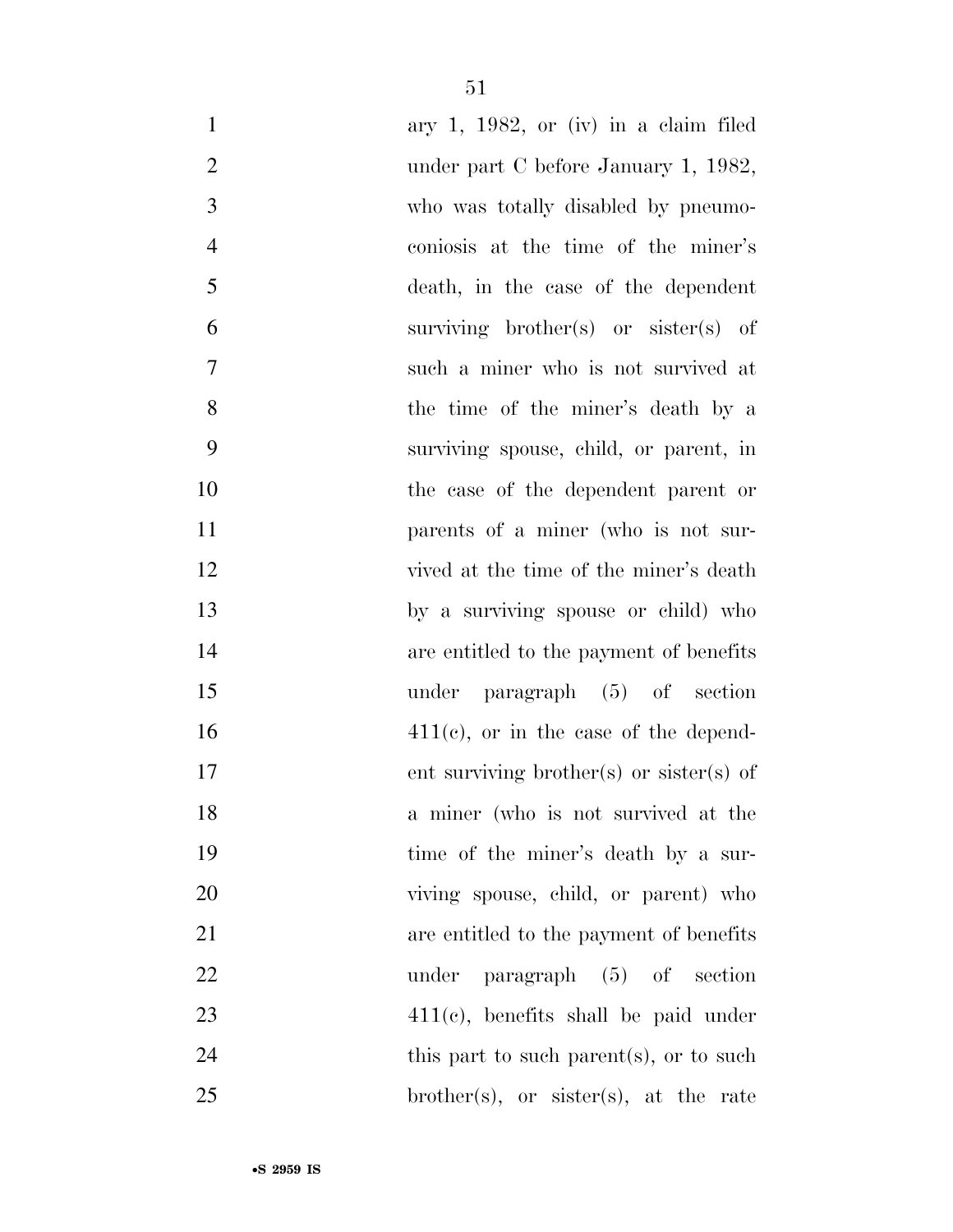ary 1, 1982, or (iv) in a claim filed under part C before January 1, 1982, who was totally disabled by pneumoconiosis at the time of the miner's death, in the case of the dependent surviving brother(s) or sister(s) of such a miner who is not survived at the time of the miner's death by a surviving spouse, child, or parent, in the case of the dependent parent or parents of a miner (who is not survived at the time of the miner's death by a surviving spouse or child) who are entitled to the payment of benefits under paragraph (5) of section 411(c), or in the case of the dependent surviving brother(s) or sister(s) of a miner (who is not survived at the time of the miner's death by a surviving spouse, child, or parent) who are entitled to the payment of benefits under paragraph (5) of section 411(c), benefits shall be paid under this part to such parent(s), or to such brother(s), or sister(s), at the rate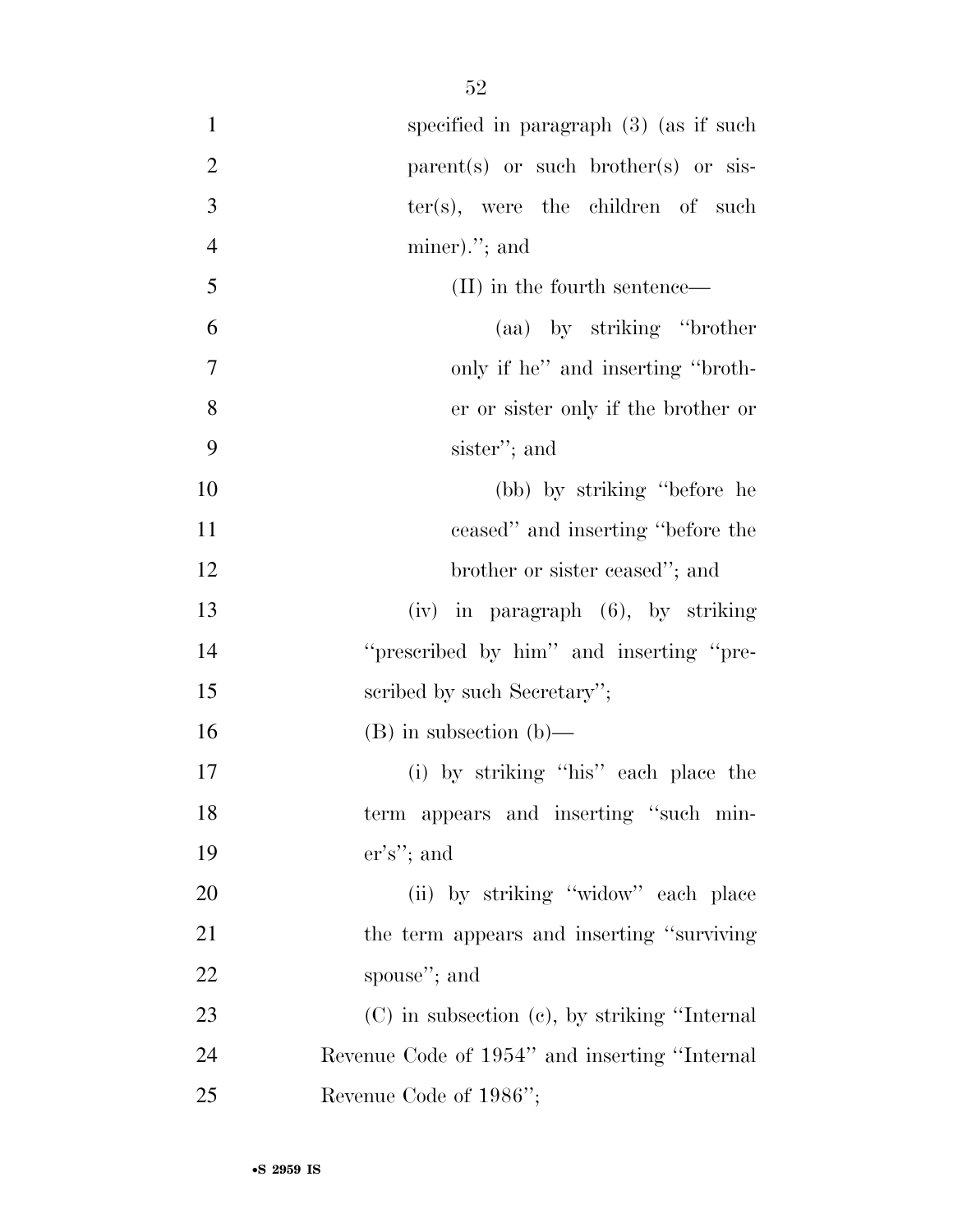specified in paragraph (3) (as if such parent(s) or such brother(s) or sister(s), were the children of such miner)."; and

(II) in the fourth sentence—

(aa) by striking "brother only if he" and inserting "brother or sister only if the brother or sister"; and

(bb) by striking "before he ceased" and inserting "before the brother or sister ceased"; and

(iv) in paragraph (6), by striking "prescribed by him" and inserting "prescribed by such Secretary";

(B) in subsection (b)—

(i) by striking "his" each place the term appears and inserting "such miner's"; and

(ii) by striking "widow" each place the term appears and inserting "surviving spouse"; and

(C) in subsection (c), by striking "Internal Revenue Code of 1954" and inserting "Internal Revenue Code of 1986";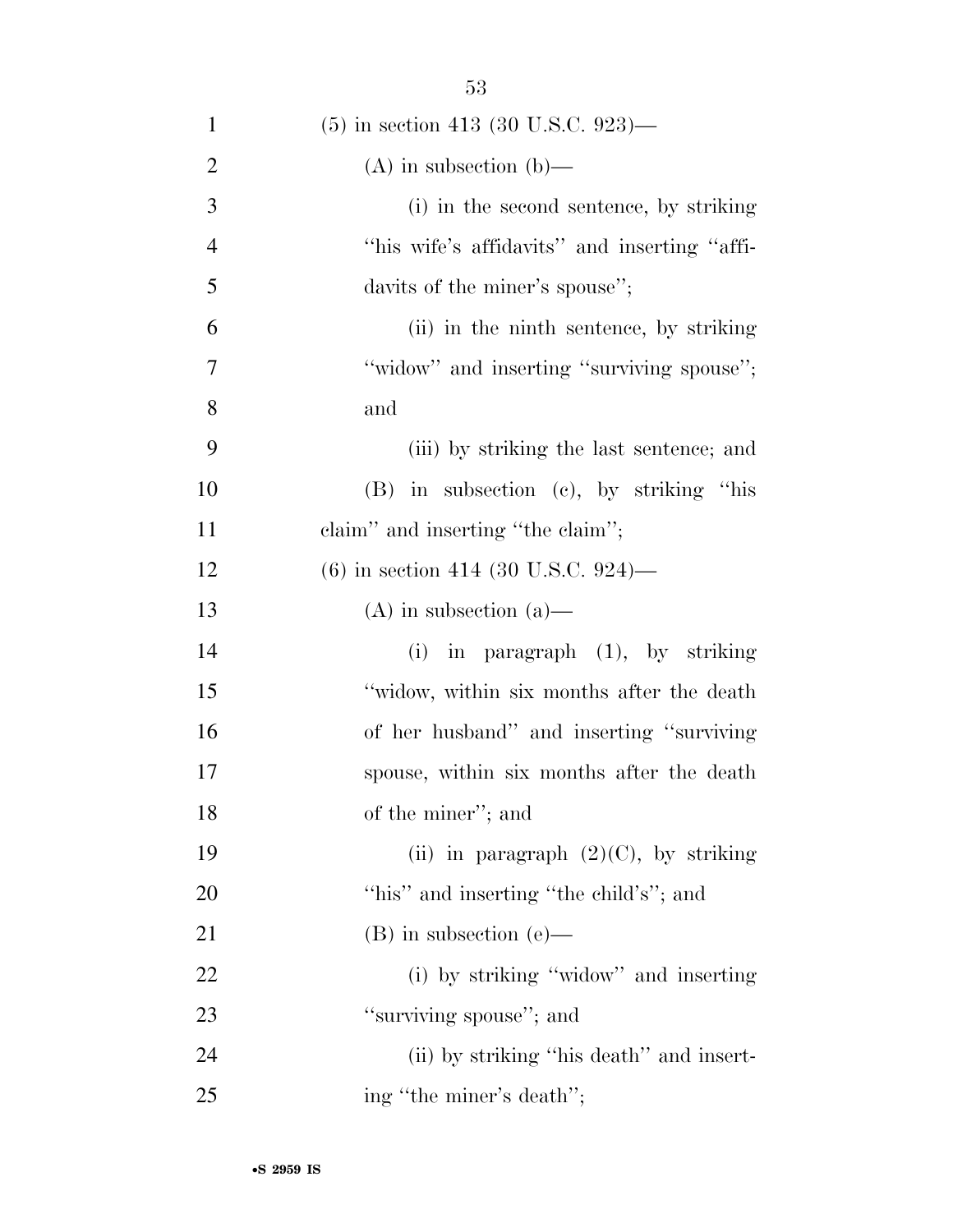(5) in section 413 (30 U.S.C. 923)—

(A) in subsection (b)—

(i) in the second sentence, by striking "his wife's affidavits" and inserting "affidavits of the miner's spouse";

(ii) in the ninth sentence, by striking "widow" and inserting "surviving spouse"; and

(iii) by striking the last sentence; and

(B) in subsection (c), by striking "his claim" and inserting "the claim";

(6) in section 414 (30 U.S.C. 924)—

(A) in subsection (a)—

(i) in paragraph (1), by striking "widow, within six months after the death of her husband" and inserting "surviving spouse, within six months after the death of the miner"; and

(ii) in paragraph (2)(C), by striking "his" and inserting "the child's"; and

(B) in subsection (e)—

(i) by striking "widow" and inserting "surviving spouse"; and

(ii) by striking "his death" and inserting "the miner's death";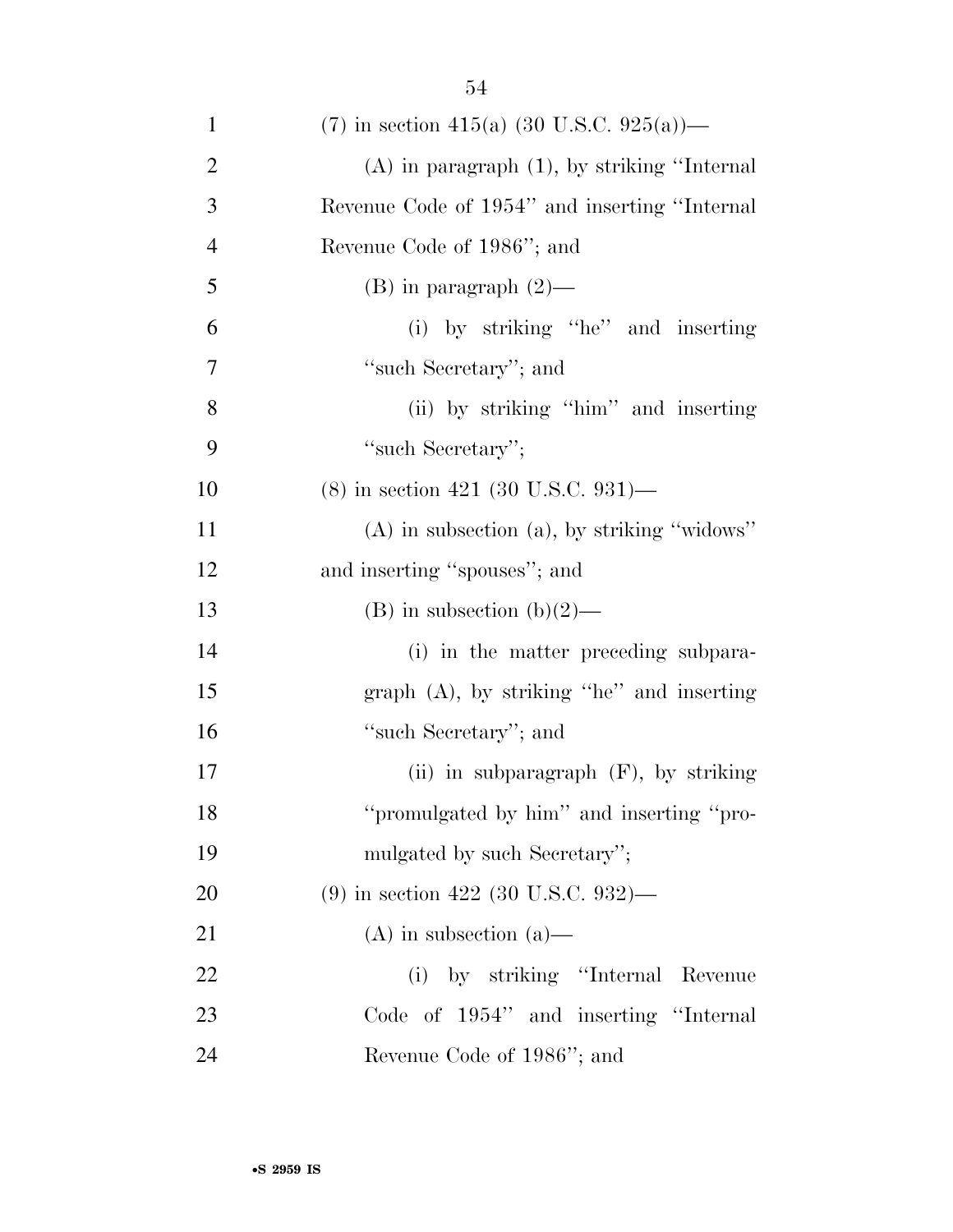(7) in section 415(a) (30 U.S.C. 925(a))—

(A) in paragraph (1), by striking "Internal Revenue Code of 1954" and inserting "Internal Revenue Code of 1986"; and

(B) in paragraph (2)—

(i) by striking "he" and inserting "such Secretary"; and

(ii) by striking "him" and inserting "such Secretary";

(8) in section 421 (30 U.S.C. 931)—

(A) in subsection (a), by striking "widows" and inserting "spouses"; and

(B) in subsection (b)(2)—

(i) in the matter preceding subparagraph (A), by striking "he" and inserting "such Secretary"; and

(ii) in subparagraph (F), by striking "promulgated by him" and inserting "promulgated by such Secretary";

(9) in section 422 (30 U.S.C. 932)—

(A) in subsection (a)—

(i) by striking "Internal Revenue Code of 1954" and inserting "Internal Revenue Code of 1986"; and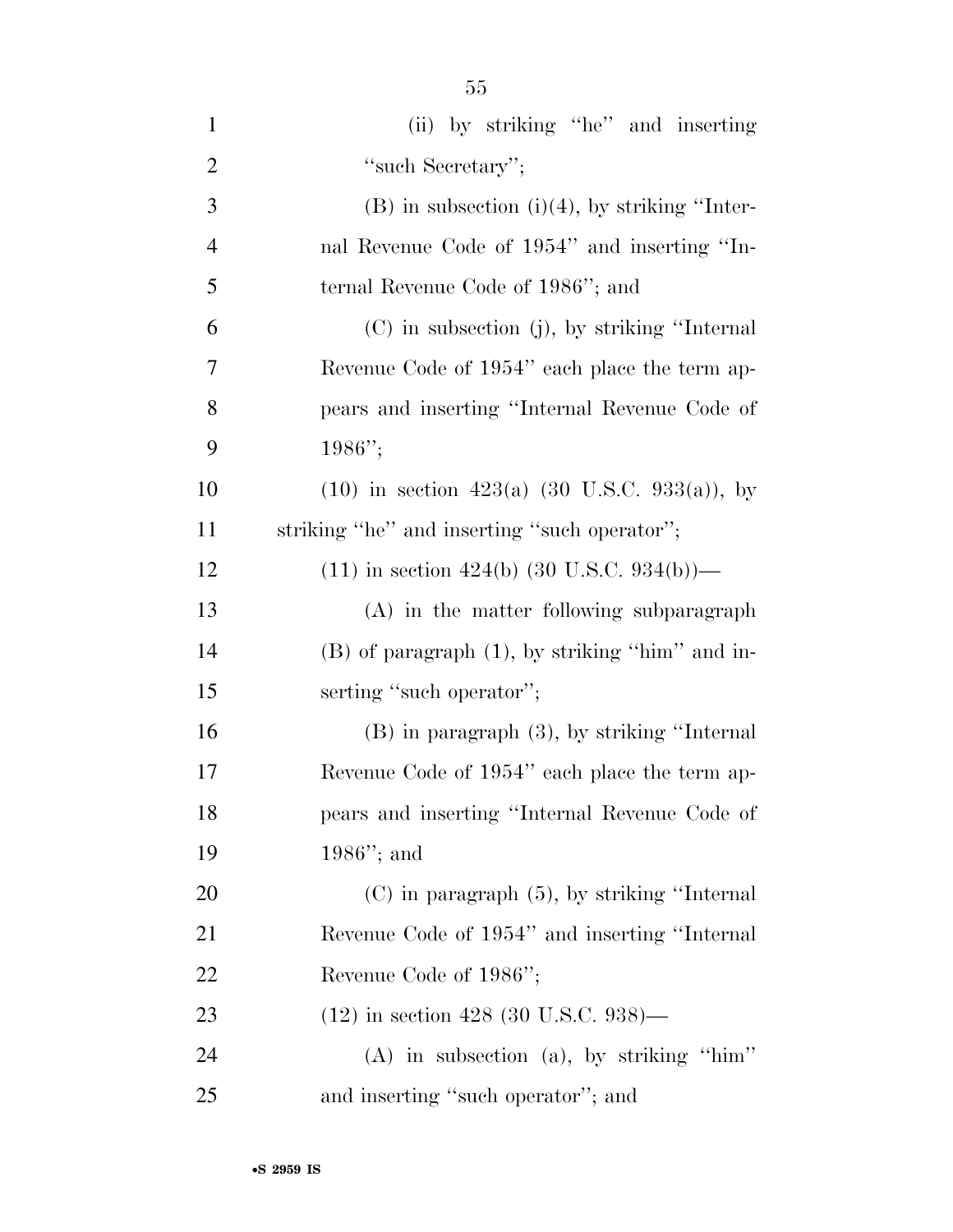(ii) by striking ''he'' and inserting ''such Secretary'';

(B) in subsection (i)(4), by striking ''Internal Revenue Code of 1954'' and inserting ''Internal Revenue Code of 1986''; and

(C) in subsection (j), by striking ''Internal Revenue Code of 1954'' each place the term appears and inserting ''Internal Revenue Code of 1986'';

(10) in section 423(a) (30 U.S.C. 933(a)), by striking ''he'' and inserting ''such operator'';

(11) in section 424(b) (30 U.S.C. 934(b))—

(A) in the matter following subparagraph (B) of paragraph (1), by striking ''him'' and inserting ''such operator'';

(B) in paragraph (3), by striking ''Internal Revenue Code of 1954'' each place the term appears and inserting ''Internal Revenue Code of 1986''; and

(C) in paragraph (5), by striking ''Internal Revenue Code of 1954'' and inserting ''Internal Revenue Code of 1986'';

(12) in section 428 (30 U.S.C. 938)—

(A) in subsection (a), by striking ''him'' and inserting ''such operator''; and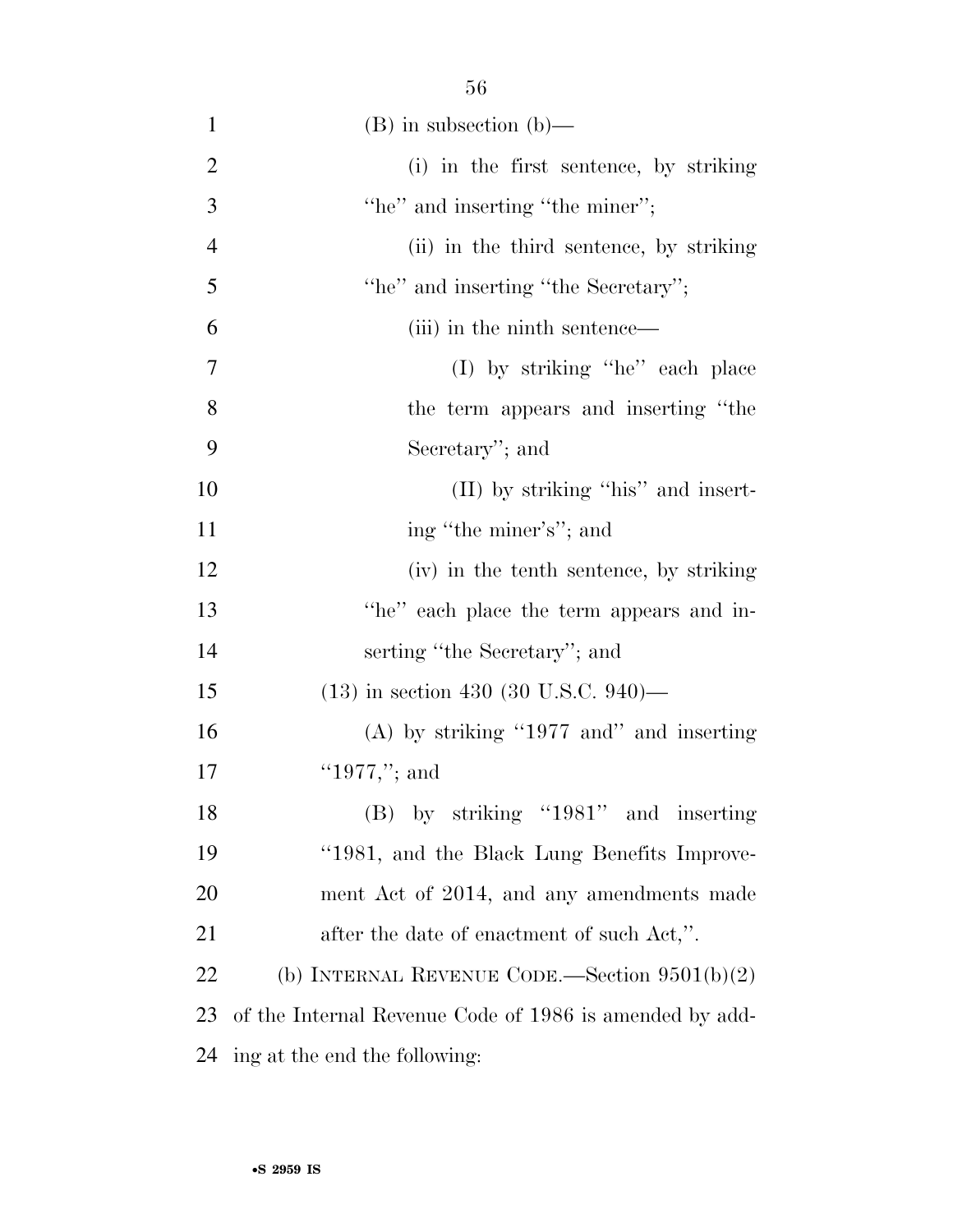(B) in subsection (b)—

(i) in the first sentence, by striking "he" and inserting "the miner";

(ii) in the third sentence, by striking "he" and inserting "the Secretary";

(iii) in the ninth sentence—

(I) by striking "he" each place the term appears and inserting "the Secretary"; and

(II) by striking "his" and inserting "the miner's"; and

(iv) in the tenth sentence, by striking "he" each place the term appears and inserting "the Secretary"; and

(13) in section 430 (30 U.S.C. 940)—

(A) by striking "1977 and" and inserting "1977,"; and

(B) by striking "1981" and inserting "1981, and the Black Lung Benefits Improvement Act of 2014, and any amendments made after the date of enactment of such Act,".

(b) INTERNAL REVENUE CODE.—Section 9501(b)(2) of the Internal Revenue Code of 1986 is amended by adding at the end the following: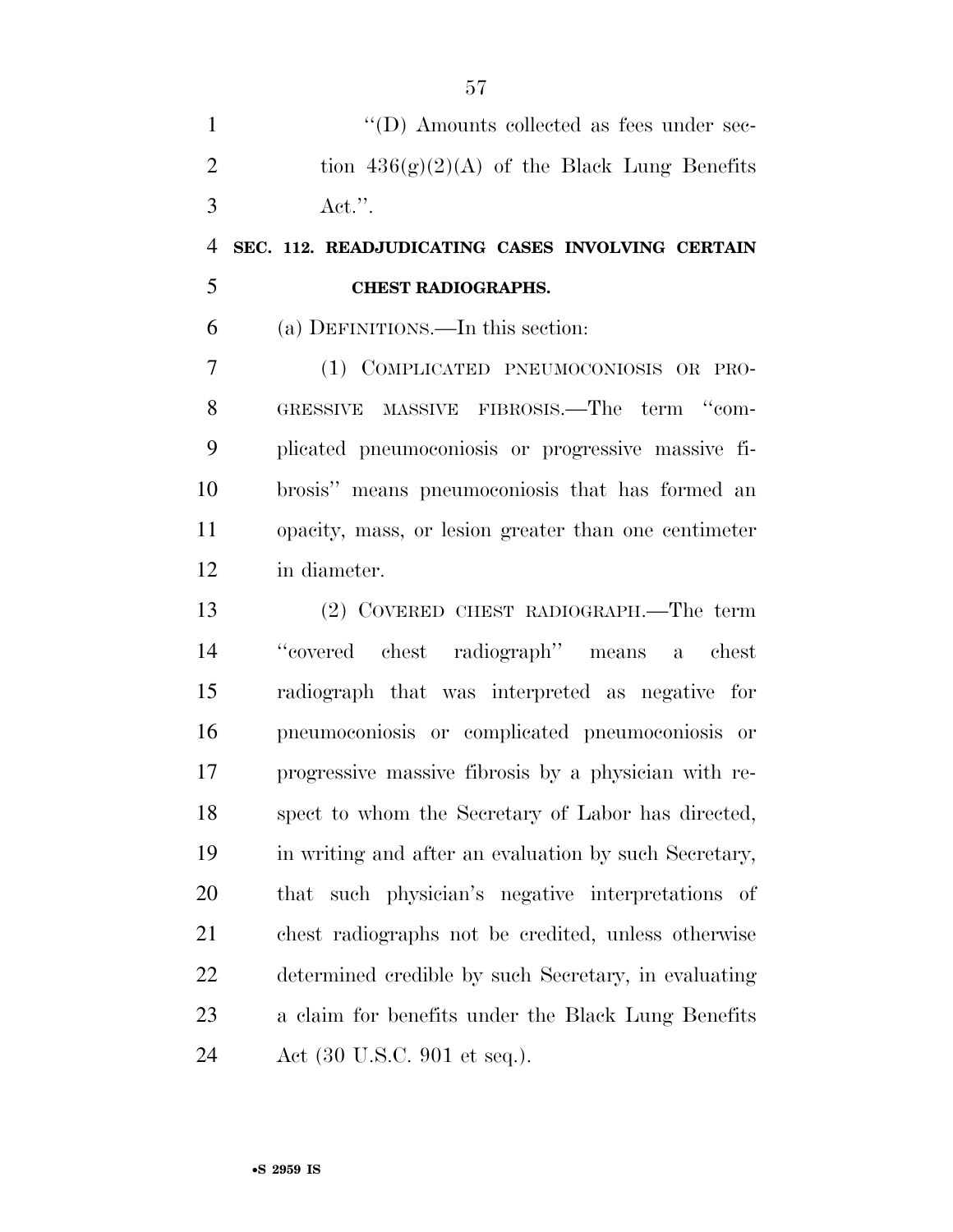"(D) Amounts collected as fees under section 436(g)(2)(A) of the Black Lung Benefits Act.".

**SEC. 112. READJUDICATING CASES INVOLVING CERTAIN CHEST RADIOGRAPHS.**

(a) DEFINITIONS.—In this section:

(1) COMPLICATED PNEUMOCONIOSIS OR PROGRESSIVE MASSIVE FIBROSIS.—The term "complicated pneumoconiosis or progressive massive fibrosis" means pneumoconiosis that has formed an opacity, mass, or lesion greater than one centimeter in diameter.

(2) COVERED CHEST RADIOGRAPH.—The term "covered chest radiograph" means a chest radiograph that was interpreted as negative for pneumoconiosis or complicated pneumoconiosis or progressive massive fibrosis by a physician with respect to whom the Secretary of Labor has directed, in writing and after an evaluation by such Secretary, that such physician's negative interpretations of chest radiographs not be credited, unless otherwise determined credible by such Secretary, in evaluating a claim for benefits under the Black Lung Benefits Act (30 U.S.C. 901 et seq.).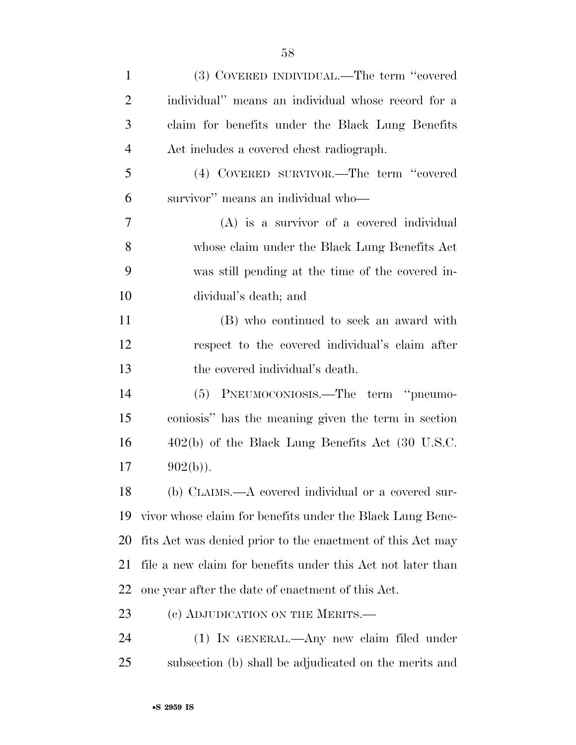(3) COVERED INDIVIDUAL.—The term "covered individual" means an individual whose record for a claim for benefits under the Black Lung Benefits Act includes a covered chest radiograph.

(4) COVERED SURVIVOR.—The term "covered survivor" means an individual who—

(A) is a survivor of a covered individual whose claim under the Black Lung Benefits Act was still pending at the time of the covered individual's death; and

(B) who continued to seek an award with respect to the covered individual's claim after the covered individual's death.

(5) PNEUMOCONIOSIS.—The term "pneumoconiosis" has the meaning given the term in section 402(b) of the Black Lung Benefits Act (30 U.S.C. 902(b)).

(b) CLAIMS.—A covered individual or a covered survivor whose claim for benefits under the Black Lung Benefits Act was denied prior to the enactment of this Act may file a new claim for benefits under this Act not later than one year after the date of enactment of this Act.

(c) ADJUDICATION ON THE MERITS.—

(1) IN GENERAL.—Any new claim filed under subsection (b) shall be adjudicated on the merits and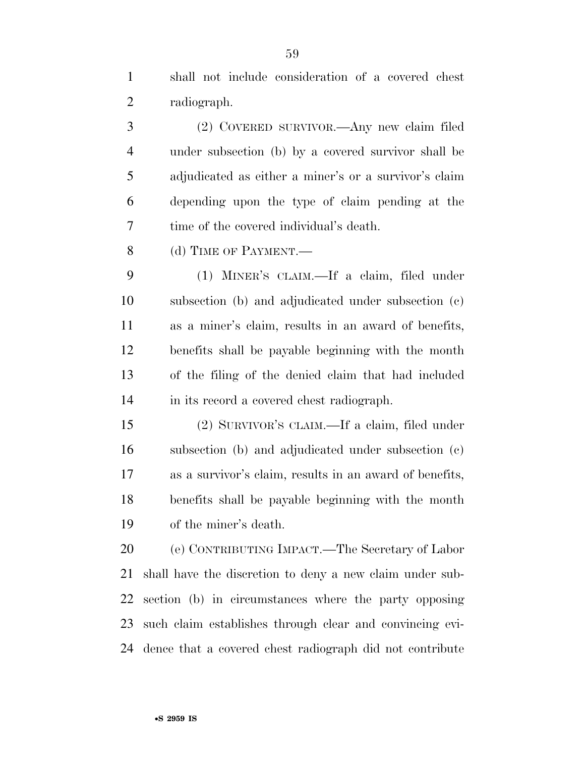shall not include consideration of a covered chest radiograph.

(2) COVERED SURVIVOR.—Any new claim filed under subsection (b) by a covered survivor shall be adjudicated as either a miner's or a survivor's claim depending upon the type of claim pending at the time of the covered individual's death.

(d) TIME OF PAYMENT.—

(1) MINER'S CLAIM.—If a claim, filed under subsection (b) and adjudicated under subsection (c) as a miner's claim, results in an award of benefits, benefits shall be payable beginning with the month of the filing of the denied claim that had included in its record a covered chest radiograph.

(2) SURVIVOR'S CLAIM.—If a claim, filed under subsection (b) and adjudicated under subsection (c) as a survivor's claim, results in an award of benefits, benefits shall be payable beginning with the month of the miner's death.

(e) CONTRIBUTING IMPACT.—The Secretary of Labor shall have the discretion to deny a new claim under subsection (b) in circumstances where the party opposing such claim establishes through clear and convincing evidence that a covered chest radiograph did not contribute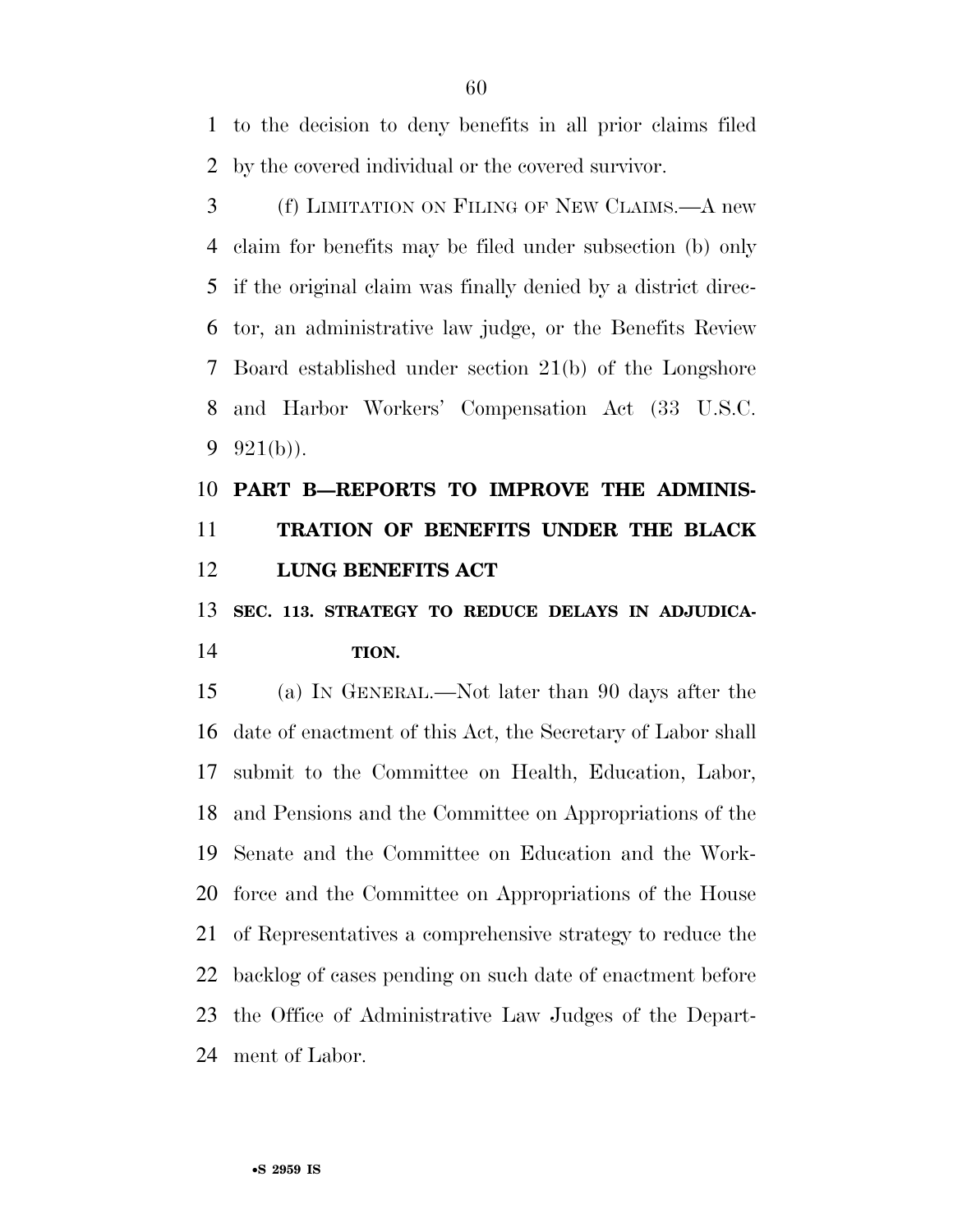to the decision to deny benefits in all prior claims filed by the covered individual or the covered survivor.

(f) LIMITATION ON FILING OF NEW CLAIMS.—A new claim for benefits may be filed under subsection (b) only if the original claim was finally denied by a district director, an administrative law judge, or the Benefits Review Board established under section 21(b) of the Longshore and Harbor Workers' Compensation Act (33 U.S.C. 921(b)).

## PART B—REPORTS TO IMPROVE THE ADMINISTRATION OF BENEFITS UNDER THE BLACK LUNG BENEFITS ACT

### SEC. 113. STRATEGY TO REDUCE DELAYS IN ADJUDICATION.

(a) IN GENERAL.—Not later than 90 days after the date of enactment of this Act, the Secretary of Labor shall submit to the Committee on Health, Education, Labor, and Pensions and the Committee on Appropriations of the Senate and the Committee on Education and the Workforce and the Committee on Appropriations of the House of Representatives a comprehensive strategy to reduce the backlog of cases pending on such date of enactment before the Office of Administrative Law Judges of the Department of Labor.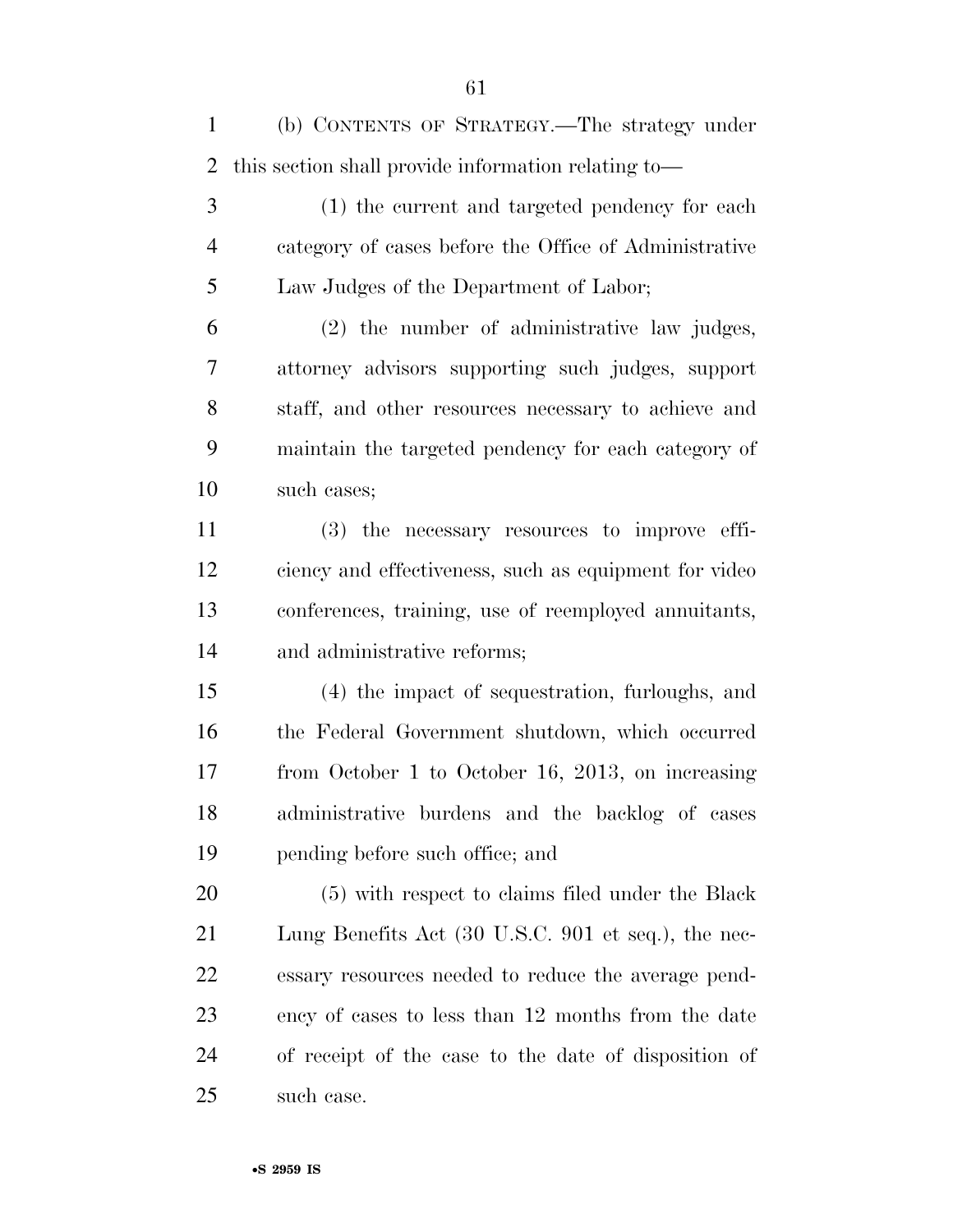(b) CONTENTS OF STRATEGY.—The strategy under this section shall provide information relating to—

(1) the current and targeted pendency for each category of cases before the Office of Administrative Law Judges of the Department of Labor;

(2) the number of administrative law judges, attorney advisors supporting such judges, support staff, and other resources necessary to achieve and maintain the targeted pendency for each category of such cases;

(3) the necessary resources to improve efficiency and effectiveness, such as equipment for video conferences, training, use of reemployed annuitants, and administrative reforms;

(4) the impact of sequestration, furloughs, and the Federal Government shutdown, which occurred from October 1 to October 16, 2013, on increasing administrative burdens and the backlog of cases pending before such office; and

(5) with respect to claims filed under the Black Lung Benefits Act (30 U.S.C. 901 et seq.), the necessary resources needed to reduce the average pendency of cases to less than 12 months from the date of receipt of the case to the date of disposition of such case.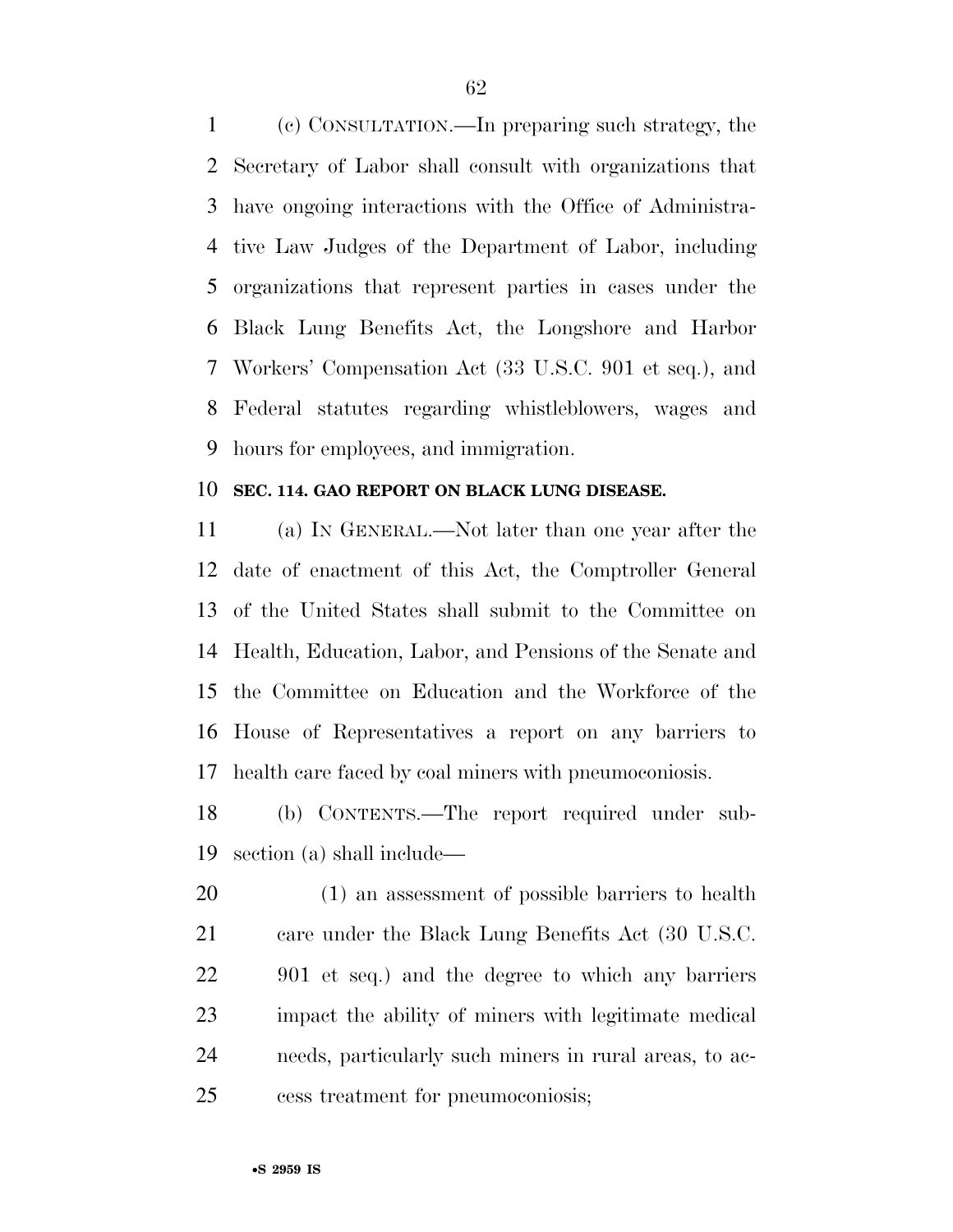(c) CONSULTATION.—In preparing such strategy, the Secretary of Labor shall consult with organizations that have ongoing interactions with the Office of Administrative Law Judges of the Department of Labor, including organizations that represent parties in cases under the Black Lung Benefits Act, the Longshore and Harbor Workers' Compensation Act (33 U.S.C. 901 et seq.), and Federal statutes regarding whistleblowers, wages and hours for employees, and immigration.

**SEC. 114. GAO REPORT ON BLACK LUNG DISEASE.**

(a) IN GENERAL.—Not later than one year after the date of enactment of this Act, the Comptroller General of the United States shall submit to the Committee on Health, Education, Labor, and Pensions of the Senate and the Committee on Education and the Workforce of the House of Representatives a report on any barriers to health care faced by coal miners with pneumoconiosis.

(b) CONTENTS.—The report required under subsection (a) shall include—

(1) an assessment of possible barriers to health care under the Black Lung Benefits Act (30 U.S.C. 901 et seq.) and the degree to which any barriers impact the ability of miners with legitimate medical needs, particularly such miners in rural areas, to access treatment for pneumoconiosis;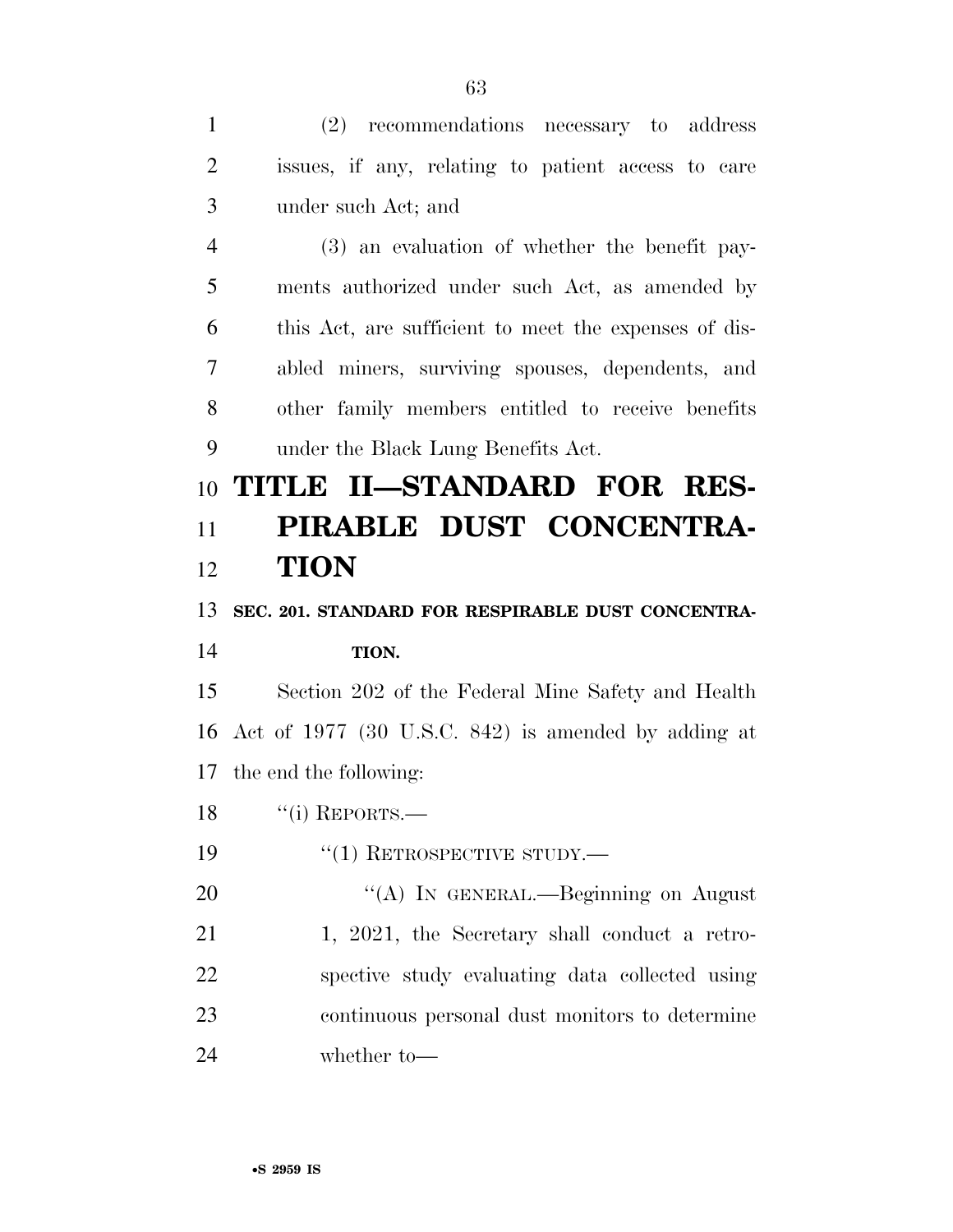(2) recommendations necessary to address issues, if any, relating to patient access to care under such Act; and

(3) an evaluation of whether the benefit payments authorized under such Act, as amended by this Act, are sufficient to meet the expenses of disabled miners, surviving spouses, dependents, and other family members entitled to receive benefits under the Black Lung Benefits Act.

# TITLE II—STANDARD FOR RESPIRABLE DUST CONCENTRATION

**SEC. 201. STANDARD FOR RESPIRABLE DUST CONCENTRATION.**

Section 202 of the Federal Mine Safety and Health Act of 1977 (30 U.S.C. 842) is amended by adding at the end the following:

"(i) REPORTS.—

"(1) RETROSPECTIVE STUDY.—

"(A) IN GENERAL.—Beginning on August 1, 2021, the Secretary shall conduct a retrospective study evaluating data collected using continuous personal dust monitors to determine whether to—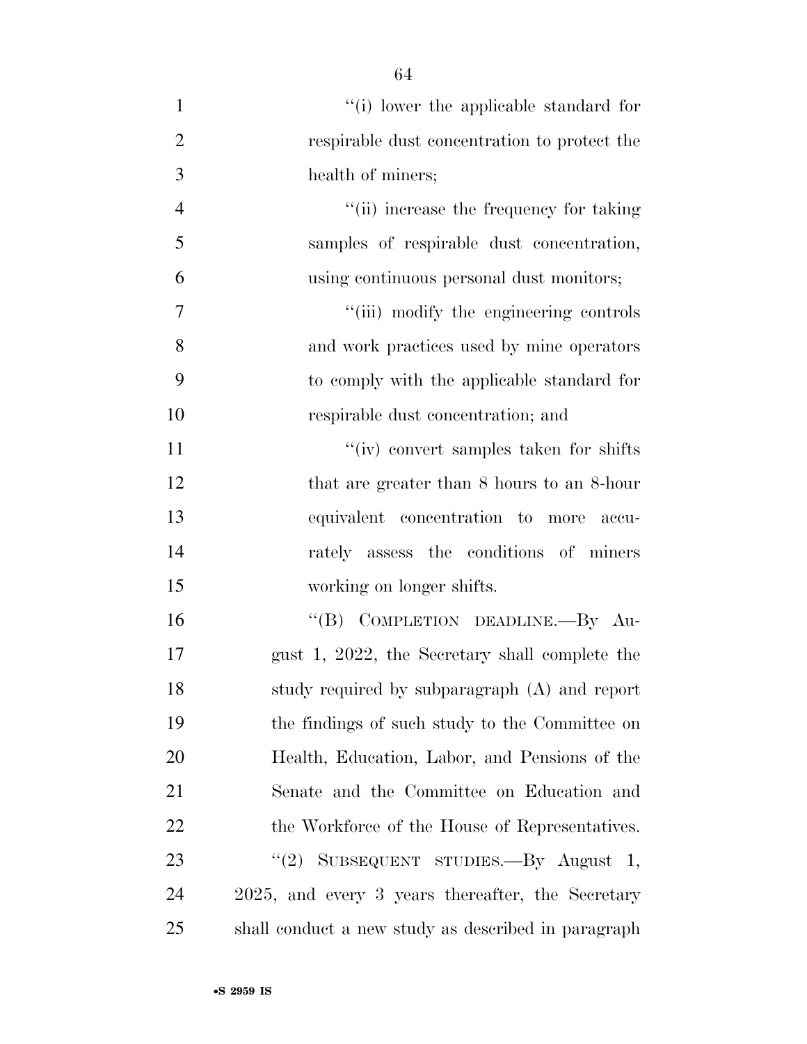"(i) lower the applicable standard for respirable dust concentration to protect the health of miners;

"(ii) increase the frequency for taking samples of respirable dust concentration, using continuous personal dust monitors;

"(iii) modify the engineering controls and work practices used by mine operators to comply with the applicable standard for respirable dust concentration; and

"(iv) convert samples taken for shifts that are greater than 8 hours to an 8-hour equivalent concentration to more accurately assess the conditions of miners working on longer shifts.

"(B) COMPLETION DEADLINE.—By August 1, 2022, the Secretary shall complete the study required by subparagraph (A) and report the findings of such study to the Committee on Health, Education, Labor, and Pensions of the Senate and the Committee on Education and the Workforce of the House of Representatives.

"(2) SUBSEQUENT STUDIES.—By August 1, 2025, and every 3 years thereafter, the Secretary shall conduct a new study as described in paragraph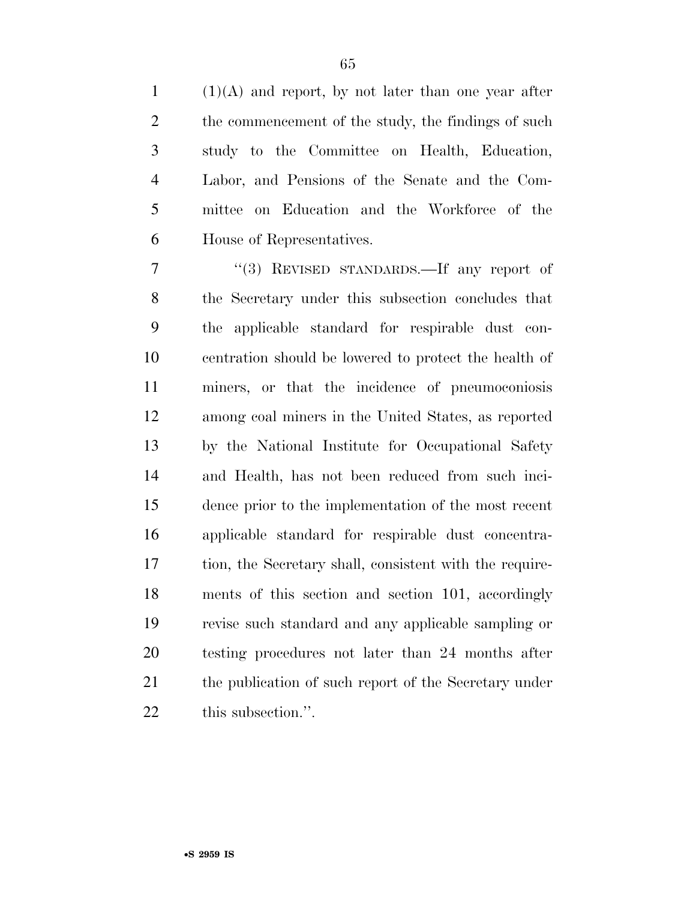(1)(A) and report, by not later than one year after the commencement of the study, the findings of such study to the Committee on Health, Education, Labor, and Pensions of the Senate and the Committee on Education and the Workforce of the House of Representatives.

''(3) REVISED STANDARDS.—If any report of the Secretary under this subsection concludes that the applicable standard for respirable dust concentration should be lowered to protect the health of miners, or that the incidence of pneumoconiosis among coal miners in the United States, as reported by the National Institute for Occupational Safety and Health, has not been reduced from such incidence prior to the implementation of the most recent applicable standard for respirable dust concentration, the Secretary shall, consistent with the requirements of this section and section 101, accordingly revise such standard and any applicable sampling or testing procedures not later than 24 months after the publication of such report of the Secretary under this subsection.''.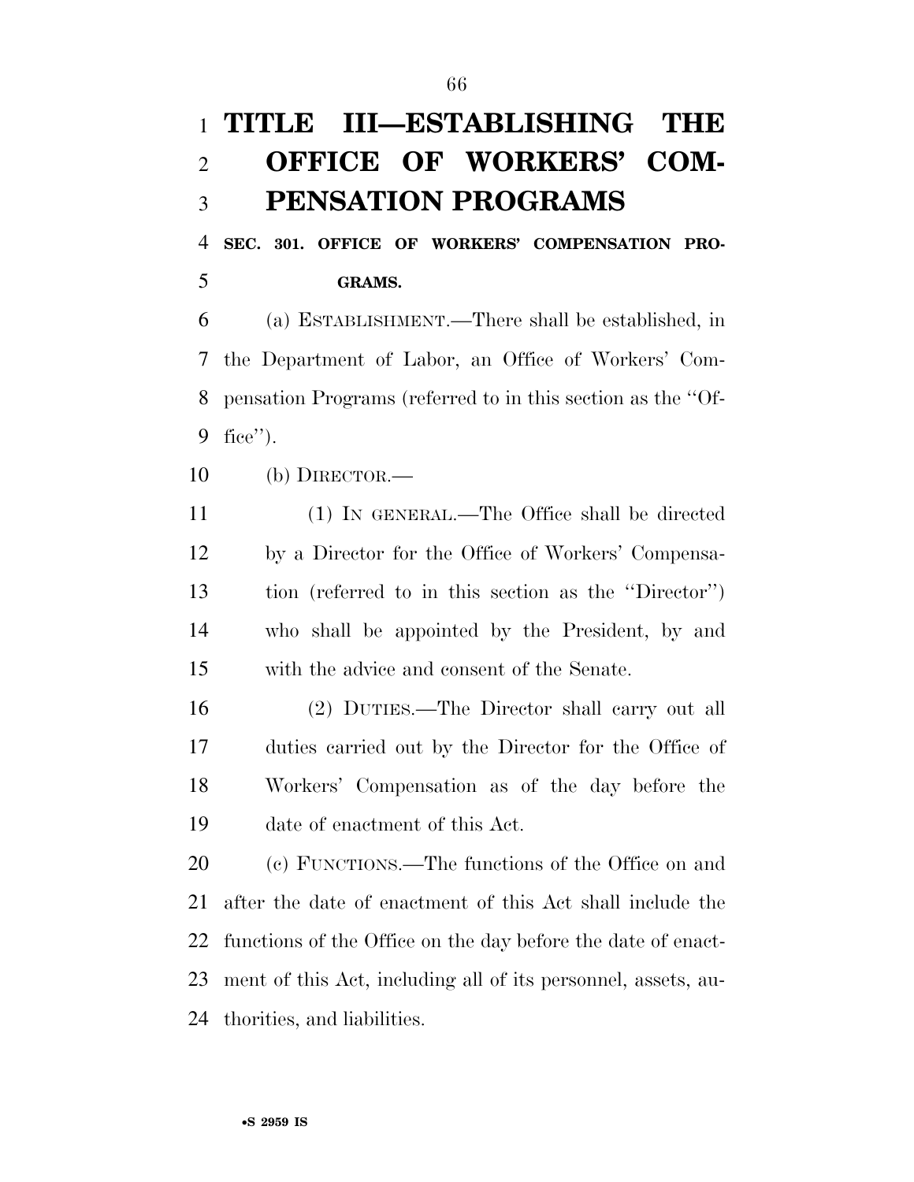# TITLE III—ESTABLISHING THE OFFICE OF WORKERS' COMPENSATION PROGRAMS

## SEC. 301. OFFICE OF WORKERS' COMPENSATION PROGRAMS.

(a) ESTABLISHMENT.—There shall be established, in the Department of Labor, an Office of Workers' Compensation Programs (referred to in this section as the ''Office'').

(b) DIRECTOR.—

(1) IN GENERAL.—The Office shall be directed by a Director for the Office of Workers' Compensation (referred to in this section as the ''Director'') who shall be appointed by the President, by and with the advice and consent of the Senate.

(2) DUTIES.—The Director shall carry out all duties carried out by the Director for the Office of Workers' Compensation as of the day before the date of enactment of this Act.

(c) FUNCTIONS.—The functions of the Office on and after the date of enactment of this Act shall include the functions of the Office on the day before the date of enactment of this Act, including all of its personnel, assets, authorities, and liabilities.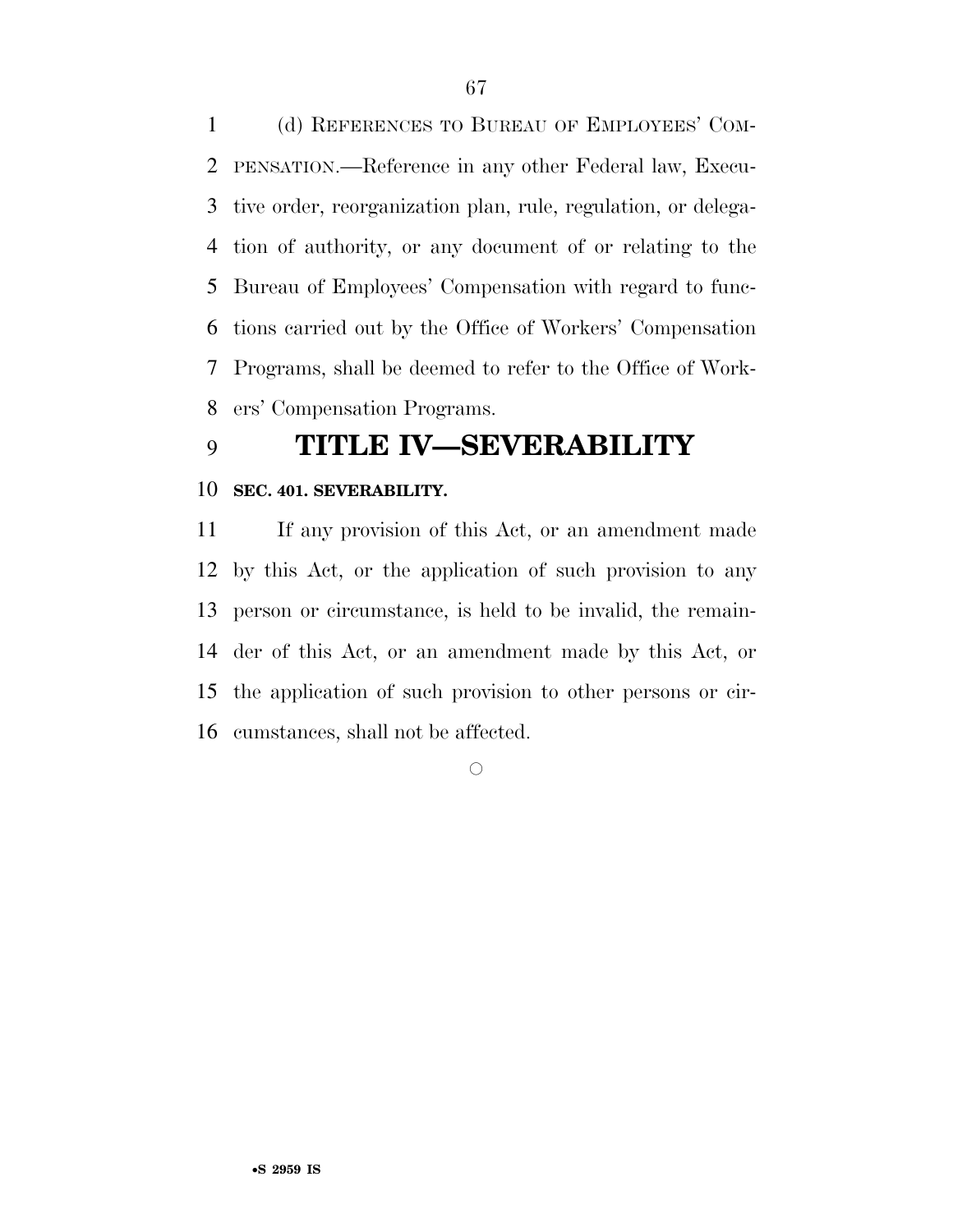(d) REFERENCES TO BUREAU OF EMPLOYEES' COMPENSATION.—Reference in any other Federal law, Executive order, reorganization plan, rule, regulation, or delegation of authority, or any document of or relating to the Bureau of Employees' Compensation with regard to functions carried out by the Office of Workers' Compensation Programs, shall be deemed to refer to the Office of Workers' Compensation Programs.

# TITLE IV—SEVERABILITY

**SEC. 401. SEVERABILITY.**

If any provision of this Act, or an amendment made by this Act, or the application of such provision to any person or circumstance, is held to be invalid, the remainder of this Act, or an amendment made by this Act, or the application of such provision to other persons or circumstances, shall not be affected.

○